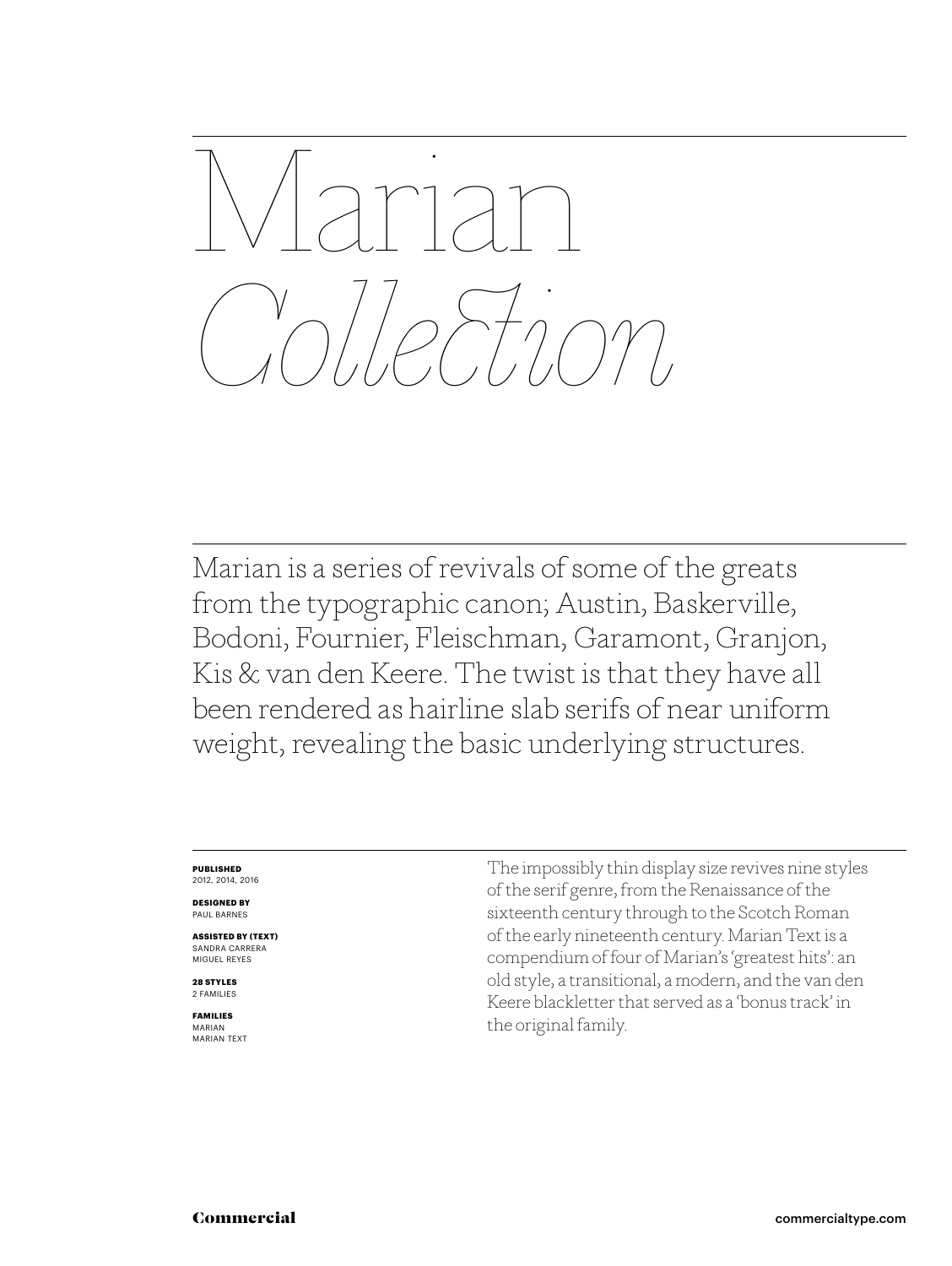# Marian
# *Collection*

Marian is a series of revivals of some of the greats from the typographic canon; Austin, Baskerville, Bodoni, Fournier, Fleischman, Garamont, Granjon, Kis & van den Keere. The twist is that they have all been rendered as hairline slab serifs of near uniform weight, revealing the basic underlying structures.

**PUBLISHED**
2012, 2014, 2016

**DESIGNED BY**
PAUL BARNES

**ASSISTED BY (TEXT)**
SANDRA CARRERA
MIGUEL REYES

**28 STYLES**
2 FAMILIES

**FAMILIES**
MARIAN
MARIAN TEXT

The impossibly thin display size revives nine styles of the serif genre, from the Renaissance of the sixteenth century through to the Scotch Roman of the early nineteenth century. Marian Text is a compendium of four of Marian's 'greatest hits': an old style, a transitional, a modern, and the van den Keere blackletter that served as a 'bonus track' in the original family.

Commercial

commercialtype.com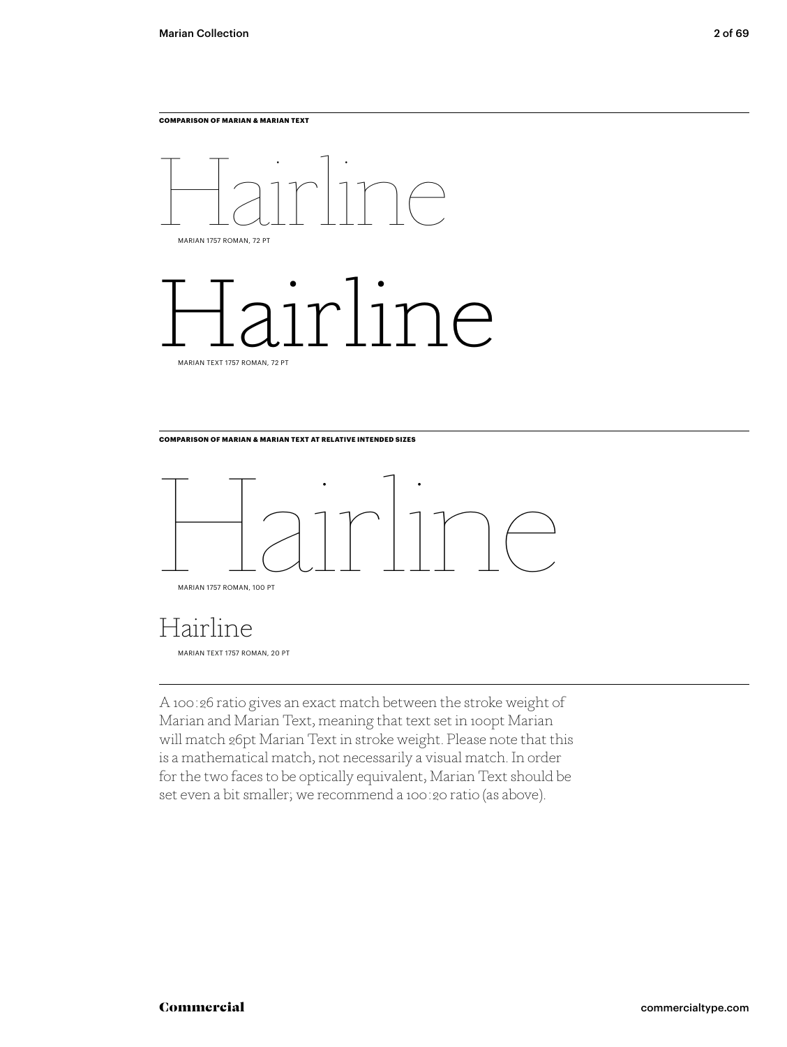**COMPARISON OF MARIAN & MARIAN TEXT**

Hairline

MARIAN 1757 ROMAN, 72 PT

Hairline

MARIAN TEXT 1757 ROMAN, 72 PT

**COMPARISON OF MARIAN & MARIAN TEXT AT RELATIVE INTENDED SIZES**

Hairline

MARIAN 1757 ROMAN, 100 PT

Hairline

MARIAN TEXT 1757 ROMAN, 20 PT

A 100:26 ratio gives an exact match between the stroke weight of Marian and Marian Text, meaning that text set in 100pt Marian will match 26pt Marian Text in stroke weight. Please note that this is a mathematical match, not necessarily a visual match. In order for the two faces to be optically equivalent, Marian Text should be set even a bit smaller; we recommend a 100:20 ratio (as above).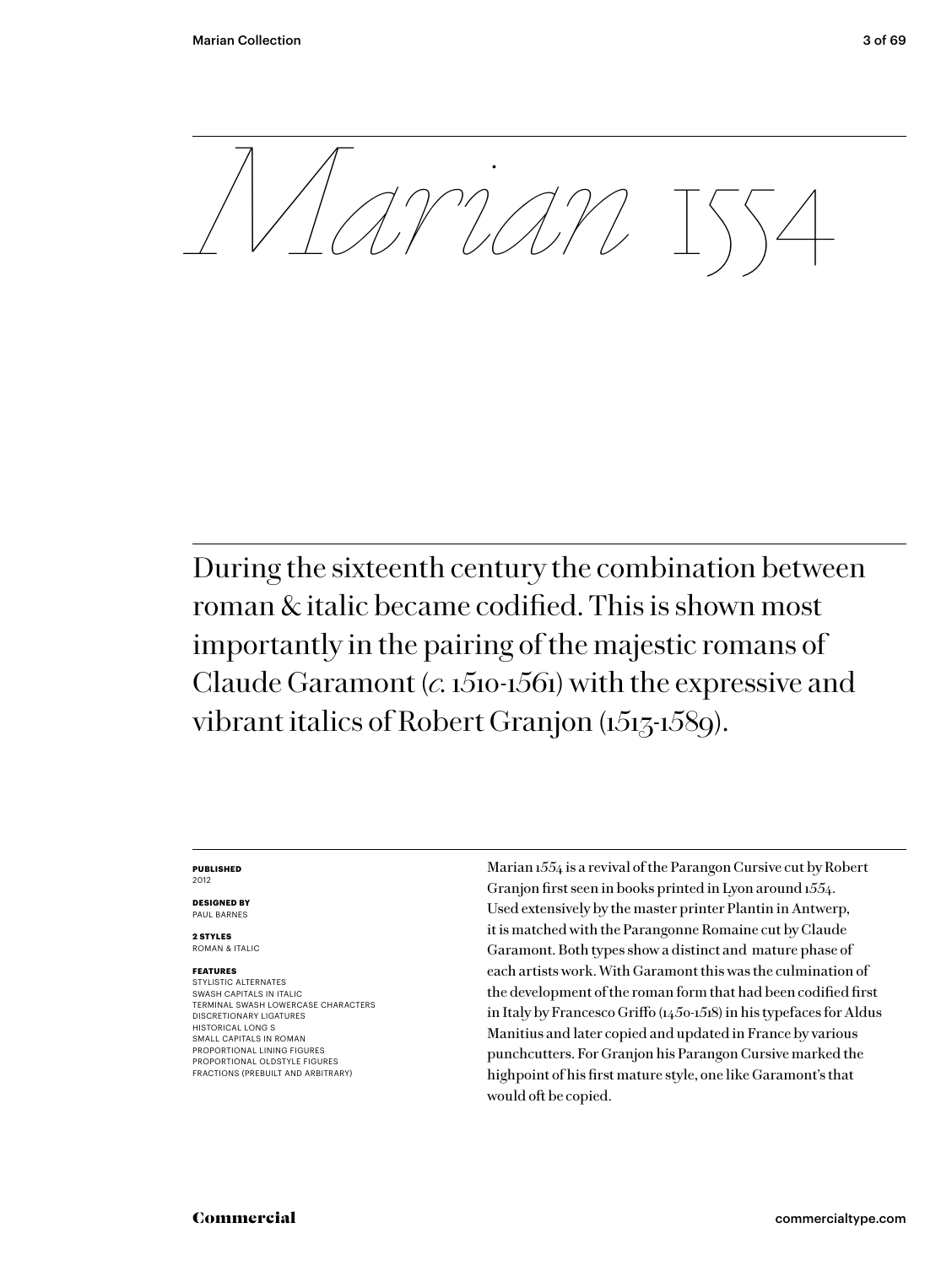# *Marian* 1554

During the sixteenth century the combination between roman & italic became codified. This is shown most importantly in the pairing of the majestic romans of Claude Garamont (*c.* 1510-1561) with the expressive and vibrant italics of Robert Granjon (1513-1589).

**PUBLISHED**
2012

**DESIGNED BY**
PAUL BARNES

**2 STYLES**
ROMAN & ITALIC

**FEATURES**
STYLISTIC ALTERNATES
SWASH CAPITALS IN ITALIC
TERMINAL SWASH LOWERCASE CHARACTERS
DISCRETIONARY LIGATURES
HISTORICAL LONG S
SMALL CAPITALS IN ROMAN
PROPORTIONAL LINING FIGURES
PROPORTIONAL OLDSTYLE FIGURES
FRACTIONS (PREBUILT AND ARBITRARY)

Marian 1554 is a revival of the Parangon Cursive cut by Robert Granjon first seen in books printed in Lyon around 1554. Used extensively by the master printer Plantin in Antwerp, it is matched with the Parangonne Romaine cut by Claude Garamont. Both types show a distinct and mature phase of each artists work. With Garamont this was the culmination of the development of the roman form that had been codified first in Italy by Francesco Griffo (1450-1518) in his typefaces for Aldus Manitius and later copied and updated in France by various punchcutters. For Granjon his Parangon Cursive marked the highpoint of his first mature style, one like Garamont's that would oft be copied.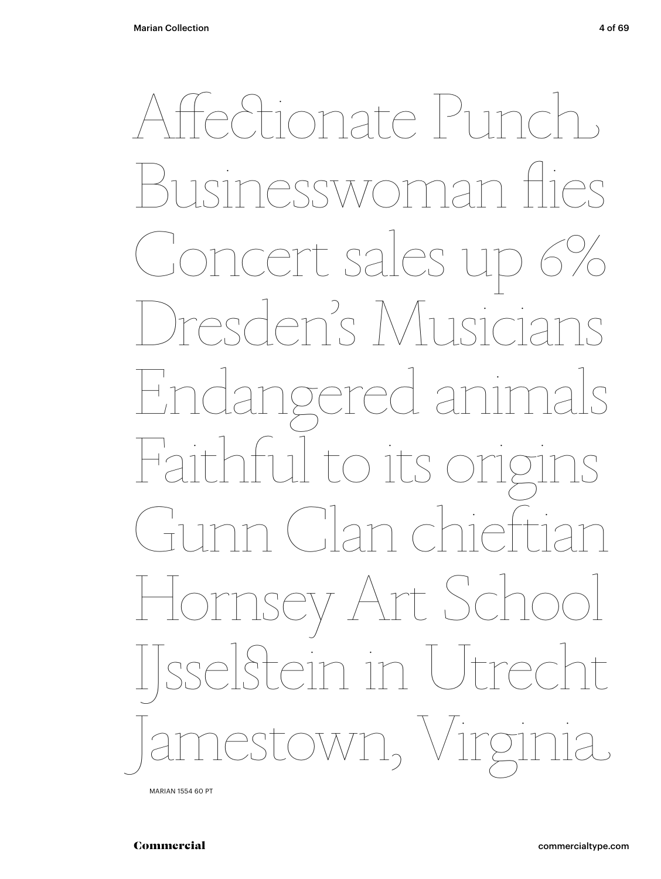Affectionate Punch
Businesswoman flies
Concert sales up 6%
Dresden's Musicians
Endangered animals
Faithful to its origins
Gunn Clan chieftian
Hornsey Art School
IJsselstein in Utrecht
Jamestown, Virginia

MARIAN 1554 60 PT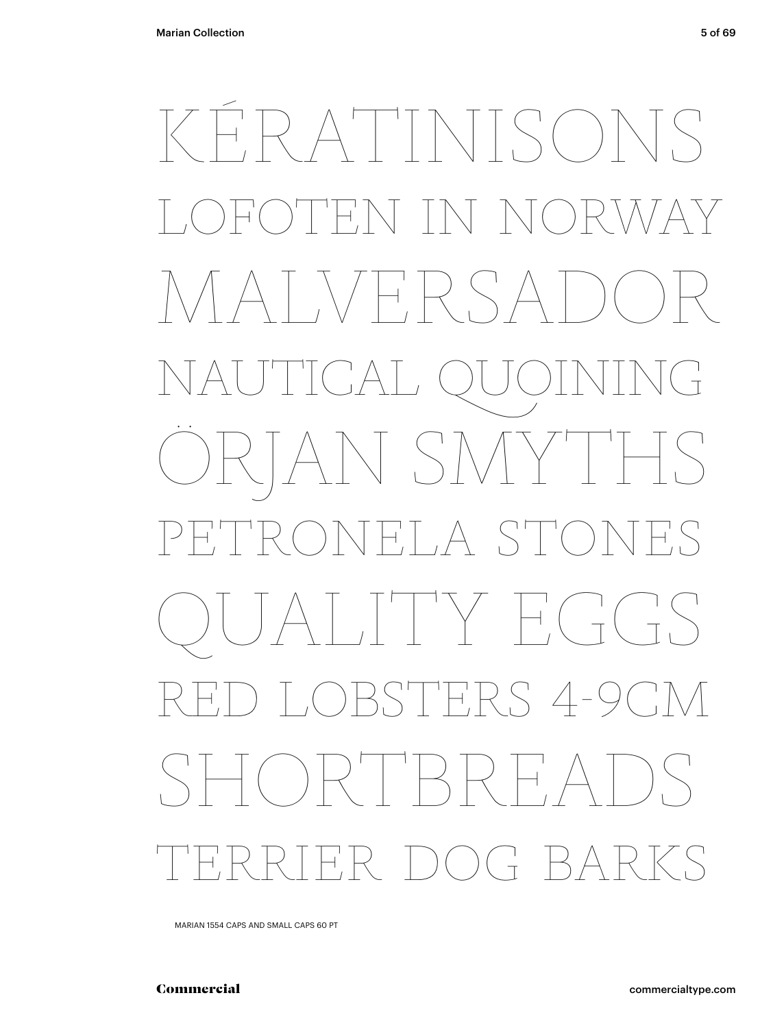KÉRATINISONS
LOFOTEN IN NORWAY
MALVERSADOR
NAUTICAL QUOINING
ÖRJAN SMYTHS
PETRONELA STONES
QUALITY EGGS
RED LOBSTERS 4-9CM
SHORTBREADS
TERRIER DOG BARKS

MARIAN 1554 CAPS AND SMALL CAPS 60 PT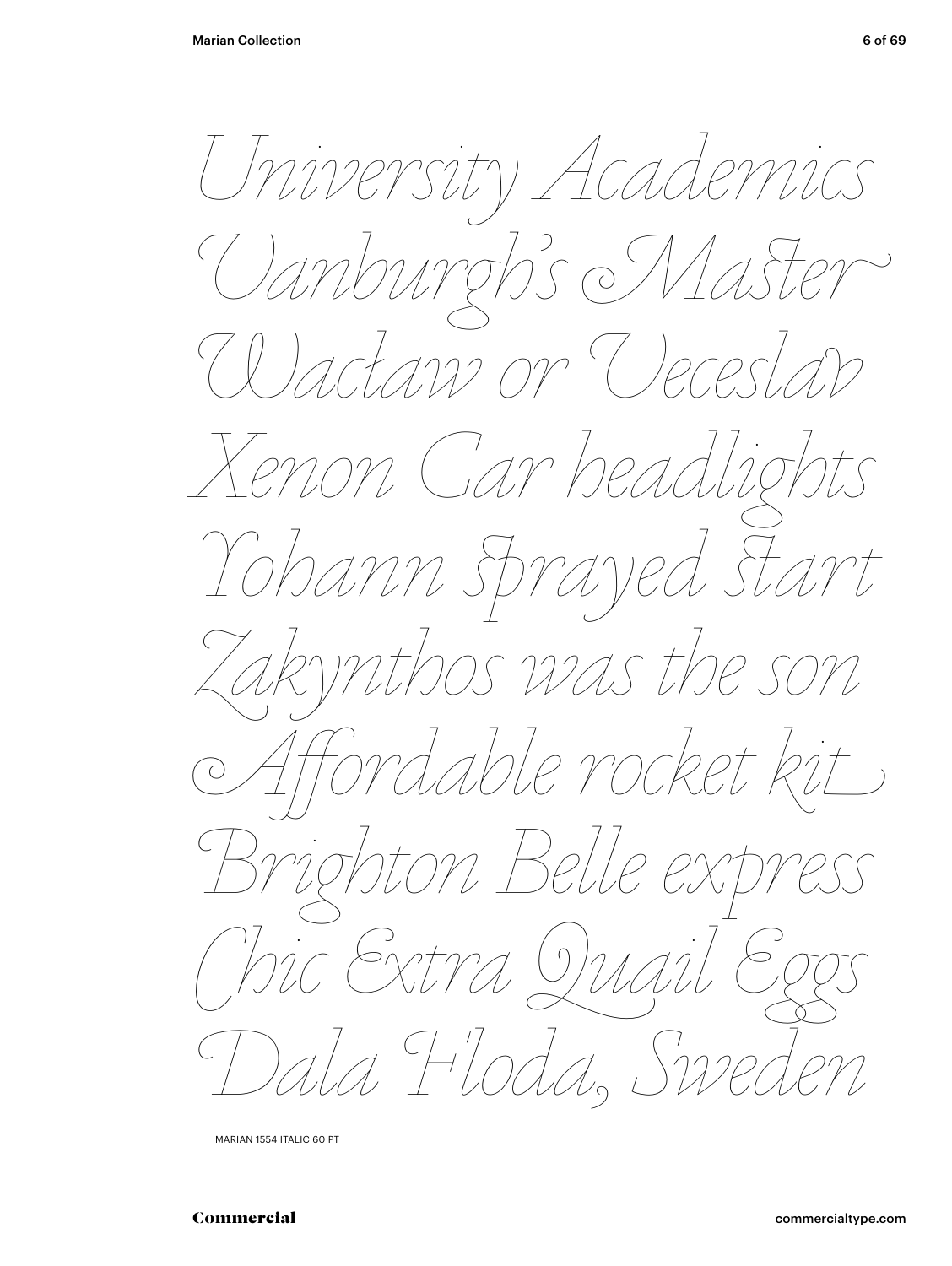*University Academics*
*Vanburgh's Master*
*Wacław or Veceslav*
*Xenon Car headlights*
*Yohann Sprayed Start*
*Zakynthos was the son*
*Affordable rocket kit*
*Brighton Belle express*
*Chic Extra Quail Eggs*
*Dala Floda, Sweden*

MARIAN 1554 ITALIC 60 PT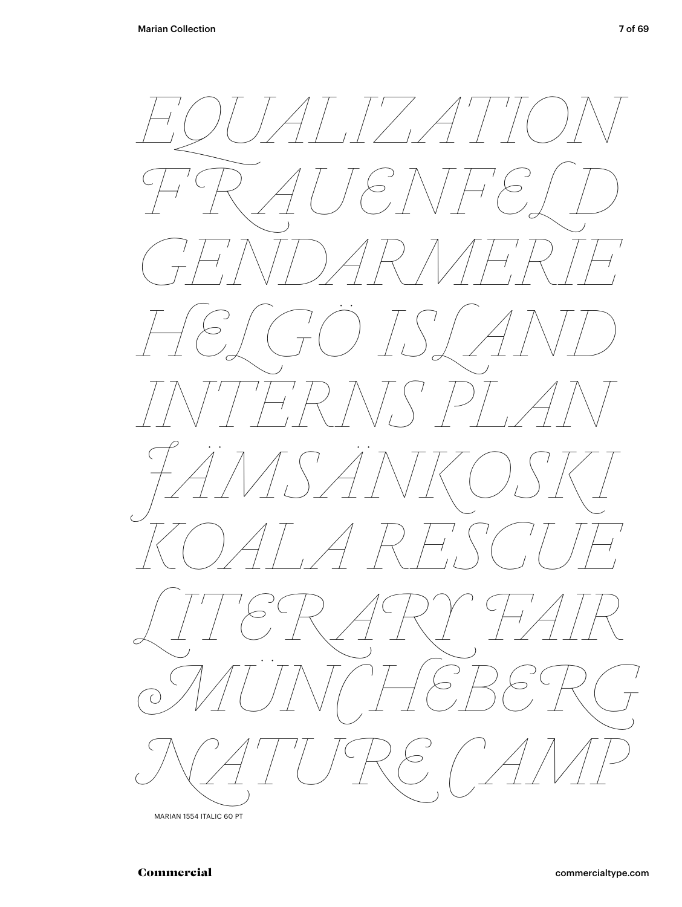EQUALIZATION
FRAUENFELD
GENDARMERIE
HELGÖ ISLAND
INTERNS PLAN
JÄMSÄNKOSKI
KOALA RESCUE
LITERARY FAIR
MÜNCHEBERG
NATURE CAMP

MARIAN 1554 ITALIC 60 PT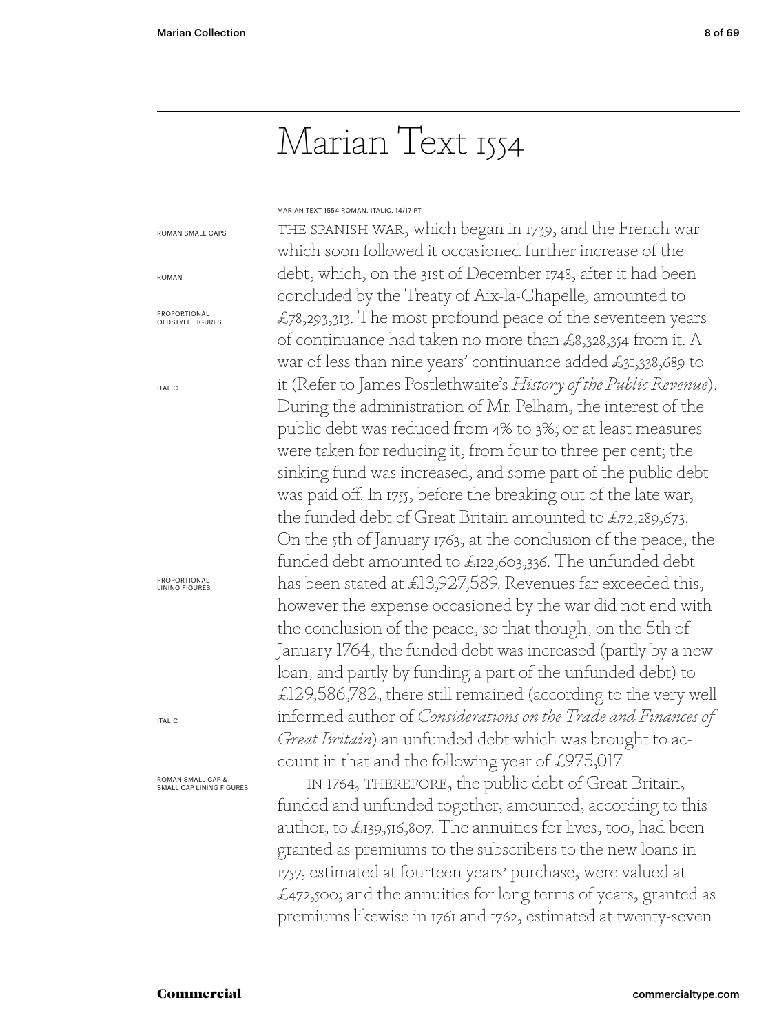# Marian Text 1554

MARIAN TEXT 1554 ROMAN, ITALIC, 14/17 PT

ROMAN SMALL CAPS

ROMAN

PROPORTIONAL OLDSTYLE FIGURES

ITALIC

PROPORTIONAL LINING FIGURES

ITALIC

ROMAN SMALL CAP & SMALL CAP LINING FIGURES

THE SPANISH WAR, which began in 1739, and the French war which soon followed it occasioned further increase of the debt, which, on the 31st of December 1748, after it had been concluded by the Treaty of Aix-la-Chapelle, amounted to £78,293,313. The most profound peace of the seventeen years of continuance had taken no more than £8,328,354 from it. A war of less than nine years' continuance added £31,338,689 to it (Refer to James Postlethwaite's *History of the Public Revenue*). During the administration of Mr. Pelham, the interest of the public debt was reduced from 4% to 3%; or at least measures were taken for reducing it, from four to three per cent; the sinking fund was increased, and some part of the public debt was paid off. In 1755, before the breaking out of the late war, the funded debt of Great Britain amounted to £72,289,673. On the 5th of January 1763, at the conclusion of the peace, the funded debt amounted to £122,603,336. The unfunded debt has been stated at £13,927,589. Revenues far exceeded this, however the expense occasioned by the war did not end with the conclusion of the peace, so that though, on the 5th of January 1764, the funded debt was increased (partly by a new loan, and partly by funding a part of the unfunded debt) to £129,586,782, there still remained (according to the very well informed author of *Considerations on the Trade and Finances of Great Britain*) an unfunded debt which was brought to account in that and the following year of £975,017.

IN 1764, THEREFORE, the public debt of Great Britain, funded and unfunded together, amounted, according to this author, to £139,516,807. The annuities for lives, too, had been granted as premiums to the subscribers to the new loans in 1757, estimated at fourteen years' purchase, were valued at £472,500; and the annuities for long terms of years, granted as premiums likewise in 1761 and 1762, estimated at twenty-seven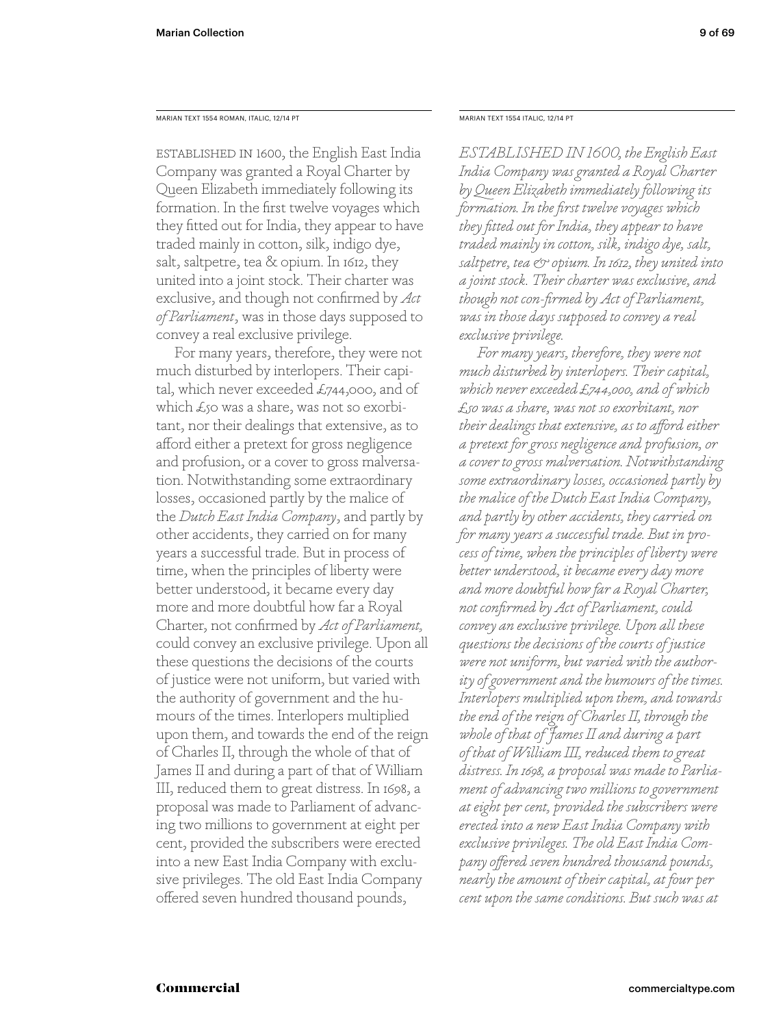MARIAN TEXT 1554 ROMAN, ITALIC, 12/14 PT

ESTABLISHED IN 1600, the English East India Company was granted a Royal Charter by Queen Elizabeth immediately following its formation. In the first twelve voyages which they fitted out for India, they appear to have traded mainly in cotton, silk, indigo dye, salt, saltpetre, tea & opium. In 1612, they united into a joint stock. Their charter was exclusive, and though not confirmed by *Act of Parliament*, was in those days supposed to convey a real exclusive privilege.

For many years, therefore, they were not much disturbed by interlopers. Their capital, which never exceeded £744,000, and of which £50 was a share, was not so exorbitant, nor their dealings that extensive, as to afford either a pretext for gross negligence and profusion, or a cover to gross malversation. Notwithstanding some extraordinary losses, occasioned partly by the malice of the *Dutch East India Company*, and partly by other accidents, they carried on for many years a successful trade. But in process of time, when the principles of liberty were better understood, it became every day more and more doubtful how far a Royal Charter, not confirmed by *Act of Parliament,* could convey an exclusive privilege. Upon all these questions the decisions of the courts of justice were not uniform, but varied with the authority of government and the humours of the times. Interlopers multiplied upon them, and towards the end of the reign of Charles II, through the whole of that of James II and during a part of that of William III, reduced them to great distress. In 1698, a proposal was made to Parliament of advancing two millions to government at eight per cent, provided the subscribers were erected into a new East India Company with exclusive privileges. The old East India Company offered seven hundred thousand pounds,

MARIAN TEXT 1554 ITALIC, 12/14 PT

*ESTABLISHED IN 1600, the English East India Company was granted a Royal Charter by Queen Elizabeth immediately following its formation. In the first twelve voyages which they fitted out for India, they appear to have traded mainly in cotton, silk, indigo dye, salt, saltpetre, tea & opium. In 1612, they united into a joint stock. Their charter was exclusive, and though not con-firmed by Act of Parliament, was in those days supposed to convey a real exclusive privilege.*

*For many years, therefore, they were not much disturbed by interlopers. Their capital, which never exceeded £744,000, and of which £50 was a share, was not so exorbitant, nor their dealings that extensive, as to afford either a pretext for gross negligence and profusion, or a cover to gross malversation. Notwithstanding some extraordinary losses, occasioned partly by the malice of the Dutch East India Company, and partly by other accidents, they carried on for many years a successful trade. But in process of time, when the principles of liberty were better understood, it became every day more and more doubtful how far a Royal Charter, not confirmed by Act of Parliament, could convey an exclusive privilege. Upon all these questions the decisions of the courts of justice were not uniform, but varied with the authority of government and the humours of the times. Interlopers multiplied upon them, and towards the end of the reign of Charles II, through the whole of that of James II and during a part of that of William III, reduced them to great distress. In 1698, a proposal was made to Parliament of advancing two millions to government at eight per cent, provided the subscribers were erected into a new East India Company with exclusive privileges. The old East India Company offered seven hundred thousand pounds, nearly the amount of their capital, at four per cent upon the same conditions. But such was at*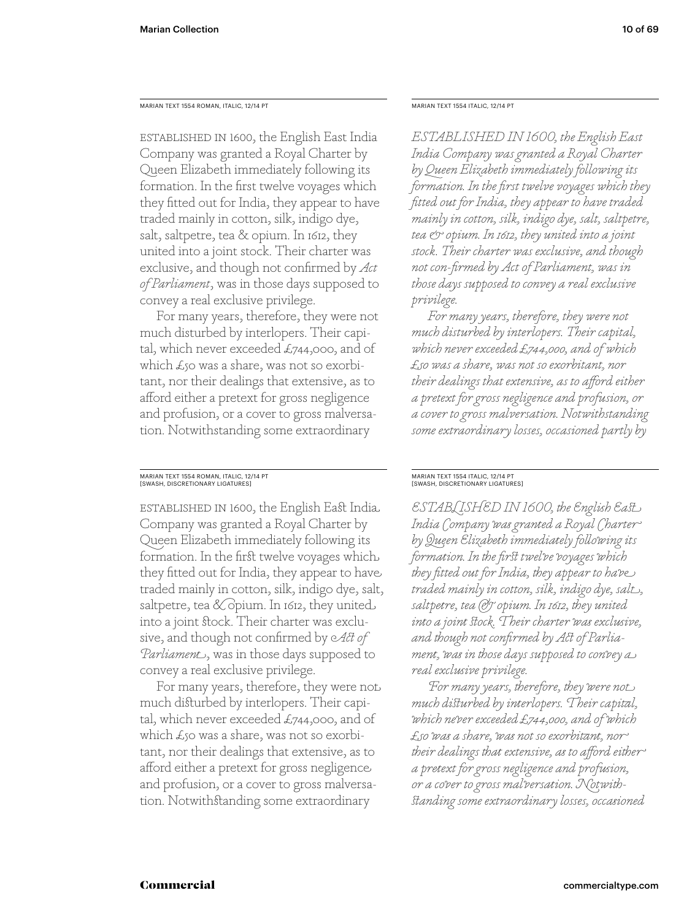MARIAN TEXT 1554 ROMAN, ITALIC, 12/14 PT

ESTABLISHED IN 1600, the English East India Company was granted a Royal Charter by Queen Elizabeth immediately following its formation. In the first twelve voyages which they fitted out for India, they appear to have traded mainly in cotton, silk, indigo dye, salt, saltpetre, tea & opium. In 1612, they united into a joint stock. Their charter was exclusive, and though not confirmed by *Act of Parliament*, was in those days supposed to convey a real exclusive privilege.

For many years, therefore, they were not much disturbed by interlopers. Their capital, which never exceeded £744,000, and of which £50 was a share, was not so exorbitant, nor their dealings that extensive, as to afford either a pretext for gross negligence and profusion, or a cover to gross malversation. Notwithstanding some extraordinary

MARIAN TEXT 1554 ITALIC, 12/14 PT

*ESTABLISHED IN 1600, the English East India Company was granted a Royal Charter by Queen Elizabeth immediately following its formation. In the first twelve voyages which they fitted out for India, they appear to have traded mainly in cotton, silk, indigo dye, salt, saltpetre, tea & opium. In 1612, they united into a joint stock. Their charter was exclusive, and though not con-firmed by Act of Parliament, was in those days supposed to convey a real exclusive privilege.*

*For many years, therefore, they were not much disturbed by interlopers. Their capital, which never exceeded £744,000, and of which £50 was a share, was not so exorbitant, nor their dealings that extensive, as to afford either a pretext for gross negligence and profusion, or a cover to gross malversation. Notwithstanding some extraordinary losses, occasioned partly by*

MARIAN TEXT 1554 ROMAN, ITALIC, 12/14 PT
[SWASH, DISCRETIONARY LIGATURES]

ESTABLISHED IN 1600, the English East India Company was granted a Royal Charter by Queen Elizabeth immediately following its formation. In the first twelve voyages which they fitted out for India, they appear to have traded mainly in cotton, silk, indigo dye, salt, saltpetre, tea & opium. In 1612, they united into a joint stock. Their charter was exclusive, and though not confirmed by *Act of Parliament*, was in those days supposed to convey a real exclusive privilege.

For many years, therefore, they were not much disturbed by interlopers. Their capital, which never exceeded £744,000, and of which £50 was a share, was not so exorbitant, nor their dealings that extensive, as to afford either a pretext for gross negligence and profusion, or a cover to gross malversation. Notwithstanding some extraordinary

MARIAN TEXT 1554 ITALIC, 12/14 PT
[SWASH, DISCRETIONARY LIGATURES]

*ESTABLISHED IN 1600, the English East India Company was granted a Royal Charter by Queen Elizabeth immediately following its formation. In the first twelve voyages which they fitted out for India, they appear to have traded mainly in cotton, silk, indigo dye, salt, saltpetre, tea & opium. In 1612, they united into a joint stock. Their charter was exclusive, and though not confirmed by Act of Parliament, was in those days supposed to convey a real exclusive privilege.*

*For many years, therefore, they were not much disturbed by interlopers. Their capital, which never exceeded £744,000, and of which £50 was a share, was not so exorbitant, nor their dealings that extensive, as to afford either a pretext for gross negligence and profusion, or a cover to gross malversation. Notwithstanding some extraordinary losses, occasioned*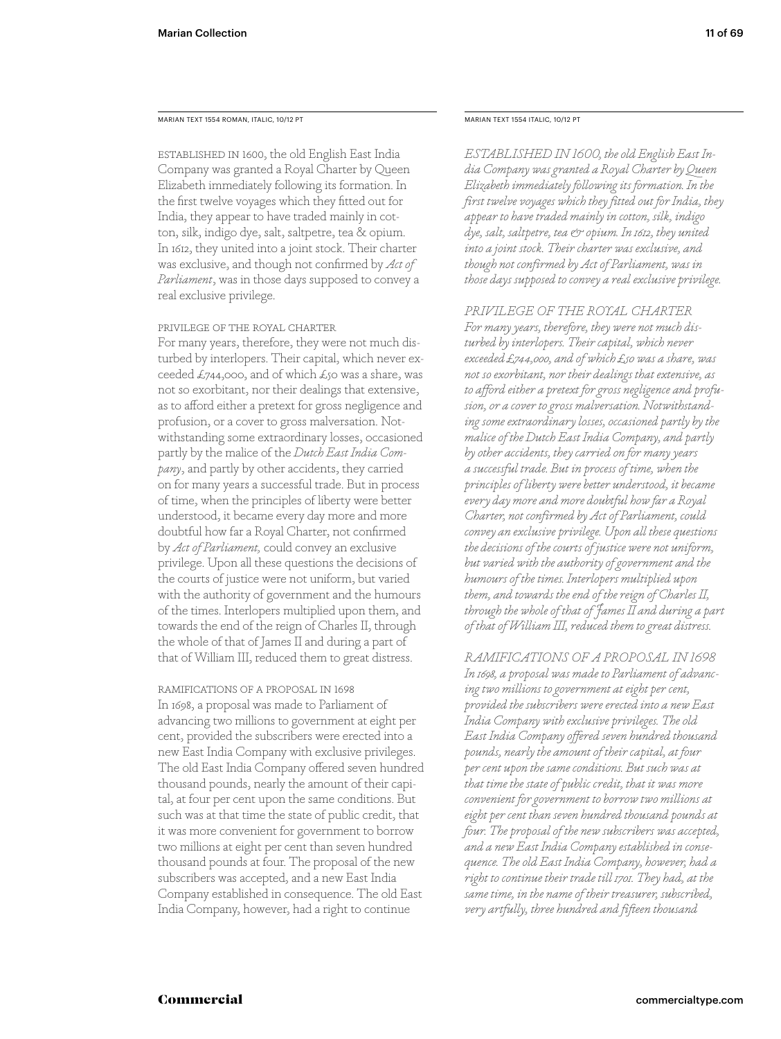MARIAN TEXT 1554 ROMAN, ITALIC, 10/12 PT

ESTABLISHED IN 1600, the old English East India Company was granted a Royal Charter by Queen Elizabeth immediately following its formation. In the first twelve voyages which they fitted out for India, they appear to have traded mainly in cotton, silk, indigo dye, salt, saltpetre, tea & opium. In 1612, they united into a joint stock. Their charter was exclusive, and though not confirmed by *Act of Parliament*, was in those days supposed to convey a real exclusive privilege.

PRIVILEGE OF THE ROYAL CHARTER

For many years, therefore, they were not much disturbed by interlopers. Their capital, which never exceeded £744,000, and of which £50 was a share, was not so exorbitant, nor their dealings that extensive, as to afford either a pretext for gross negligence and profusion, or a cover to gross malversation. Notwithstanding some extraordinary losses, occasioned partly by the malice of the *Dutch East India Company*, and partly by other accidents, they carried on for many years a successful trade. But in process of time, when the principles of liberty were better understood, it became every day more and more doubtful how far a Royal Charter, not confirmed by *Act of Parliament,* could convey an exclusive privilege. Upon all these questions the decisions of the courts of justice were not uniform, but varied with the authority of government and the humours of the times. Interlopers multiplied upon them, and towards the end of the reign of Charles II, through the whole of that of James II and during a part of that of William III, reduced them to great distress.

RAMIFICATIONS OF A PROPOSAL IN 1698

In 1698, a proposal was made to Parliament of advancing two millions to government at eight per cent, provided the subscribers were erected into a new East India Company with exclusive privileges. The old East India Company offered seven hundred thousand pounds, nearly the amount of their capital, at four per cent upon the same conditions. But such was at that time the state of public credit, that it was more convenient for government to borrow two millions at eight per cent than seven hundred thousand pounds at four. The proposal of the new subscribers was accepted, and a new East India Company established in consequence. The old East India Company, however, had a right to continue

MARIAN TEXT 1554 ITALIC, 10/12 PT

*ESTABLISHED IN 1600, the old English East India Company was granted a Royal Charter by Queen Elizabeth immediately following its formation. In the first twelve voyages which they fitted out for India, they appear to have traded mainly in cotton, silk, indigo dye, salt, saltpetre, tea & opium. In 1612, they united into a joint stock. Their charter was exclusive, and though not confirmed by Act of Parliament, was in those days supposed to convey a real exclusive privilege.*

*PRIVILEGE OF THE ROYAL CHARTER*

*For many years, therefore, they were not much disturbed by interlopers. Their capital, which never exceeded £744,000, and of which £50 was a share, was not so exorbitant, nor their dealings that extensive, as to afford either a pretext for gross negligence and profusion, or a cover to gross malversation. Notwithstanding some extraordinary losses, occasioned partly by the malice of the Dutch East India Company, and partly by other accidents, they carried on for many years a successful trade. But in process of time, when the principles of liberty were better understood, it became every day more and more doubtful how far a Royal Charter, not confirmed by Act of Parliament, could convey an exclusive privilege. Upon all these questions the decisions of the courts of justice were not uniform, but varied with the authority of government and the humours of the times. Interlopers multiplied upon them, and towards the end of the reign of Charles II, through the whole of that of James II and during a part of that of William III, reduced them to great distress.*

*RAMIFICATIONS OF A PROPOSAL IN 1698*

*In 1698, a proposal was made to Parliament of advancing two millions to government at eight per cent, provided the subscribers were erected into a new East India Company with exclusive privileges. The old East India Company offered seven hundred thousand pounds, nearly the amount of their capital, at four per cent upon the same conditions. But such was at that time the state of public credit, that it was more convenient for government to borrow two millions at eight per cent than seven hundred thousand pounds at four. The proposal of the new subscribers was accepted, and a new East India Company established in consequence. The old East India Company, however, had a right to continue their trade till 1701. They had, at the same time, in the name of their treasurer, subscribed, very artfully, three hundred and fifteen thousand*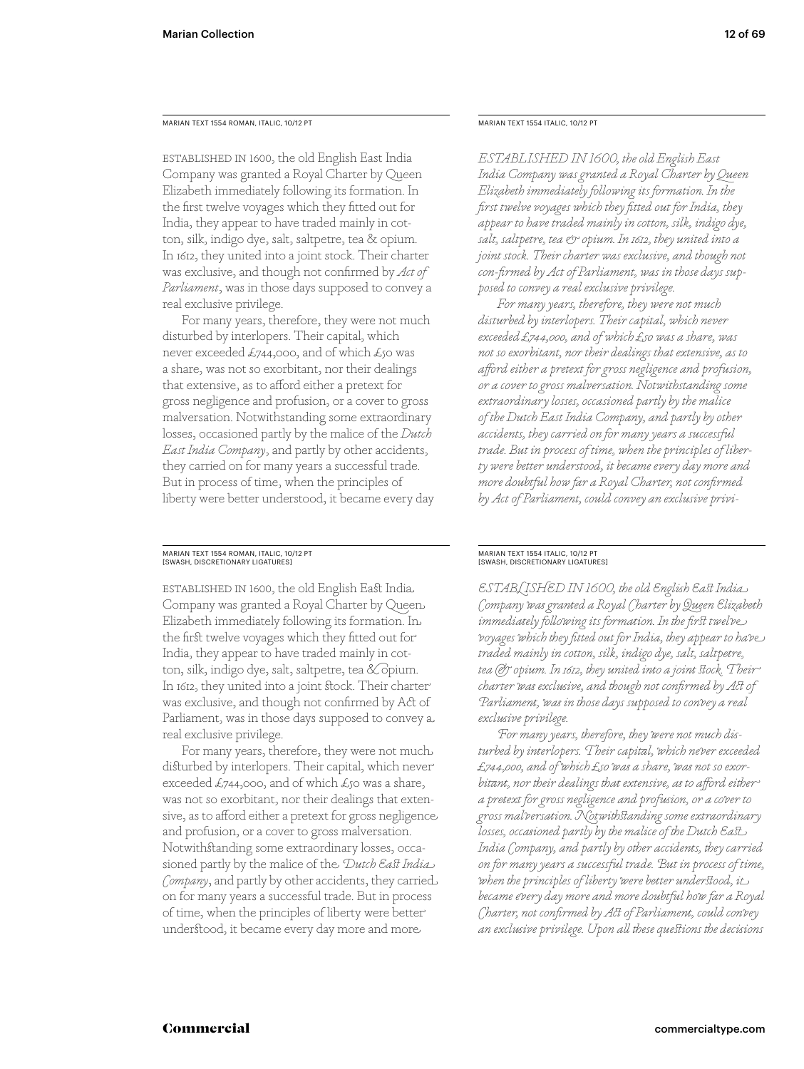MARIAN TEXT 1554 ROMAN, ITALIC, 10/12 PT

ESTABLISHED IN 1600, the old English East India Company was granted a Royal Charter by Queen Elizabeth immediately following its formation. In the first twelve voyages which they fitted out for India, they appear to have traded mainly in cotton, silk, indigo dye, salt, saltpetre, tea & opium. In 1612, they united into a joint stock. Their charter was exclusive, and though not confirmed by *Act of Parliament*, was in those days supposed to convey a real exclusive privilege.

For many years, therefore, they were not much disturbed by interlopers. Their capital, which never exceeded £744,000, and of which £50 was a share, was not so exorbitant, nor their dealings that extensive, as to afford either a pretext for gross negligence and profusion, or a cover to gross malversation. Notwithstanding some extraordinary losses, occasioned partly by the malice of the *Dutch East India Company*, and partly by other accidents, they carried on for many years a successful trade. But in process of time, when the principles of liberty were better understood, it became every day

MARIAN TEXT 1554 ITALIC, 10/12 PT

*ESTABLISHED IN 1600, the old English East India Company was granted a Royal Charter by Queen Elizabeth immediately following its formation. In the first twelve voyages which they fitted out for India, they appear to have traded mainly in cotton, silk, indigo dye, salt, saltpetre, tea & opium. In 1612, they united into a joint stock. Their charter was exclusive, and though not con-firmed by Act of Parliament, was in those days supposed to convey a real exclusive privilege.*

*For many years, therefore, they were not much disturbed by interlopers. Their capital, which never exceeded £744,000, and of which £50 was a share, was not so exorbitant, nor their dealings that extensive, as to afford either a pretext for gross negligence and profusion, or a cover to gross malversation. Notwithstanding some extraordinary losses, occasioned partly by the malice of the Dutch East India Company, and partly by other accidents, they carried on for many years a successful trade. But in process of time, when the principles of liberty were better understood, it became every day more and more doubtful how far a Royal Charter, not confirmed by Act of Parliament, could convey an exclusive privi-*

MARIAN TEXT 1554 ROMAN, ITALIC, 10/12 PT
[SWASH, DISCRETIONARY LIGATURES]

ESTABLISHED IN 1600, the old English East India Company was granted a Royal Charter by Queen Elizabeth immediately following its formation. In the first twelve voyages which they fitted out for India, they appear to have traded mainly in cotton, silk, indigo dye, salt, saltpetre, tea & opium. In 1612, they united into a joint stock. Their charter was exclusive, and though not confirmed by Act of Parliament, was in those days supposed to convey a real exclusive privilege.

For many years, therefore, they were not much disturbed by interlopers. Their capital, which never exceeded £744,000, and of which £50 was a share, was not so exorbitant, nor their dealings that extensive, as to afford either a pretext for gross negligence and profusion, or a cover to gross malversation. Notwithstanding some extraordinary losses, occasioned partly by the malice of the *Dutch East India Company*, and partly by other accidents, they carried on for many years a successful trade. But in process of time, when the principles of liberty were better understood, it became every day more and more

MARIAN TEXT 1554 ITALIC, 10/12 PT
[SWASH, DISCRETIONARY LIGATURES]

*ESTABLISHED IN 1600, the old English East India Company was granted a Royal Charter by Queen Elizabeth immediately following its formation. In the first twelve voyages which they fitted out for India, they appear to have traded mainly in cotton, silk, indigo dye, salt, saltpetre, tea & opium. In 1612, they united into a joint stock. Their charter was exclusive, and though not confirmed by Act of Parliament, was in those days supposed to convey a real exclusive privilege.*

*For many years, therefore, they were not much disturbed by interlopers. Their capital, which never exceeded £744,000, and of which £50 was a share, was not so exorbitant, nor their dealings that extensive, as to afford either a pretext for gross negligence and profusion, or a cover to gross malversation. Notwithstanding some extraordinary losses, occasioned partly by the malice of the Dutch East India Company, and partly by other accidents, they carried on for many years a successful trade. But in process of time, when the principles of liberty were better understood, it became every day more and more doubtful how far a Royal Charter, not confirmed by Act of Parliament, could convey an exclusive privilege. Upon all these questions the decisions*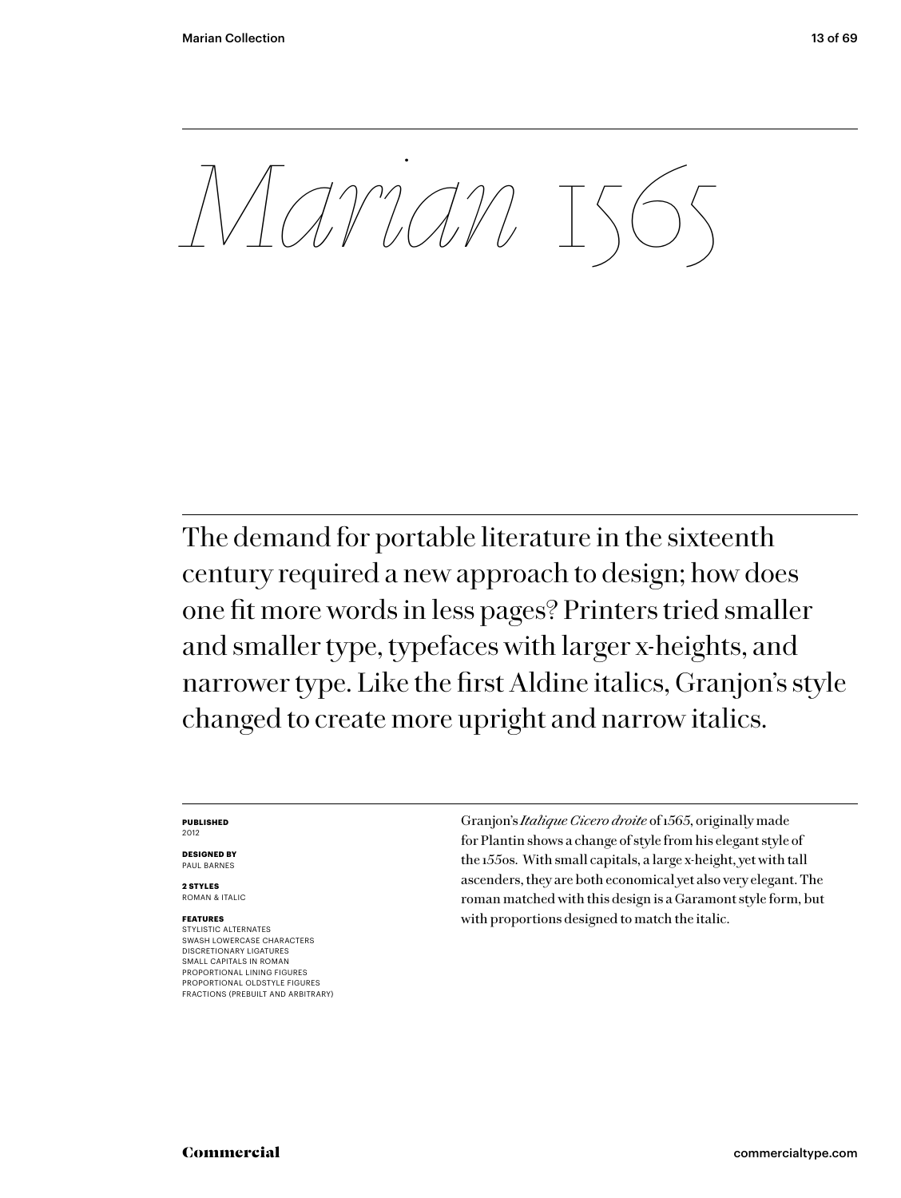# *Marian 1565*

The demand for portable literature in the sixteenth century required a new approach to design; how does one fit more words in less pages? Printers tried smaller and smaller type, typefaces with larger x-heights, and narrower type. Like the first Aldine italics, Granjon's style changed to create more upright and narrow italics.

**PUBLISHED**
2012

**DESIGNED BY**
PAUL BARNES

**2 STYLES**
ROMAN & ITALIC

**FEATURES**
STYLISTIC ALTERNATES
SWASH LOWERCASE CHARACTERS
DISCRETIONARY LIGATURES
SMALL CAPITALS IN ROMAN
PROPORTIONAL LINING FIGURES
PROPORTIONAL OLDSTYLE FIGURES
FRACTIONS (PREBUILT AND ARBITRARY)

Granjon's *Italique Cicero droite* of 1565, originally made for Plantin shows a change of style from his elegant style of the 1550s. With small capitals, a large x-height, yet with tall ascenders, they are both economical yet also very elegant. The roman matched with this design is a Garamont style form, but with proportions designed to match the italic.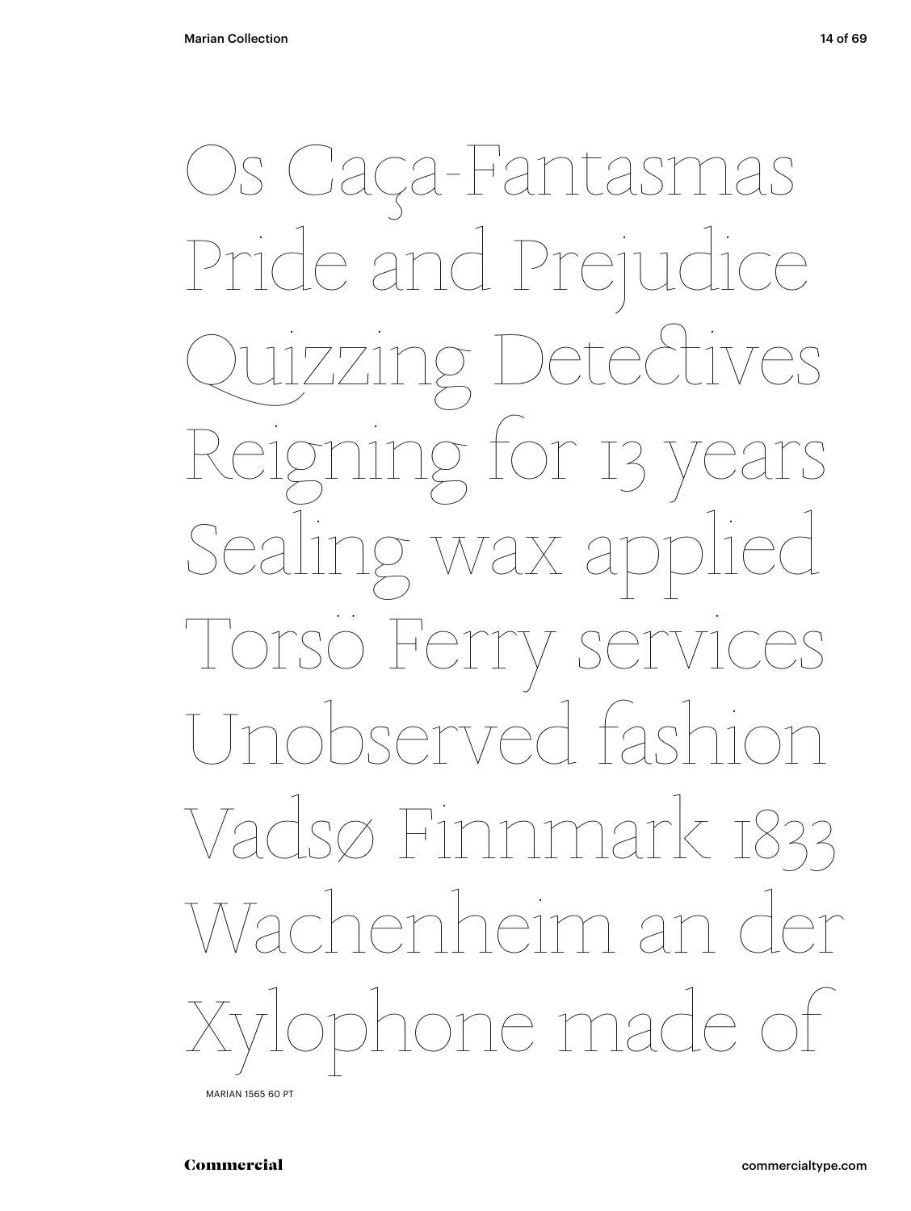Os Caça-Fantasmas
Pride and Prejudice
Quizzing Detectives
Reigning for 13 years
Sealing wax applied
Torsö Ferry services
Unobserved fashion
Vadsø Finnmark 1833
Wachenheim an der
Xylophone made of

MARIAN 1565 60 PT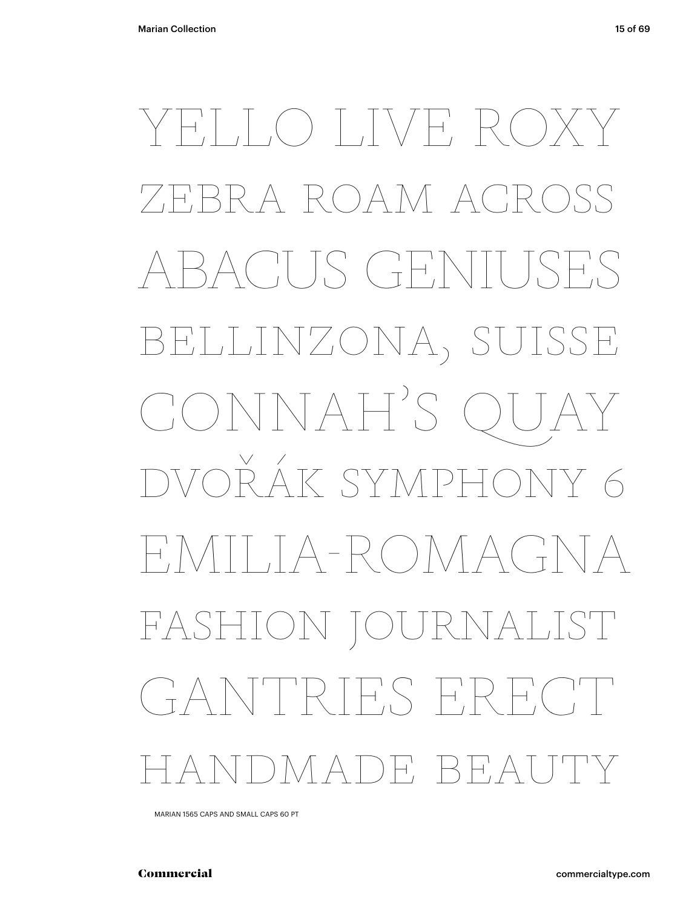YELLO LIVE ROXY

ZEBRA ROAM ACROSS

ABACUS GENIUSES

BELLINZONA, SUISSE

CONNAH'S QUAY

DVOŘÁK SYMPHONY 6

EMILIA-ROMAGNA

FASHION JOURNALIST

GANTRIES ERECT

HANDMADE BEAUTY

MARIAN 1565 CAPS AND SMALL CAPS 60 PT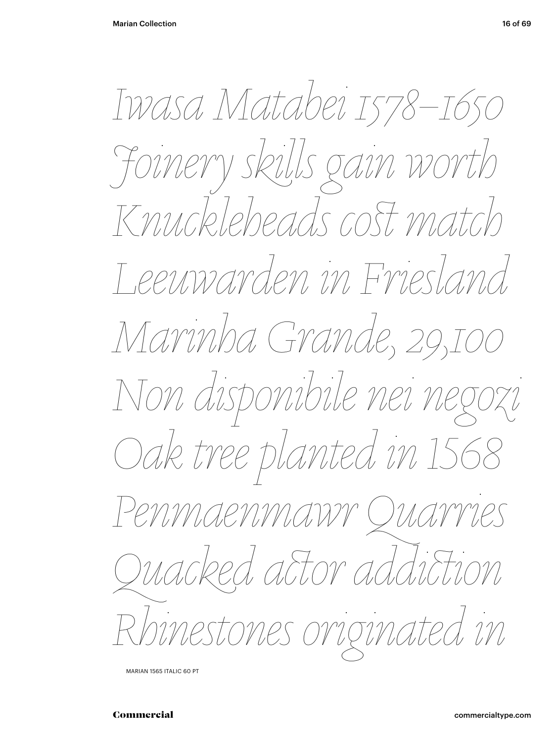*Iwasa Matabei 1578–1650*
*Joinery skills gain worth*
*Knuckleheads cost match*
*Leeuwarden in Friesland*
*Marinha Grande, 29,100*
*Non disponibile nei negozi*
*Oak tree planted in 1568*
*Penmaenmawr Quarries*
*Quacked actor addiction*
*Rhinestones originated in*

MARIAN 1565 ITALIC 60 PT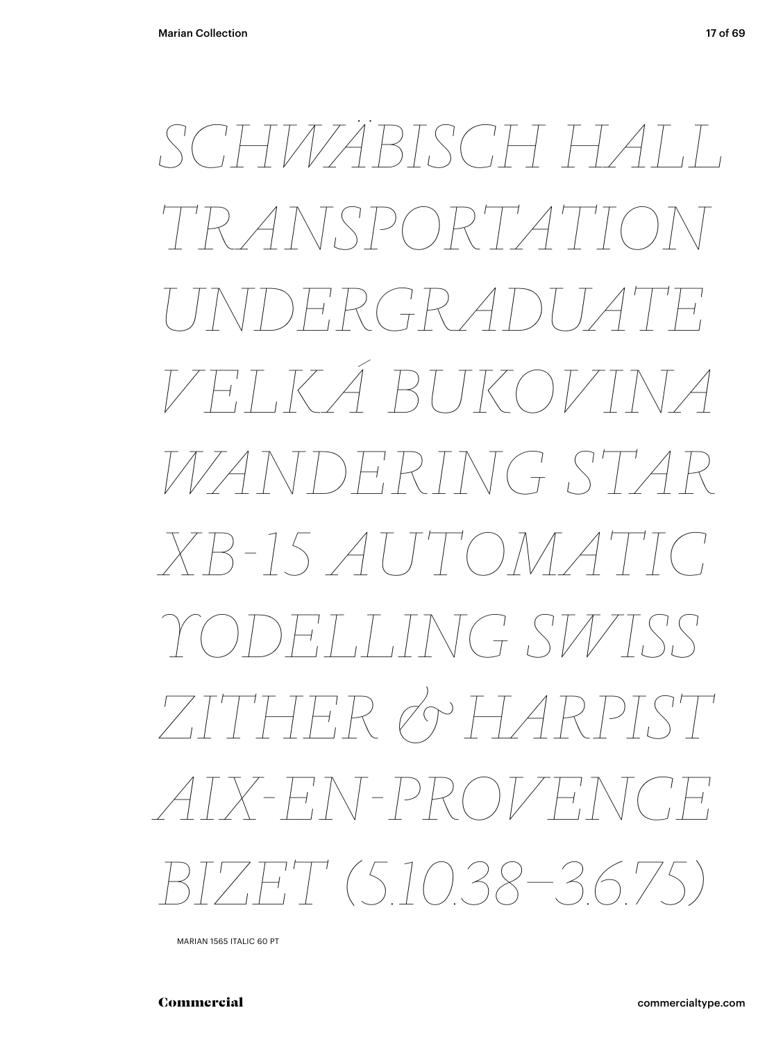*SCHWÄBISCH HALL*

*TRANSPORTATION*

*UNDERGRADUATE*

*VELKÁ BUKOVINA*

*WANDERING STAR*

*XB-15 AUTOMATIC*

*YODELLING SWISS*

*ZITHER & HARPIST*

*AIX-EN-PROVENCE*

*BIZET (5.10.38–3.6.75)*

MARIAN 1565 ITALIC 60 PT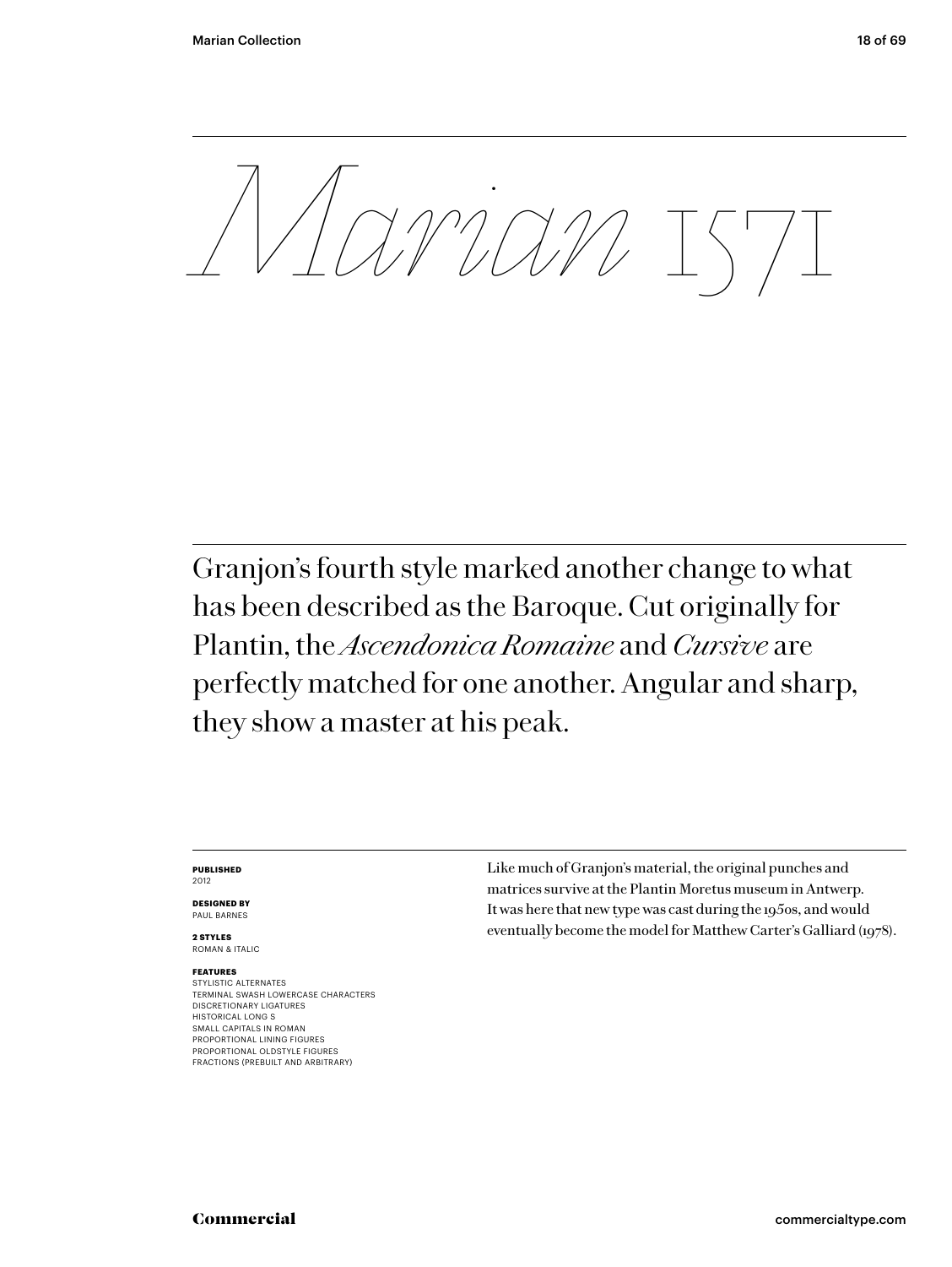# *Marian* 1571

Granjon's fourth style marked another change to what has been described as the Baroque. Cut originally for Plantin, the *Ascendonica Romaine* and *Cursive* are perfectly matched for one another. Angular and sharp, they show a master at his peak.

**PUBLISHED**
2012

**DESIGNED BY**
PAUL BARNES

**2 STYLES**
ROMAN & ITALIC

**FEATURES**
STYLISTIC ALTERNATES
TERMINAL SWASH LOWERCASE CHARACTERS
DISCRETIONARY LIGATURES
HISTORICAL LONG S
SMALL CAPITALS IN ROMAN
PROPORTIONAL LINING FIGURES
PROPORTIONAL OLDSTYLE FIGURES
FRACTIONS (PREBUILT AND ARBITRARY)

Like much of Granjon's material, the original punches and matrices survive at the Plantin Moretus museum in Antwerp. It was here that new type was cast during the 1950s, and would eventually become the model for Matthew Carter's Galliard (1978).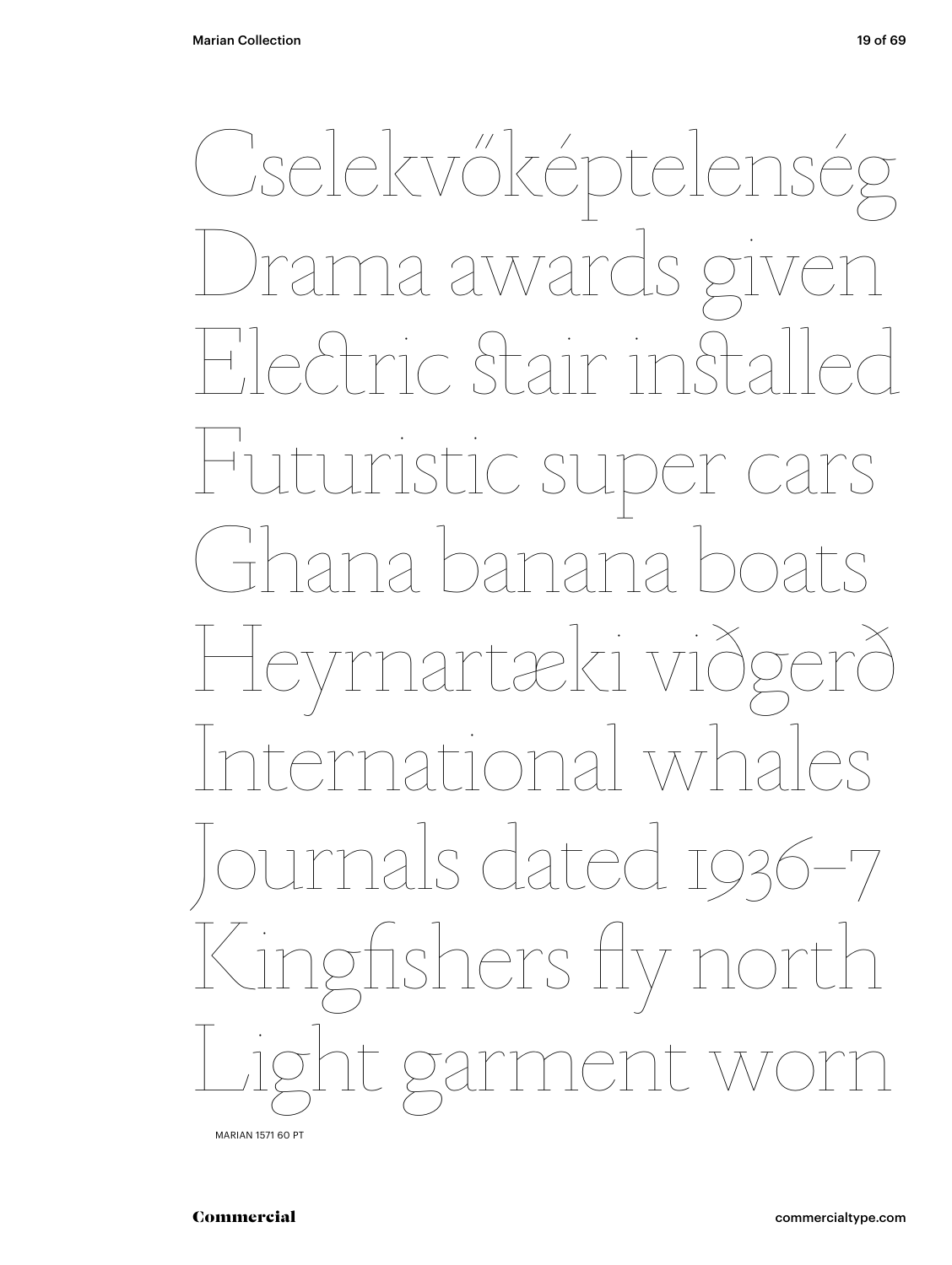Cselekvőképtelenség
Drama awards given
Electric stair installed
Futuristic super cars
Ghana banana boats
Heyrnartæki viðgerð
International whales
Journals dated 1936–7
Kingfishers fly north
Light garment worn

MARIAN 1571 60 PT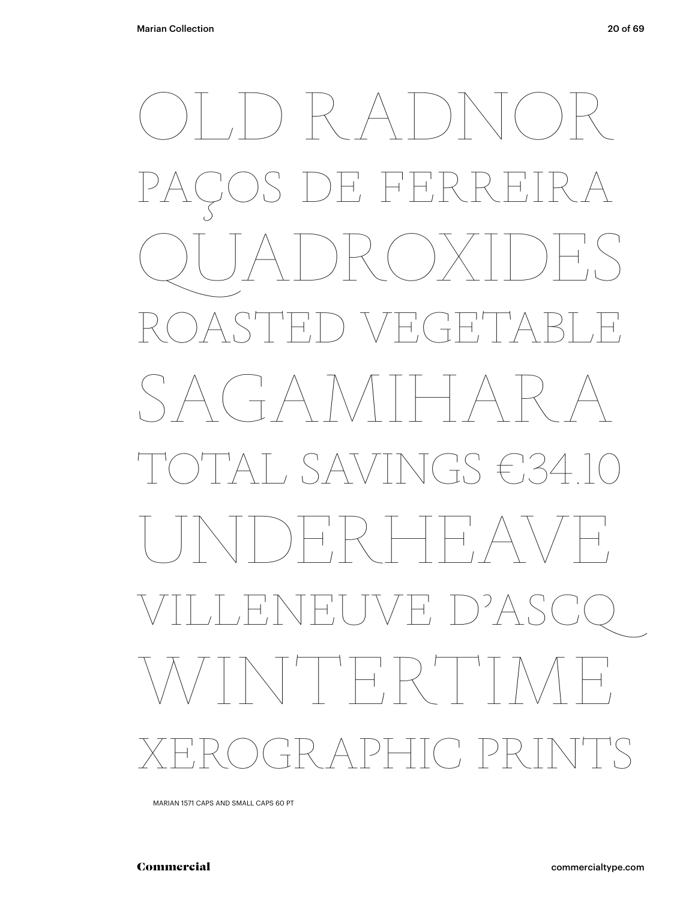OLD RADNOR

PAÇOS DE FERREIRA

QUADROXIDES

ROASTED VEGETABLE

SAGAMIHARA

TOTAL SAVINGS €34.10

UNDERHEAVE

VILLENEUVE D'ASCQ

WINTERTIME

XEROGRAPHIC PRINTS

MARIAN 1571 CAPS AND SMALL CAPS 60 PT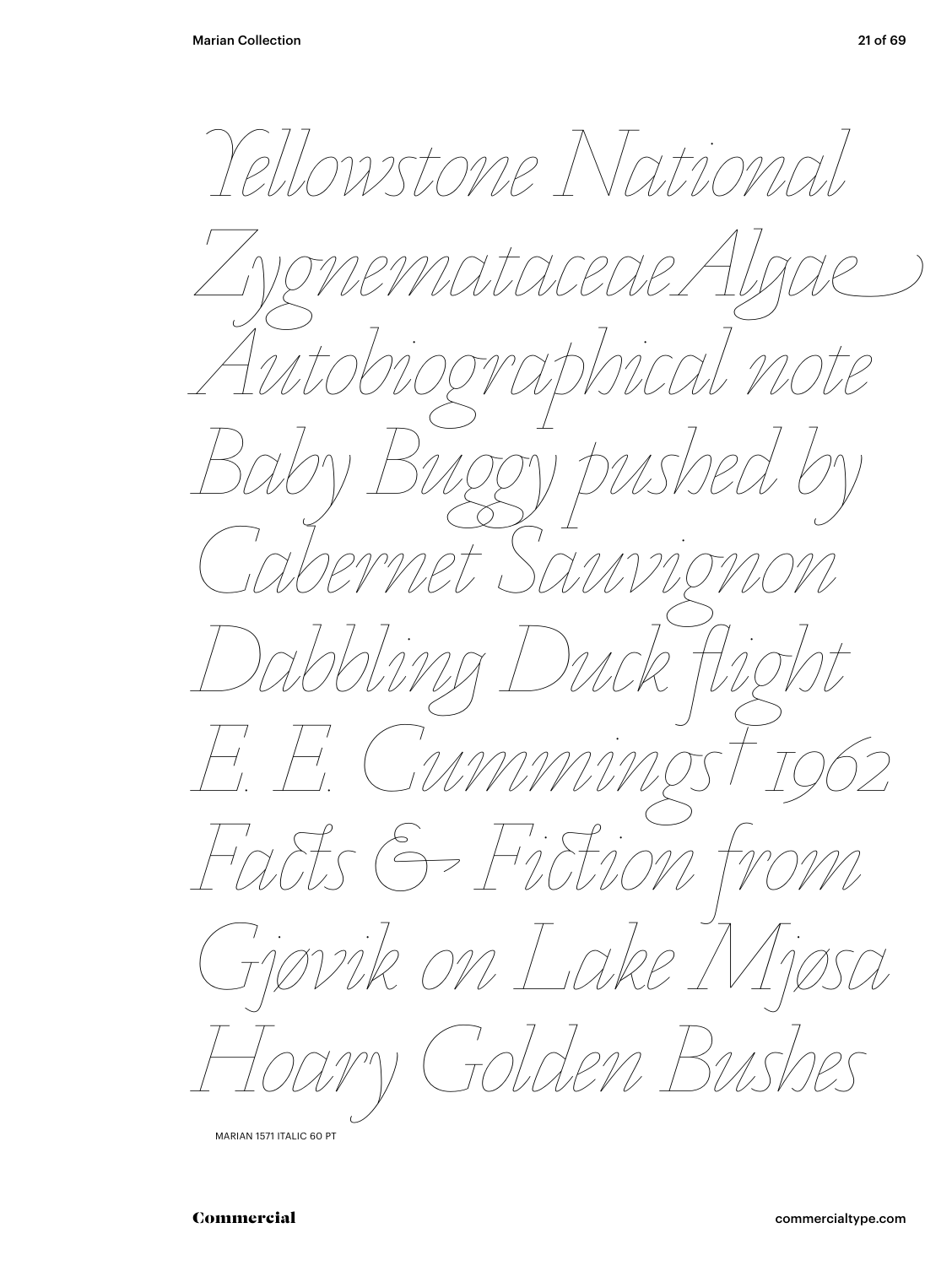*Yellowstone National*
*Zygnemataceae Algae*
*Autobiographical note*
*Baby Buggy pushed by*
*Cabernet Sauvignon*
*Dabbling Duck flight*
*E. E. Cummings† 1962*
*Facts & Fiction from*
*Gjøvik on Lake Mjøsa*
*Hoary Golden Bushes*

MARIAN 1571 ITALIC 60 PT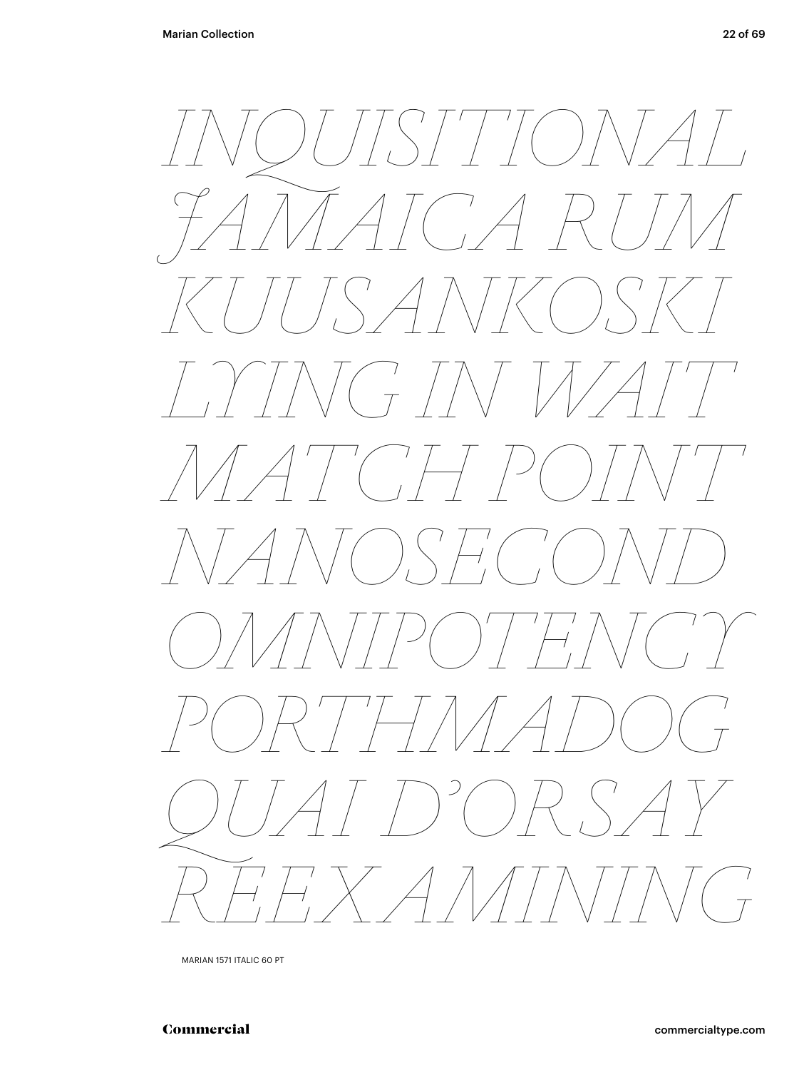*INQUISITIONAL*
*JAMAICA RUM*
*KUUSANKOSKI*
*LYING IN WAIT*
*MATCH POINT*
*NANOSECOND*
*OMNIPOTENCY*
*PORTHMADOG*
*QUAI D'ORSAY*
*REEXAMINING*

MARIAN 1571 ITALIC 60 PT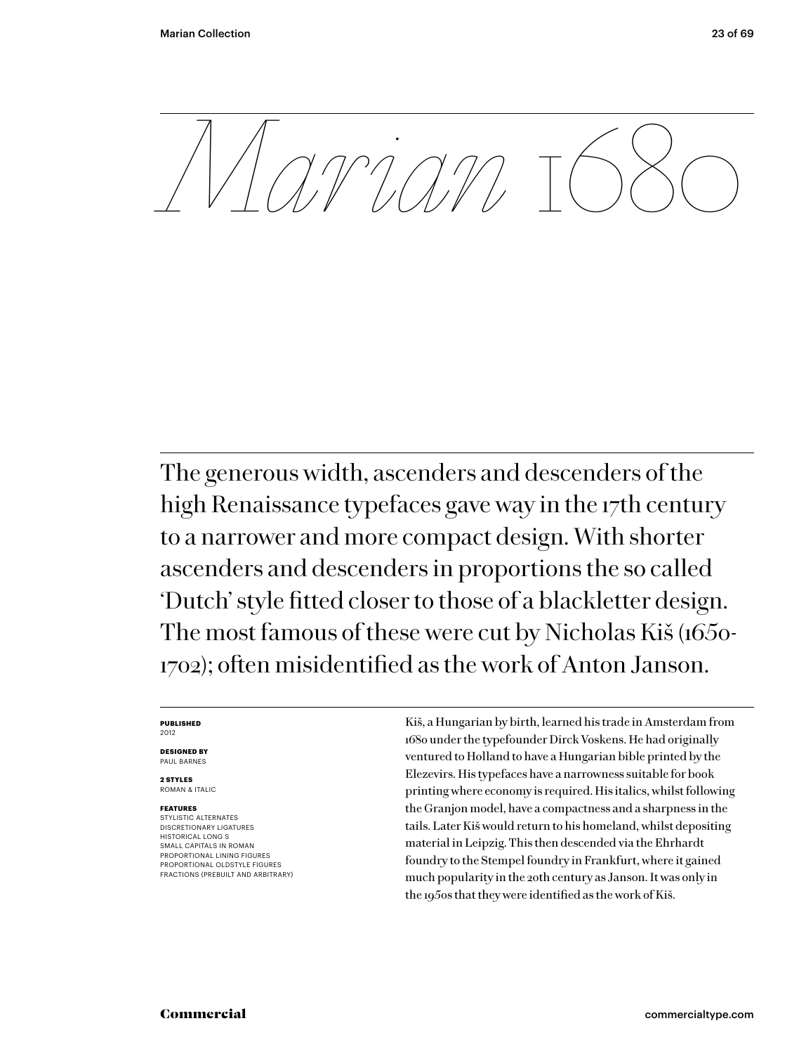# *Marian* 1680

The generous width, ascenders and descenders of the high Renaissance typefaces gave way in the 17th century to a narrower and more compact design. With shorter ascenders and descenders in proportions the so called 'Dutch' style fitted closer to those of a blackletter design. The most famous of these were cut by Nicholas Kiš (1650-1702); often misidentified as the work of Anton Janson.

**PUBLISHED**
2012

**DESIGNED BY**
PAUL BARNES

**2 STYLES**
ROMAN & ITALIC

**FEATURES**
STYLISTIC ALTERNATES
DISCRETIONARY LIGATURES
HISTORICAL LONG S
SMALL CAPITALS IN ROMAN
PROPORTIONAL LINING FIGURES
PROPORTIONAL OLDSTYLE FIGURES
FRACTIONS (PREBUILT AND ARBITRARY)

Kiš, a Hungarian by birth, learned his trade in Amsterdam from 1680 under the typefounder Dirck Voskens. He had originally ventured to Holland to have a Hungarian bible printed by the Elezevirs. His typefaces have a narrowness suitable for book printing where economy is required. His italics, whilst following the Granjon model, have a compactness and a sharpness in the tails. Later Kiš would return to his homeland, whilst depositing material in Leipzig. This then descended via the Ehrhardt foundry to the Stempel foundry in Frankfurt, where it gained much popularity in the 20th century as Janson. It was only in the 1950s that they were identified as the work of Kiš.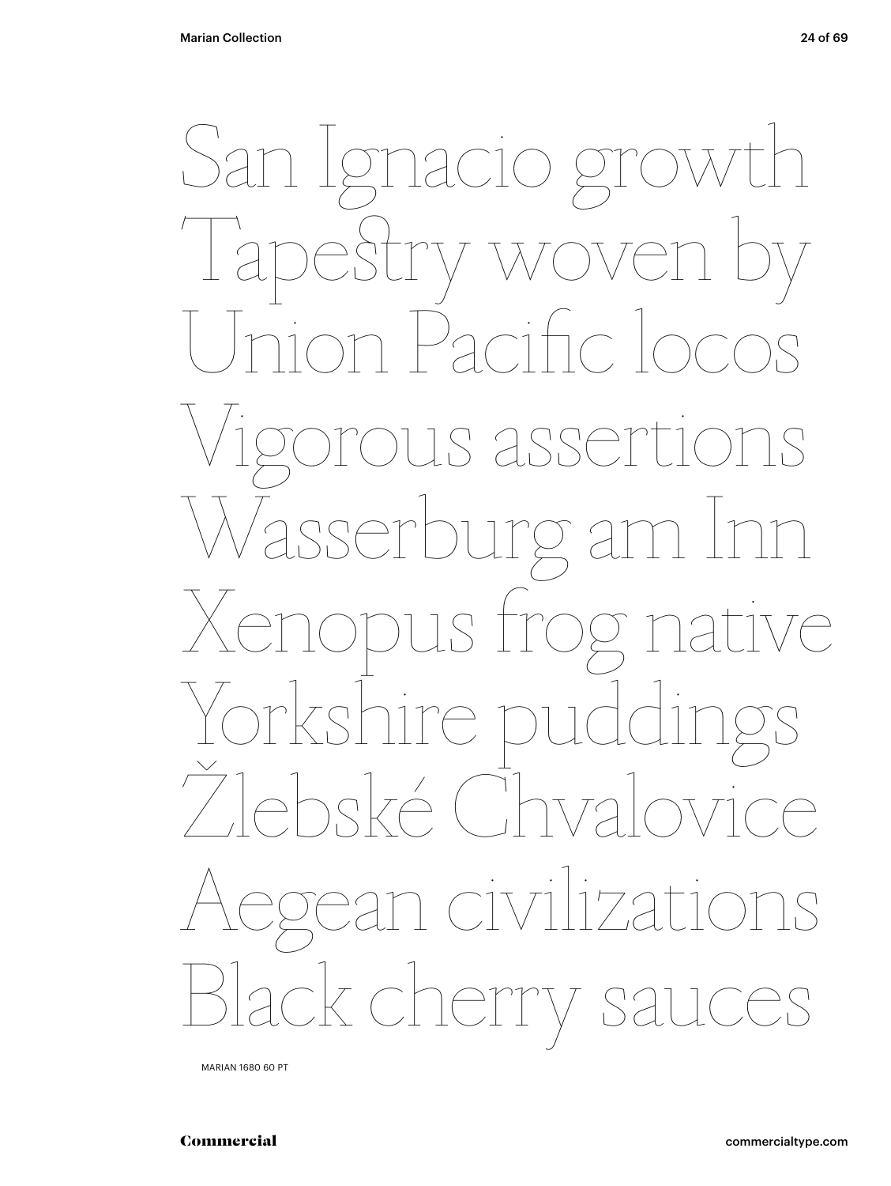San Ignacio growth
Tapestry woven by
Union Pacific locos
Vigorous assertions
Wasserburg am Inn
Xenopus frog native
Yorkshire puddings
Žlebské Chvalovice
Aegean civilizations
Black cherry sauces

MARIAN 1680 60 PT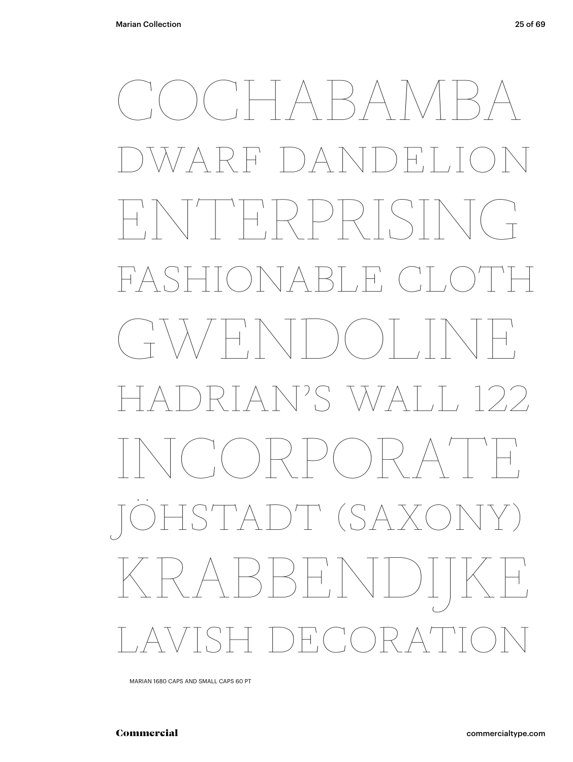COCHABAMBA

DWARF DANDELION

ENTERPRISING

FASHIONABLE CLOTH

GWENDOLINE

HADRIAN’S WALL 122

INCORPORATE

JÖHSTADT (SAXONY)

KRABBENDIJKE

LAVISH DECORATION

MARIAN 1680 CAPS AND SMALL CAPS 60 PT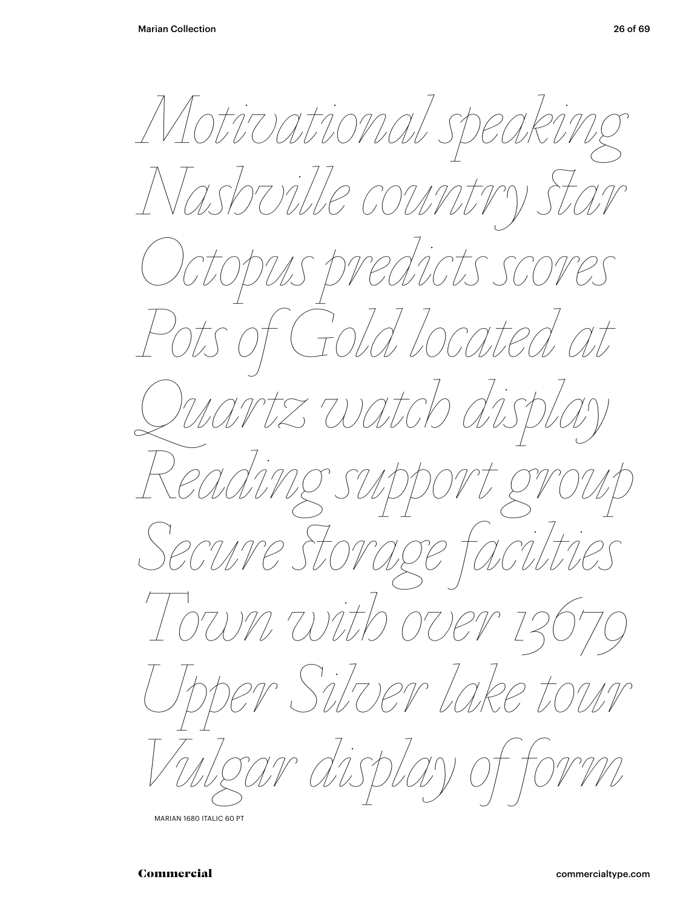*Motivational speaking*
*Nashville country star*
*Octopus predicts scores*
*Pots of Gold located at*
*Quartz watch display*
*Reading support group*
*Secure storage facilties*
*Town with over 13679*
*Upper Silver lake tour*
*Vulgar display of form*

MARIAN 1680 ITALIC 60 PT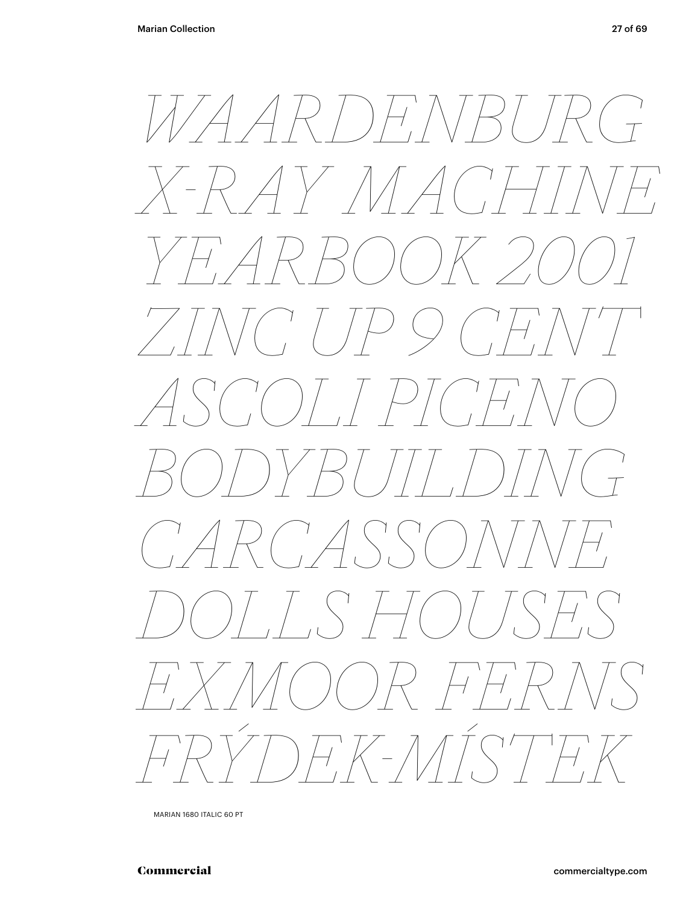*WAARDENBURG*
*X-RAY MACHINE*
*YEARBOOK 2001*
*ZINC UP 9 CENT*
*ASCOLI PICENO*
*BODYBUILDING*
*CARCASSONNE*
*DOLLS HOUSES*
*EXMOOR FERNS*
*FRÝDEK-MÍSTEK*

MARIAN 1680 ITALIC 60 PT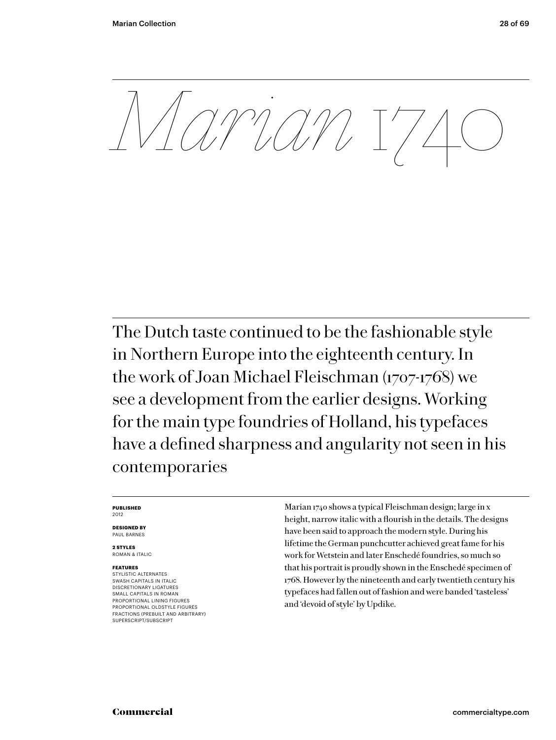# *Marian* 1740

The Dutch taste continued to be the fashionable style in Northern Europe into the eighteenth century. In the work of Joan Michael Fleischman (1707-1768) we see a development from the earlier designs. Working for the main type foundries of Holland, his typefaces have a defined sharpness and angularity not seen in his contemporaries

**PUBLISHED**
2012

**DESIGNED BY**
PAUL BARNES

**2 STYLES**
ROMAN & ITALIC

**FEATURES**
STYLISTIC ALTERNATES
SWASH CAPITALS IN ITALIC
DISCRETIONARY LIGATURES
SMALL CAPITALS IN ROMAN
PROPORTIONAL LINING FIGURES
PROPORTIONAL OLDSTYLE FIGURES
FRACTIONS (PREBUILT AND ARBITRARY)
SUPERSCRIPT/SUBSCRIPT

Marian 1740 shows a typical Fleischman design; large in x height, narrow italic with a flourish in the details. The designs have been said to approach the modern style. During his lifetime the German punchcutter achieved great fame for his work for Wetstein and later Enschedé foundries, so much so that his portrait is proudly shown in the Enschedé specimen of 1768. However by the nineteenth and early twentieth century his typefaces had fallen out of fashion and were banded 'tasteless' and 'devoid of style' by Updike.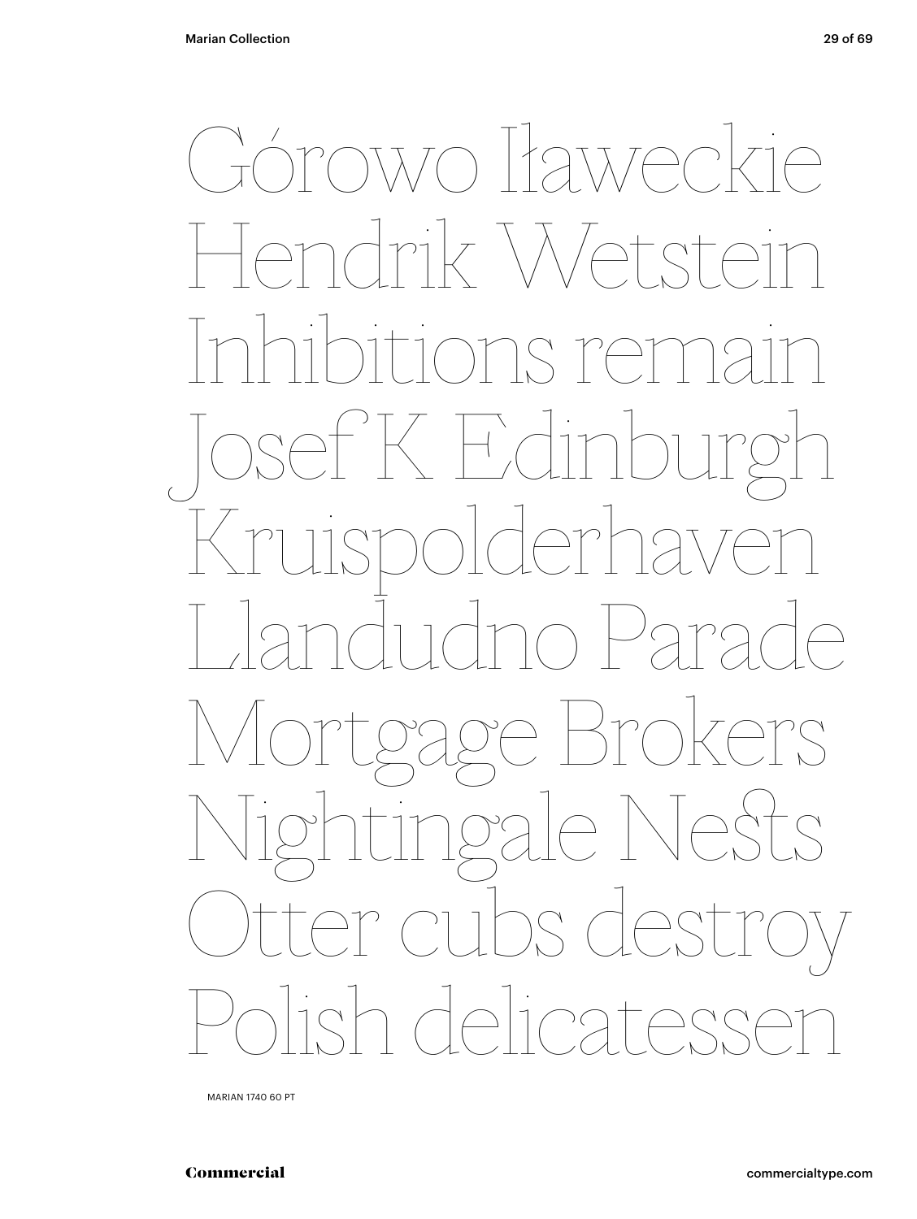Górowo Iławeckie
Hendrik Wetstein
Inhibitions remain
Josef K Edinburgh
Kruispolderhaven
Llandudno Parade
Mortgage Brokers
Nightingale Nests
Otter cubs destroy
Polish delicatessen

MARIAN 1740 60 PT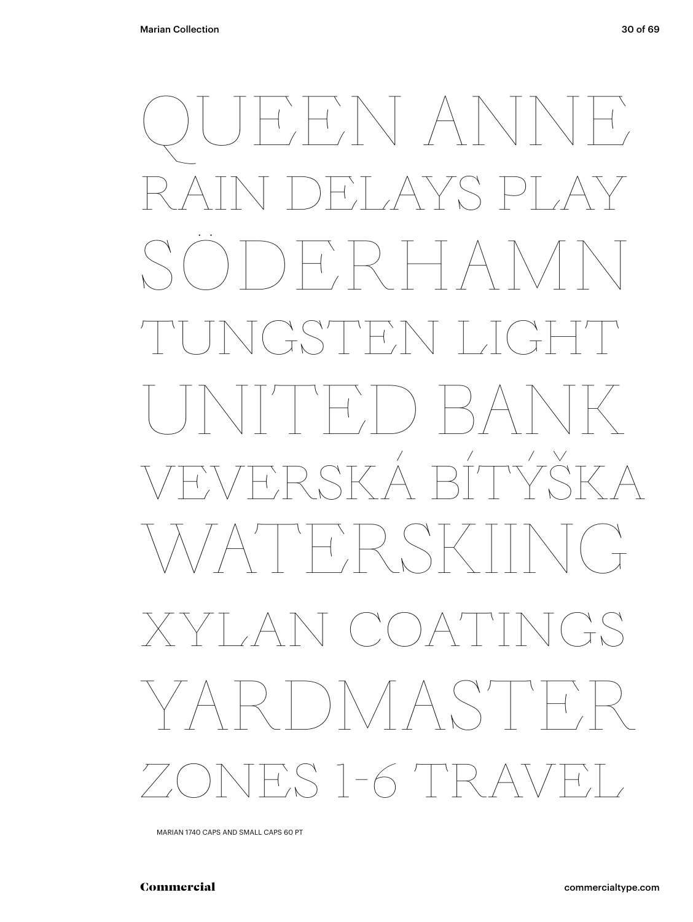QUEEN ANNE
RAIN DELAYS PLAY
SÖDERHAMN
TUNGSTEN LIGHT
UNITED BANK
VEVERSKÁ BÍTÝŠKA
WATERSKIING
XYLAN COATINGS
YARDMASTER
ZONES 1-6 TRAVEL

MARIAN 1740 CAPS AND SMALL CAPS 60 PT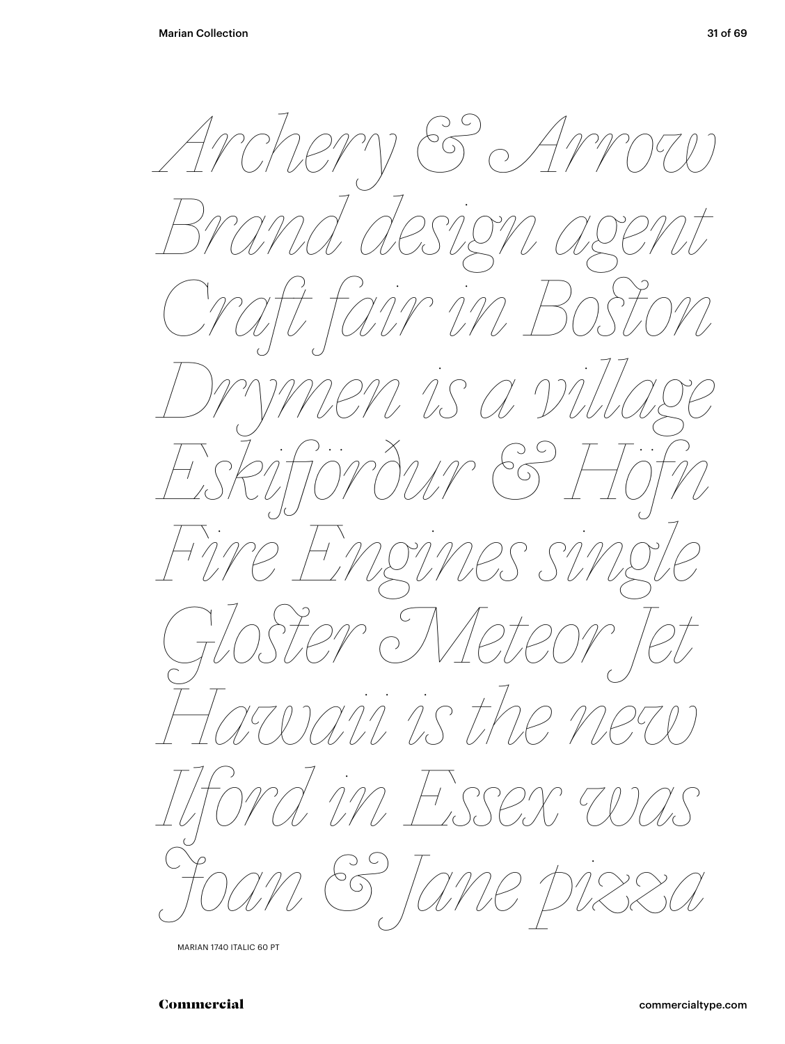*Archery & Arrow*
*Brand design agent*
*Craft fair in Boston*
*Drymen is a village*
*Eskifjörður & Höfn*
*Fire Engines single*
*Gloster Meteor Jet*
*Hawaii is the new*
*Ilford in Essex was*
*Joan & Jane pizza*

MARIAN 1740 ITALIC 60 PT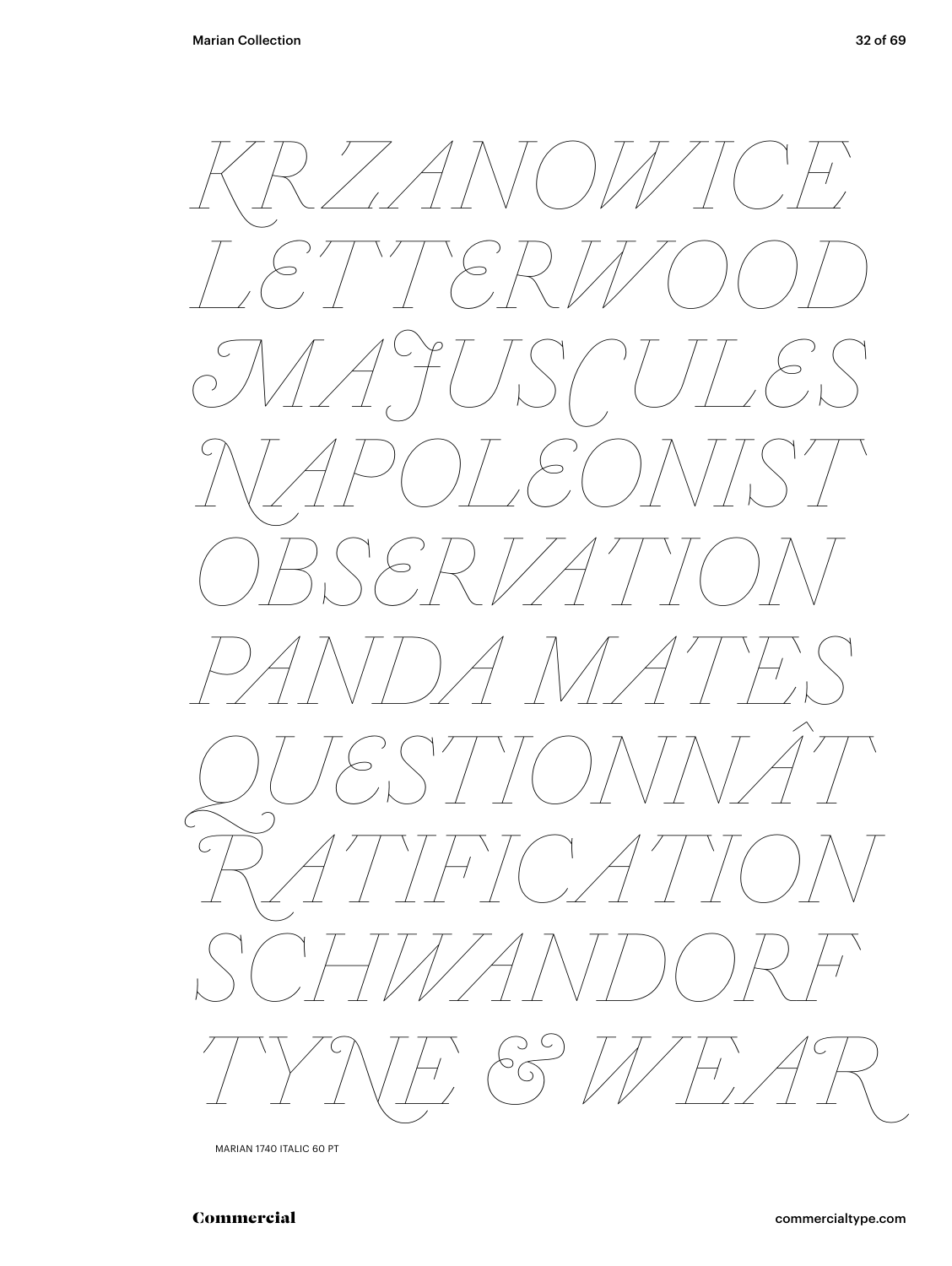*KRZANOWICE*
*LETTERWOOD*
*MAJUSCULES*
*NAPOLEONIST*
*OBSERVATION*
*PANDA MATES*
*QUESTIONNÂT*
*RATIFICATION*
*SCHWANDORF*
*TYNE & WEAR*

MARIAN 1740 ITALIC 60 PT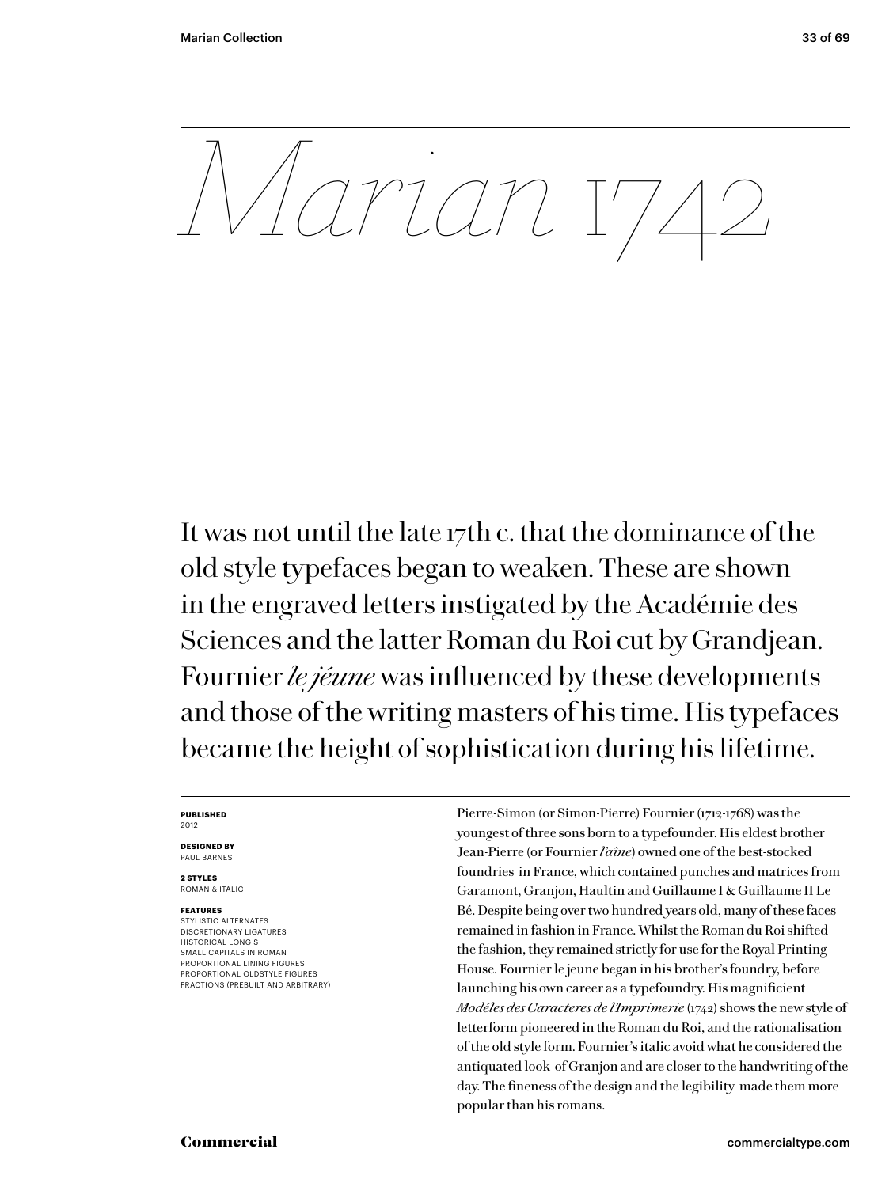# *Marian* 1742

It was not until the late 17th c. that the dominance of the old style typefaces began to weaken. These are shown in the engraved letters instigated by the Académie des Sciences and the latter Roman du Roi cut by Grandjean. Fournier *le jéune* was influenced by these developments and those of the writing masters of his time. His typefaces became the height of sophistication during his lifetime.

**PUBLISHED**
2012

**DESIGNED BY**
PAUL BARNES

**2 STYLES**
ROMAN & ITALIC

**FEATURES**
STYLISTIC ALTERNATES
DISCRETIONARY LIGATURES
HISTORICAL LONG S
SMALL CAPITALS IN ROMAN
PROPORTIONAL LINING FIGURES
PROPORTIONAL OLDSTYLE FIGURES
FRACTIONS (PREBUILT AND ARBITRARY)

Pierre-Simon (or Simon-Pierre) Fournier (1712-1768) was the youngest of three sons born to a typefounder. His eldest brother Jean-Pierre (or Fournier *l'aîne*) owned one of the best-stocked foundries in France, which contained punches and matrices from Garamont, Granjon, Haultin and Guillaume I & Guillaume II Le Bé. Despite being over two hundred years old, many of these faces remained in fashion in France. Whilst the Roman du Roi shifted the fashion, they remained strictly for use for the Royal Printing House. Fournier le jeune began in his brother's foundry, before launching his own career as a typefoundry. His magnificient *Modéles des Caracteres de l'Imprimerie* (1742) shows the new style of letterform pioneered in the Roman du Roi, and the rationalisation of the old style form. Fournier's italic avoid what he considered the antiquated look of Granjon and are closer to the handwriting of the day. The fineness of the design and the legibility made them more popular than his romans.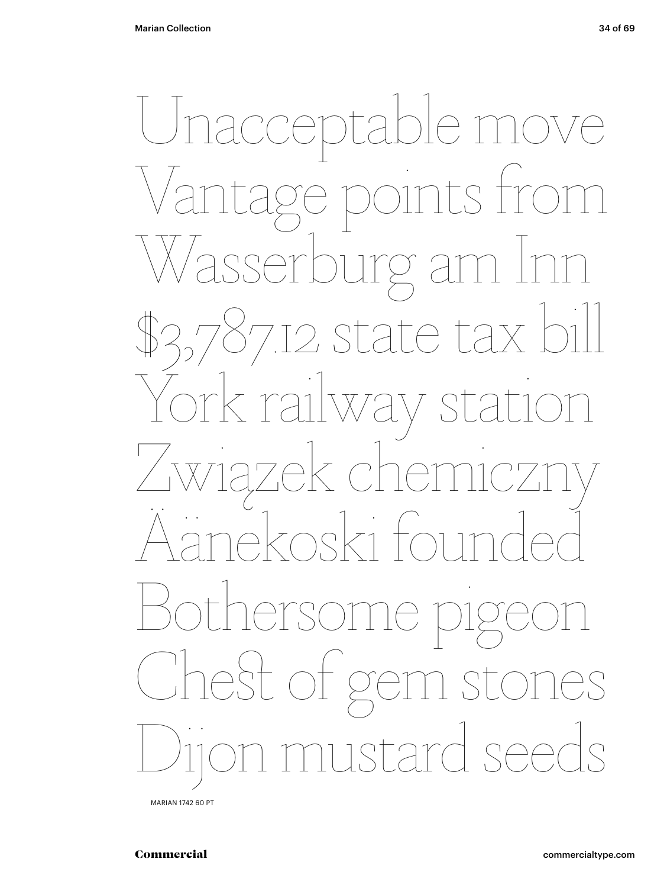Unacceptable move
Vantage points from
Wasserburg am Inn
$3,787.12 state tax bill
York railway station
Związek chemiczny
Äänekoski founded
Bothersome pigeon
Cheſt of gem stones
Dijon mustard seeds

MARIAN 1742 60 PT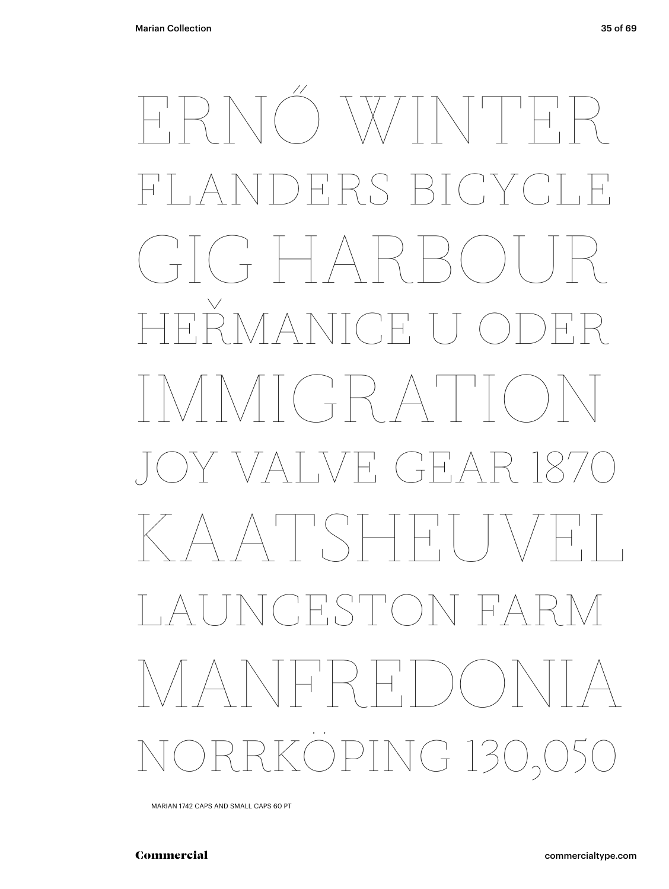ERNŐ WINTER

FLANDERS BICYCLE

GIG HARBOUR

HEŘMANICE U ODER

IMMIGRATION

JOY VALVE GEAR 1870

KAATSHEUVEL

LAUNCESTON FARM

MANFREDONIA

NORRKÖPING 130,050

MARIAN 1742 CAPS AND SMALL CAPS 60 PT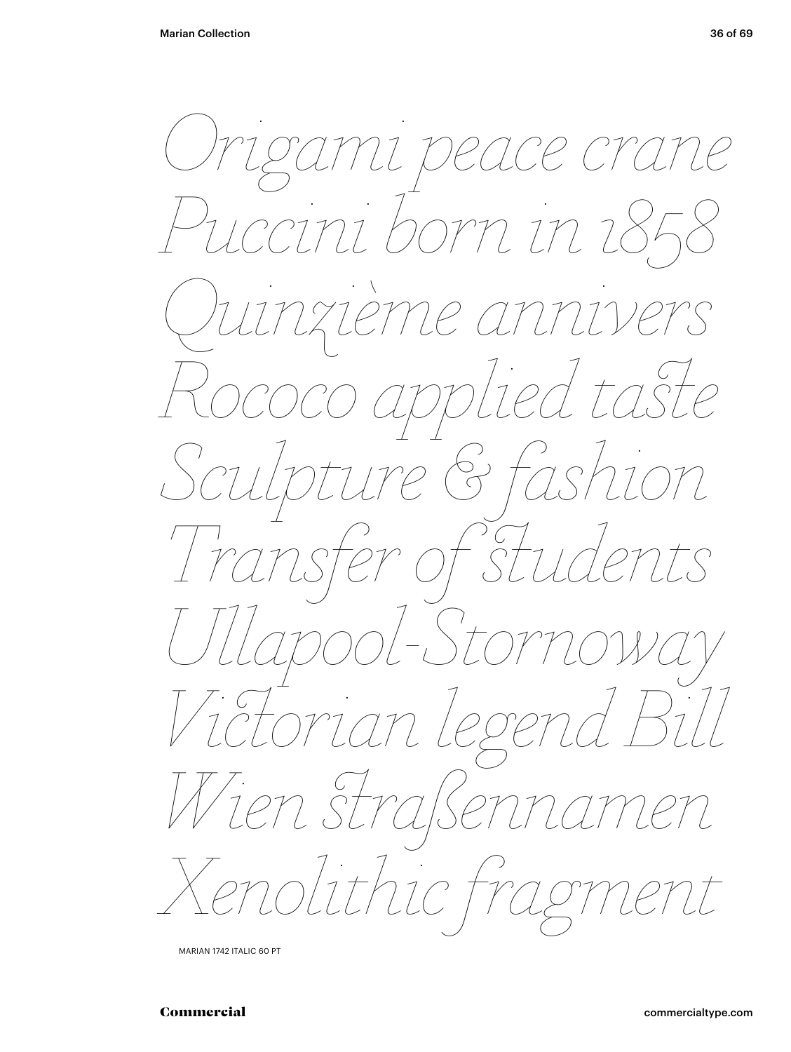*Origami peace crane*
*Puccini born in 1858*
*Quinzième annivers*
*Rococo applied taste*
*Sculpture & fashion*
*Transfer of students*
*Ullapool-Stornoway*
*Victorian legend Bill*
*Wien straßennamen*
*Xenolithic fragment*

MARIAN 1742 ITALIC 60 PT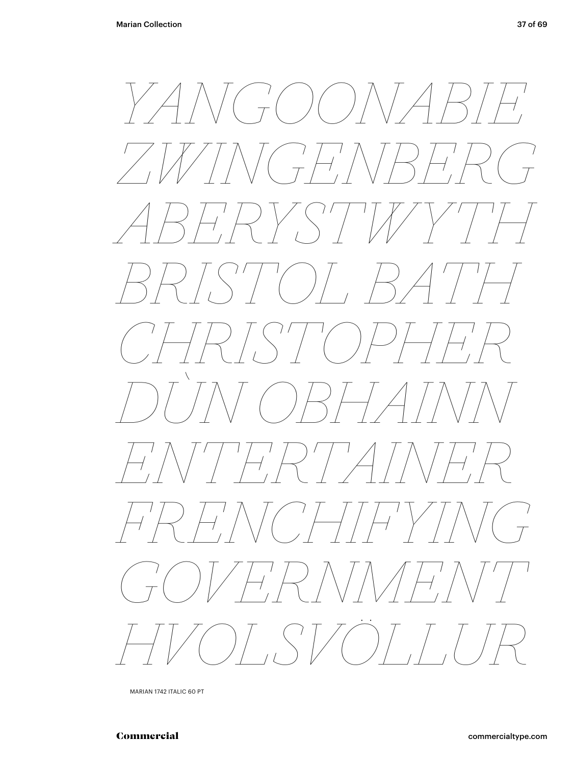*YANGOONABIE*
*ZWINGENBERG*
*ABERYSTWYTH*
*BRISTOL BATH*
*CHRISTOPHER*
*DÙN OBHAINN*
*ENTERTAINER*
*FRENCHIFYING*
*GOVERNMENT*
*HVOLSVÖLLUR*

MARIAN 1742 ITALIC 60 PT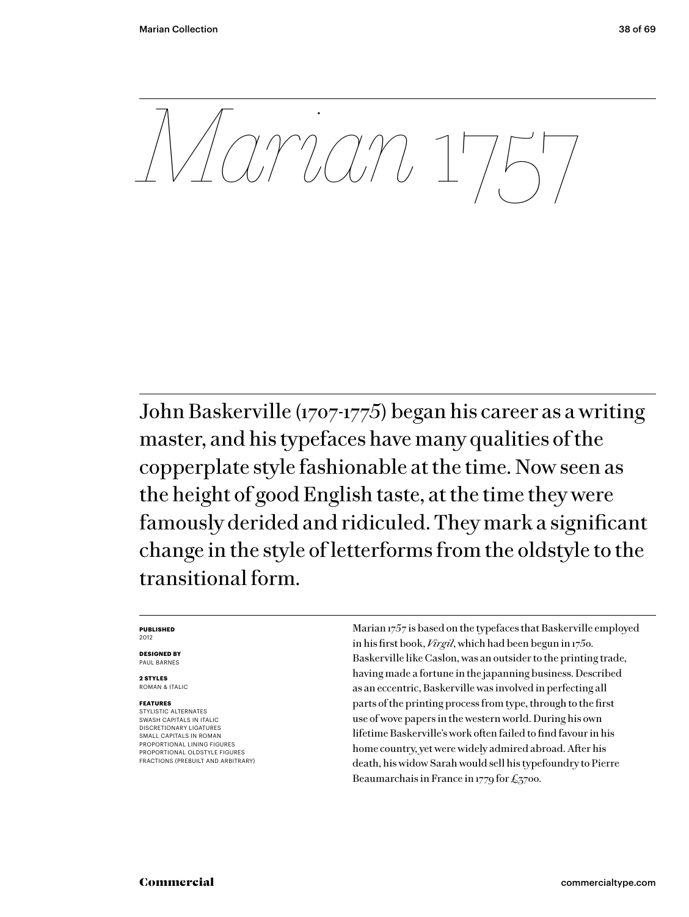# *Marian* 1757

John Baskerville (1707-1775) began his career as a writing master, and his typefaces have many qualities of the copperplate style fashionable at the time. Now seen as the height of good English taste, at the time they were famously derided and ridiculed. They mark a significant change in the style of letterforms from the oldstyle to the transitional form.

**PUBLISHED**
2012

**DESIGNED BY**
PAUL BARNES

**2 STYLES**
ROMAN & ITALIC

**FEATURES**
STYLISTIC ALTERNATES
SWASH CAPITALS IN ITALIC
DISCRETIONARY LIGATURES
SMALL CAPITALS IN ROMAN
PROPORTIONAL LINING FIGURES
PROPORTIONAL OLDSTYLE FIGURES
FRACTIONS (PREBUILT AND ARBITRARY)

Marian 1757 is based on the typefaces that Baskerville employed in his first book, *Virgil*, which had been begun in 1750. Baskerville like Caslon, was an outsider to the printing trade, having made a fortune in the japanning business. Described as an eccentric, Baskerville was involved in perfecting all parts of the printing process from type, through to the first use of wove papers in the western world. During his own lifetime Baskerville's work often failed to find favour in his home country, yet were widely admired abroad. After his death, his widow Sarah would sell his typefoundry to Pierre Beaumarchais in France in 1779 for *£*3700.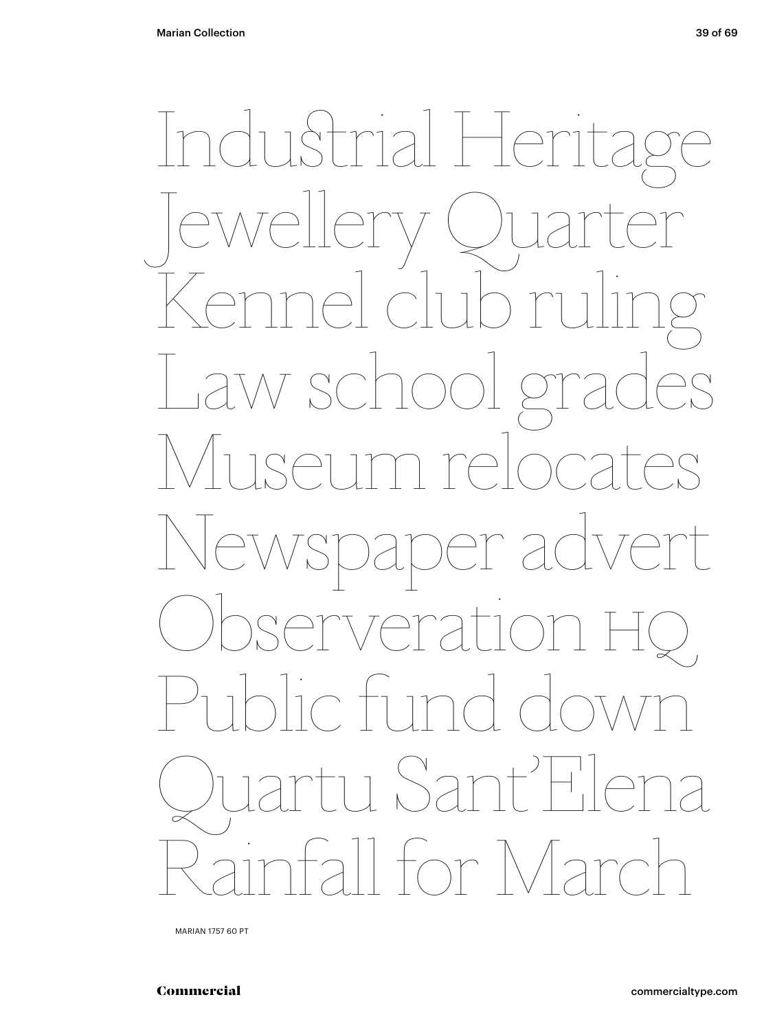Industrial Heritage
Jewellery Quarter
Kennel club ruling
Law school grades
Museum relocates
Newspaper advert
Observeration HQ
Public fund down
Quartu Sant'Elena
Rainfall for March

MARIAN 1757 60 PT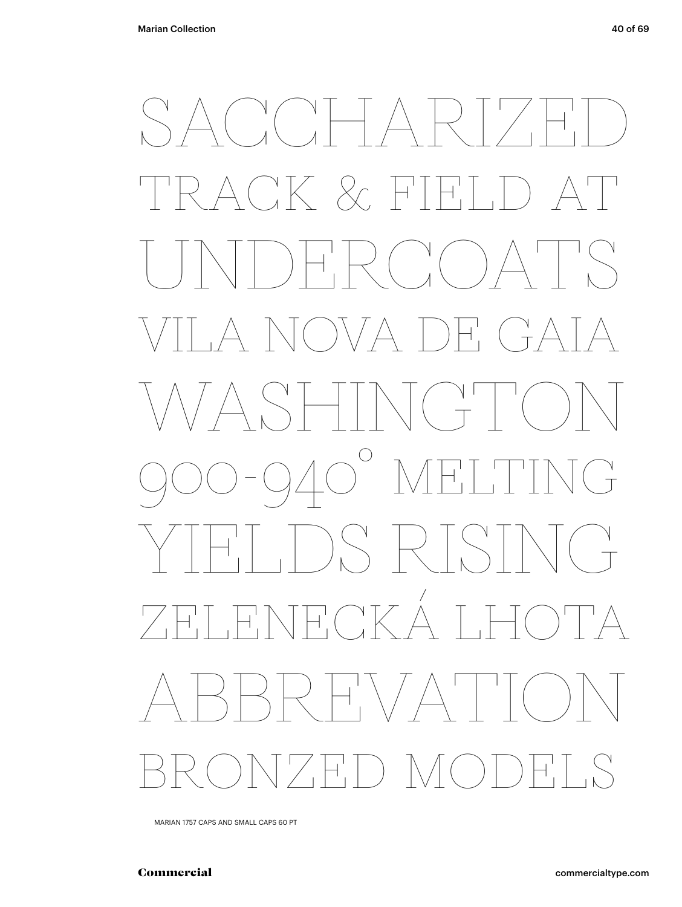SACCHARIZED

TRACK & FIELD AT

UNDERCOATS

VILA NOVA DE GAIA

WASHINGTON

900-940° MELTING

YIELDS RISING

ZELENECKÁ LHOTA

ABBREVATION

BRONZED MODELS

MARIAN 1757 CAPS AND SMALL CAPS 60 PT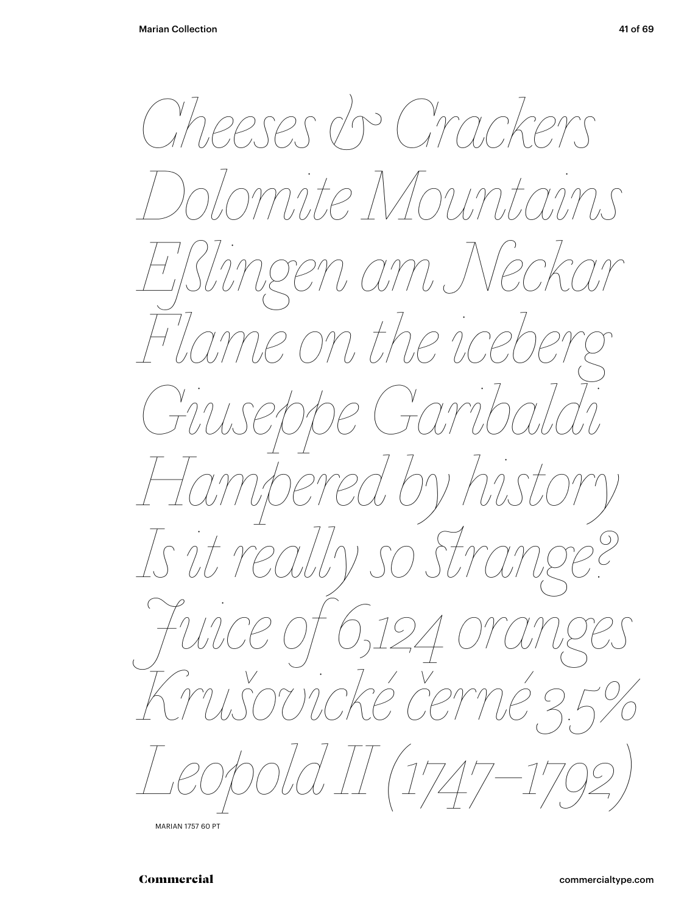*Cheeses & Crackers*
*Dolomite Mountains*
*Eßlingen am Neckar*
*Flame on the iceberg*
*Giuseppe Garibaldi*
*Hampered by history*
*Is it really so strange?*
*Juice of 6,124 oranges*
*Krušovické černé 3.5%*
*Leopold II (1747–1792)*

MARIAN 1757 60 PT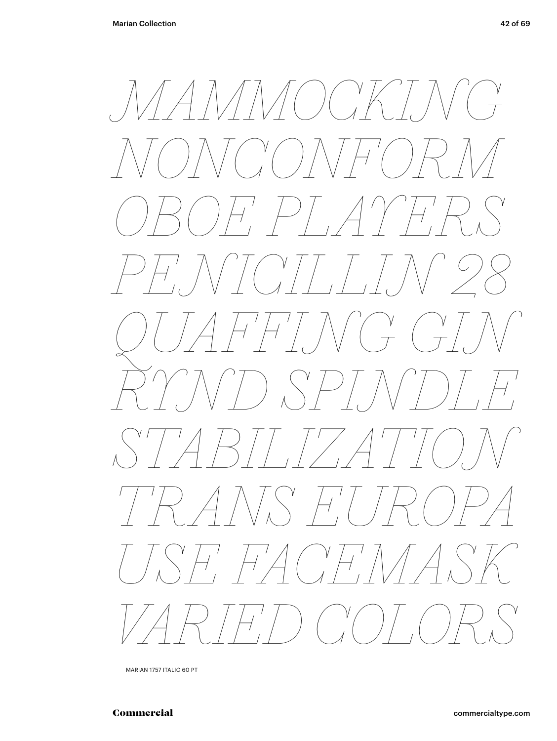*MAMMOCKING*
*NONCONFORM*
*OBOE PLAYERS*
*PENICILLIN 28*
*QUAFFING GIN*
*RYND SPINDLE*
*STABILIZATION*
*TRANS EUROPA*
*USE FACEMASK*
*VARIED COLORS*

MARIAN 1757 ITALIC 60 PT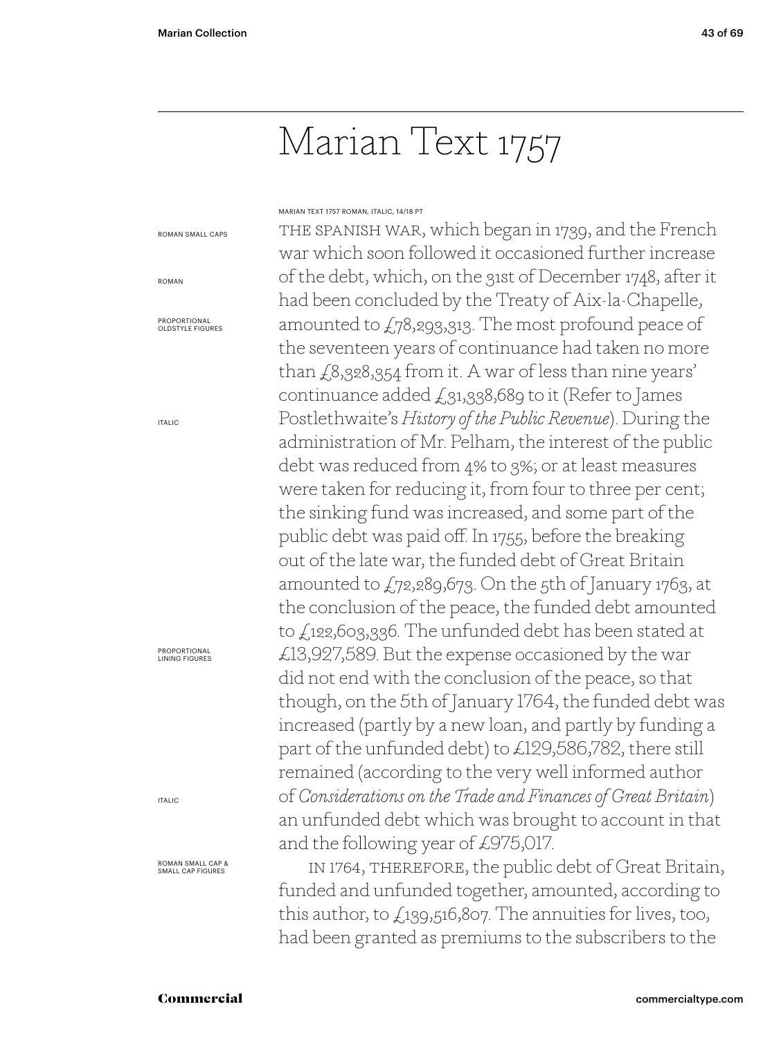# Marian Text 1757

MARIAN TEXT 1757 ROMAN, ITALIC, 14/18 PT

ROMAN SMALL CAPS

ROMAN

PROPORTIONAL OLDSTYLE FIGURES

ITALIC

PROPORTIONAL LINING FIGURES

ITALIC

ROMAN SMALL CAP & SMALL CAP FIGURES

THE SPANISH WAR, which began in 1739, and the French war which soon followed it occasioned further increase of the debt, which, on the 31st of December 1748, after it had been concluded by the Treaty of Aix-la-Chapelle, amounted to £78,293,313. The most profound peace of the seventeen years of continuance had taken no more than £8,328,354 from it. A war of less than nine years' continuance added £31,338,689 to it (Refer to James Postlethwaite's *History of the Public Revenue*). During the administration of Mr. Pelham, the interest of the public debt was reduced from 4% to 3%; or at least measures were taken for reducing it, from four to three per cent; the sinking fund was increased, and some part of the public debt was paid off. In 1755, before the breaking out of the late war, the funded debt of Great Britain amounted to £72,289,673. On the 5th of January 1763, at the conclusion of the peace, the funded debt amounted to £122,603,336. The unfunded debt has been stated at £13,927,589. But the expense occasioned by the war did not end with the conclusion of the peace, so that though, on the 5th of January 1764, the funded debt was increased (partly by a new loan, and partly by funding a part of the unfunded debt) to £129,586,782, there still remained (according to the very well informed author of *Considerations on the Trade and Finances of Great Britain*) an unfunded debt which was brought to account in that and the following year of £975,017.

IN 1764, THEREFORE, the public debt of Great Britain, funded and unfunded together, amounted, according to this author, to £139,516,807. The annuities for lives, too, had been granted as premiums to the subscribers to the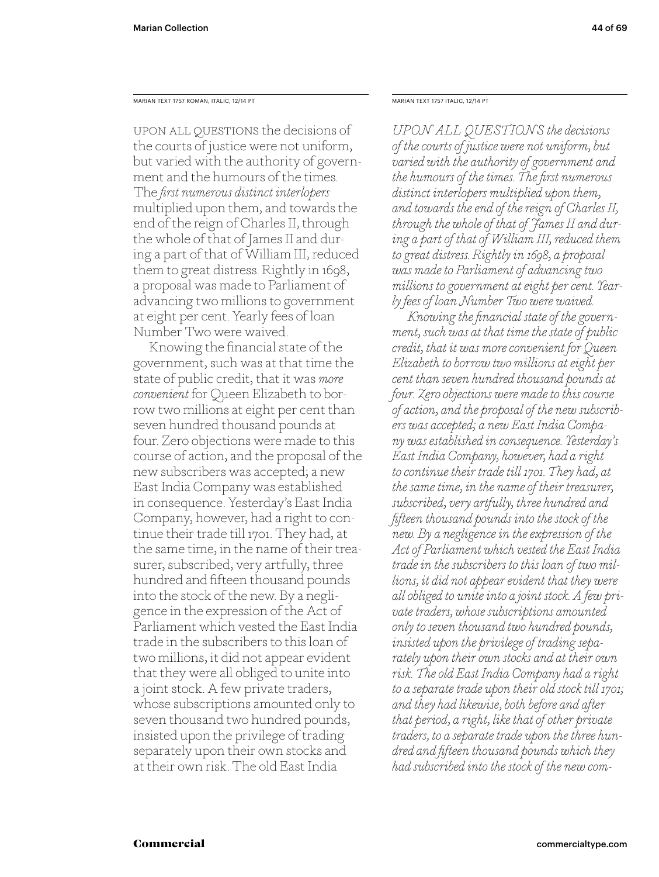MARIAN TEXT 1757 ROMAN, ITALIC, 12/14 PT

UPON ALL QUESTIONS the decisions of the courts of justice were not uniform, but varied with the authority of government and the humours of the times. The *first numerous distinct interlopers* multiplied upon them, and towards the end of the reign of Charles II, through the whole of that of James II and during a part of that of William III, reduced them to great distress. Rightly in 1698, a proposal was made to Parliament of advancing two millions to government at eight per cent. Yearly fees of loan Number Two were waived.

Knowing the financial state of the government, such was at that time the state of public credit, that it was *more convenient* for Queen Elizabeth to borrow two millions at eight per cent than seven hundred thousand pounds at four. Zero objections were made to this course of action, and the proposal of the new subscribers was accepted; a new East India Company was established in consequence. Yesterday's East India Company, however, had a right to continue their trade till 1701. They had, at the same time, in the name of their treasurer, subscribed, very artfully, three hundred and fifteen thousand pounds into the stock of the new. By a negligence in the expression of the Act of Parliament which vested the East India trade in the subscribers to this loan of two millions, it did not appear evident that they were all obliged to unite into a joint stock. A few private traders, whose subscriptions amounted only to seven thousand two hundred pounds, insisted upon the privilege of trading separately upon their own stocks and at their own risk. The old East India

MARIAN TEXT 1757 ITALIC, 12/14 PT

*UPON ALL QUESTIONS the decisions of the courts of justice were not uniform, but varied with the authority of government and the humours of the times. The first numerous distinct interlopers multiplied upon them, and towards the end of the reign of Charles II, through the whole of that of James II and during a part of that of William III, reduced them to great distress. Rightly in 1698, a proposal was made to Parliament of advancing two millions to government at eight per cent. Yearly fees of loan Number Two were waived.*

*Knowing the financial state of the government, such was at that time the state of public credit, that it was more convenient for Queen Elizabeth to borrow two millions at eight per cent than seven hundred thousand pounds at four. Zero objections were made to this course of action, and the proposal of the new subscribers was accepted; a new East India Company was established in consequence. Yesterday's East India Company, however, had a right to continue their trade till 1701. They had, at the same time, in the name of their treasurer, subscribed, very artfully, three hundred and fifteen thousand pounds into the stock of the new. By a negligence in the expression of the Act of Parliament which vested the East India trade in the subscribers to this loan of two millions, it did not appear evident that they were all obliged to unite into a joint stock. A few private traders, whose subscriptions amounted only to seven thousand two hundred pounds, insisted upon the privilege of trading separately upon their own stocks and at their own risk. The old East India Company had a right to a separate trade upon their old stock till 1701; and they had likewise, both before and after that period, a right, like that of other private traders, to a separate trade upon the three hundred and fifteen thousand pounds which they had subscribed into the stock of the new com-*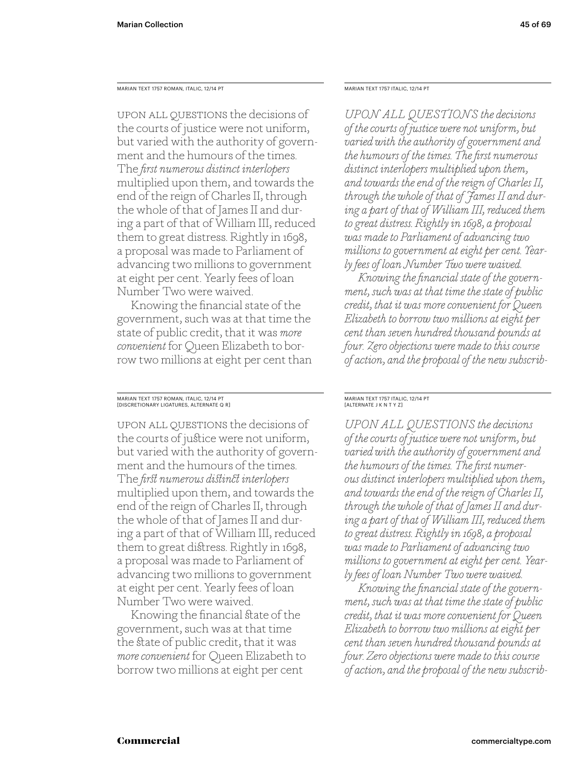MARIAN TEXT 1757 ROMAN, ITALIC, 12/14 PT

UPON ALL QUESTIONS the decisions of the courts of justice were not uniform, but varied with the authority of government and the humours of the times. The *first numerous distinct interlopers* multiplied upon them, and towards the end of the reign of Charles II, through the whole of that of James II and during a part of that of William III, reduced them to great distress. Rightly in 1698, a proposal was made to Parliament of advancing two millions to government at eight per cent. Yearly fees of loan Number Two were waived.

Knowing the financial state of the government, such was at that time the state of public credit, that it was *more convenient* for Queen Elizabeth to borrow two millions at eight per cent than

MARIAN TEXT 1757 ITALIC, 12/14 PT

*UPON ALL QUESTIONS the decisions of the courts of justice were not uniform, but varied with the authority of government and the humours of the times. The first numerous distinct interlopers multiplied upon them, and towards the end of the reign of Charles II, through the whole of that of James II and during a part of that of William III, reduced them to great distress. Rightly in 1698, a proposal was made to Parliament of advancing two millions to government at eight per cent. Yearly fees of loan Number Two were waived.*

*Knowing the financial state of the government, such was at that time the state of public credit, that it was more convenient for Queen Elizabeth to borrow two millions at eight per cent than seven hundred thousand pounds at four. Zero objections were made to this course of action, and the proposal of the new subscrib-*

MARIAN TEXT 1757 ROMAN, ITALIC, 12/14 PT
[DISCRETIONARY LIGATURES, ALTERNATE Q R]

UPON ALL QUESTIONS the decisions of the courts of justice were not uniform, but varied with the authority of government and the humours of the times. The *first numerous distinct interlopers* multiplied upon them, and towards the end of the reign of Charles II, through the whole of that of James II and during a part of that of William III, reduced them to great distress. Rightly in 1698, a proposal was made to Parliament of advancing two millions to government at eight per cent. Yearly fees of loan Number Two were waived.

Knowing the financial state of the government, such was at that time the state of public credit, that it was *more convenient* for Queen Elizabeth to borrow two millions at eight per cent

MARIAN TEXT 1757 ITALIC, 12/14 PT
[ALTERNATE J K N T Y Z]

*UPON ALL QUESTIONS the decisions of the courts of justice were not uniform, but varied with the authority of government and the humours of the times. The first numerous distinct interlopers multiplied upon them, and towards the end of the reign of Charles II, through the whole of that of James II and during a part of that of William III, reduced them to great distress. Rightly in 1698, a proposal was made to Parliament of advancing two millions to government at eight per cent. Yearly fees of loan Number Two were waived.*

*Knowing the financial state of the government, such was at that time the state of public credit, that it was more convenient for Queen Elizabeth to borrow two millions at eight per cent than seven hundred thousand pounds at four. Zero objections were made to this course of action, and the proposal of the new subscrib-*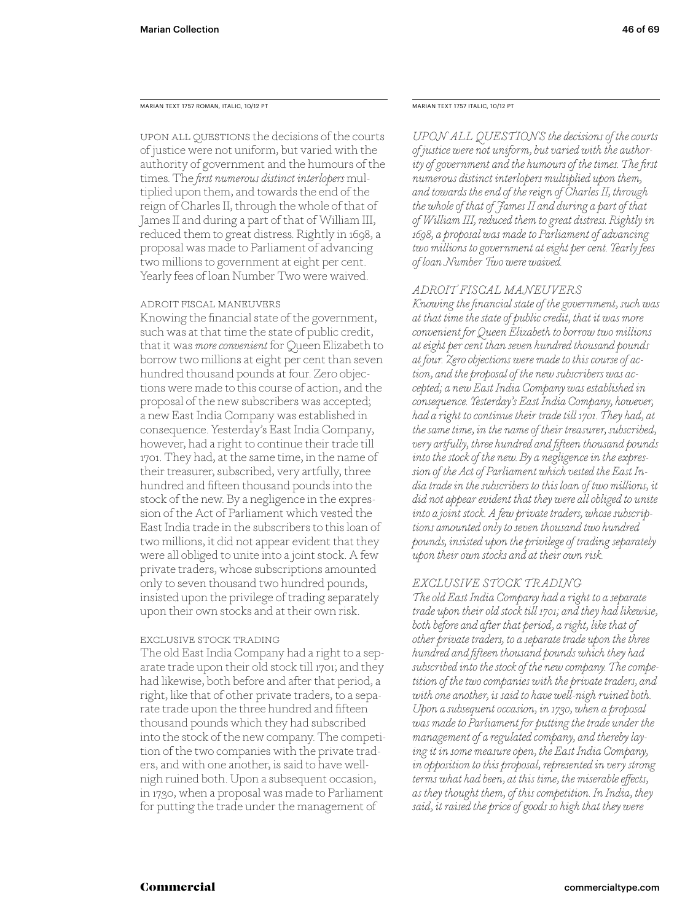MARIAN TEXT 1757 ROMAN, ITALIC, 10/12 PT

UPON ALL QUESTIONS the decisions of the courts of justice were not uniform, but varied with the authority of government and the humours of the times. The *first numerous distinct interlopers* multiplied upon them, and towards the end of the reign of Charles II, through the whole of that of James II and during a part of that of William III, reduced them to great distress. Rightly in 1698, a proposal was made to Parliament of advancing two millions to government at eight per cent. Yearly fees of loan Number Two were waived.

ADROIT FISCAL MANEUVERS

Knowing the financial state of the government, such was at that time the state of public credit, that it was *more convenient* for Queen Elizabeth to borrow two millions at eight per cent than seven hundred thousand pounds at four. Zero objections were made to this course of action, and the proposal of the new subscribers was accepted; a new East India Company was established in consequence. Yesterday's East India Company, however, had a right to continue their trade till 1701. They had, at the same time, in the name of their treasurer, subscribed, very artfully, three hundred and fifteen thousand pounds into the stock of the new. By a negligence in the expression of the Act of Parliament which vested the East India trade in the subscribers to this loan of two millions, it did not appear evident that they were all obliged to unite into a joint stock. A few private traders, whose subscriptions amounted only to seven thousand two hundred pounds, insisted upon the privilege of trading separately upon their own stocks and at their own risk.

EXCLUSIVE STOCK TRADING

The old East India Company had a right to a separate trade upon their old stock till 1701; and they had likewise, both before and after that period, a right, like that of other private traders, to a separate trade upon the three hundred and fifteen thousand pounds which they had subscribed into the stock of the new company. The competition of the two companies with the private traders, and with one another, is said to have well-nigh ruined both. Upon a subsequent occasion, in 1730, when a proposal was made to Parliament for putting the trade under the management of

MARIAN TEXT 1757 ITALIC, 10/12 PT

*UPON ALL QUESTIONS the decisions of the courts of justice were not uniform, but varied with the authority of government and the humours of the times. The first numerous distinct interlopers multiplied upon them, and towards the end of the reign of Charles II, through the whole of that of James II and during a part of that of William III, reduced them to great distress. Rightly in 1698, a proposal was made to Parliament of advancing two millions to government at eight per cent. Yearly fees of loan Number Two were waived.*

*ADROIT FISCAL MANEUVERS*

*Knowing the financial state of the government, such was at that time the state of public credit, that it was more convenient for Queen Elizabeth to borrow two millions at eight per cent than seven hundred thousand pounds at four. Zero objections were made to this course of action, and the proposal of the new subscribers was accepted; a new East India Company was established in consequence. Yesterday's East India Company, however, had a right to continue their trade till 1701. They had, at the same time, in the name of their treasurer, subscribed, very artfully, three hundred and fifteen thousand pounds into the stock of the new. By a negligence in the expression of the Act of Parliament which vested the East India trade in the subscribers to this loan of two millions, it did not appear evident that they were all obliged to unite into a joint stock. A few private traders, whose subscriptions amounted only to seven thousand two hundred pounds, insisted upon the privilege of trading separately upon their own stocks and at their own risk.*

*EXCLUSIVE STOCK TRADING*

*The old East India Company had a right to a separate trade upon their old stock till 1701; and they had likewise, both before and after that period, a right, like that of other private traders, to a separate trade upon the three hundred and fifteen thousand pounds which they had subscribed into the stock of the new company. The competition of the two companies with the private traders, and with one another, is said to have well-nigh ruined both. Upon a subsequent occasion, in 1730, when a proposal was made to Parliament for putting the trade under the management of a regulated company, and thereby laying it in some measure open, the East India Company, in opposition to this proposal, represented in very strong terms what had been, at this time, the miserable effects, as they thought them, of this competition. In India, they said, it raised the price of goods so high that they were*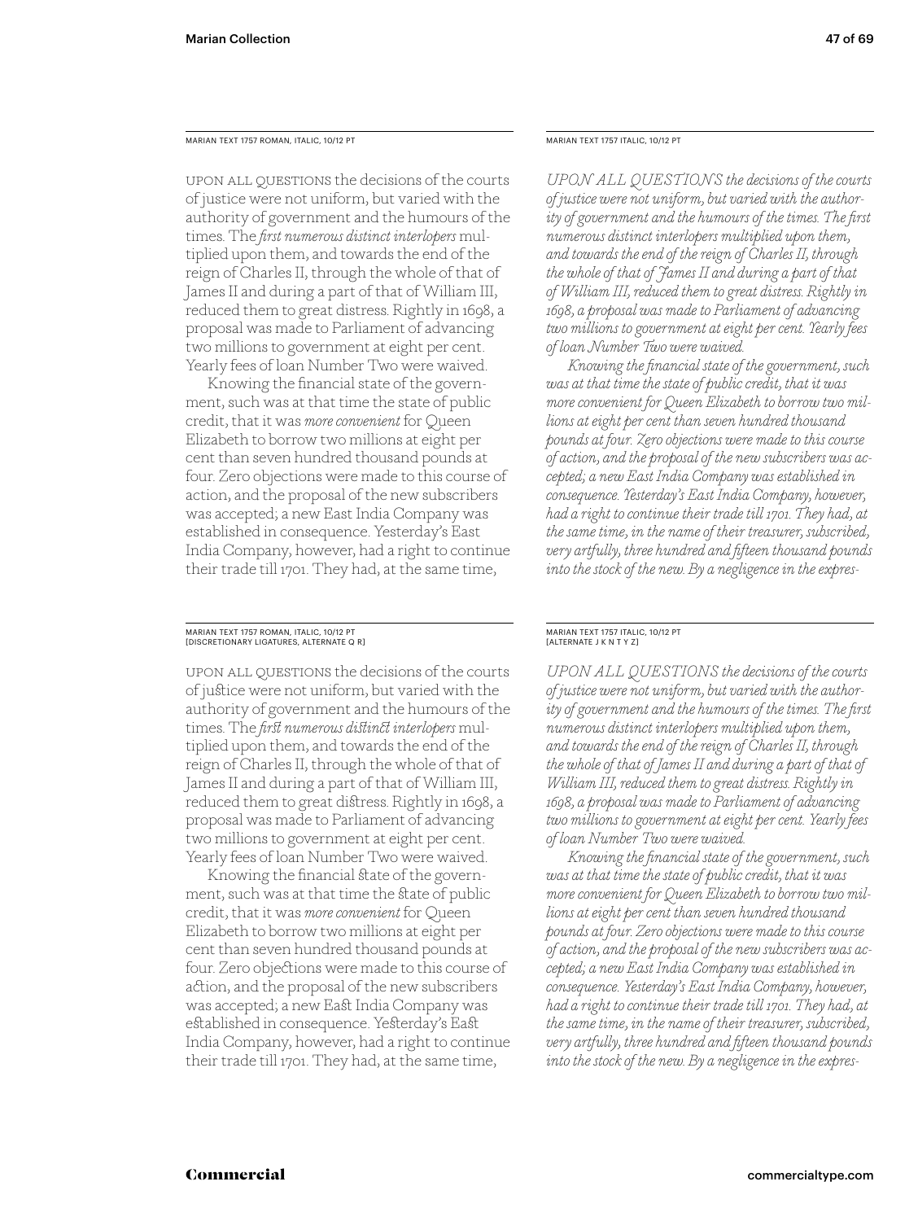MARIAN TEXT 1757 ROMAN, ITALIC, 10/12 PT

UPON ALL QUESTIONS the decisions of the courts of justice were not uniform, but varied with the authority of government and the humours of the times. The *first numerous distinct interlopers* multiplied upon them, and towards the end of the reign of Charles II, through the whole of that of James II and during a part of that of William III, reduced them to great distress. Rightly in 1698, a proposal was made to Parliament of advancing two millions to government at eight per cent. Yearly fees of loan Number Two were waived.

Knowing the financial state of the government, such was at that time the state of public credit, that it was *more convenient* for Queen Elizabeth to borrow two millions at eight per cent than seven hundred thousand pounds at four. Zero objections were made to this course of action, and the proposal of the new subscribers was accepted; a new East India Company was established in consequence. Yesterday's East India Company, however, had a right to continue their trade till 1701. They had, at the same time,

MARIAN TEXT 1757 ITALIC, 10/12 PT

*UPON ALL QUESTIONS the decisions of the courts of justice were not uniform, but varied with the authority of government and the humours of the times. The first numerous distinct interlopers multiplied upon them, and towards the end of the reign of Charles II, through the whole of that of James II and during a part of that of William III, reduced them to great distress. Rightly in 1698, a proposal was made to Parliament of advancing two millions to government at eight per cent. Yearly fees of loan Number Two were waived.*

*Knowing the financial state of the government, such was at that time the state of public credit, that it was more convenient for Queen Elizabeth to borrow two millions at eight per cent than seven hundred thousand pounds at four. Zero objections were made to this course of action, and the proposal of the new subscribers was accepted; a new East India Company was established in consequence. Yesterday's East India Company, however, had a right to continue their trade till 1701. They had, at the same time, in the name of their treasurer, subscribed, very artfully, three hundred and fifteen thousand pounds into the stock of the new. By a negligence in the expres-*

MARIAN TEXT 1757 ROMAN, ITALIC, 10/12 PT
[DISCRETIONARY LIGATURES, ALTERNATE Q R]

UPON ALL QUESTIONS the decisions of the courts of justice were not uniform, but varied with the authority of government and the humours of the times. The *first numerous distinct interlopers* multiplied upon them, and towards the end of the reign of Charles II, through the whole of that of James II and during a part of that of William III, reduced them to great distress. Rightly in 1698, a proposal was made to Parliament of advancing two millions to government at eight per cent. Yearly fees of loan Number Two were waived.

Knowing the financial state of the government, such was at that time the state of public credit, that it was *more convenient* for Queen Elizabeth to borrow two millions at eight per cent than seven hundred thousand pounds at four. Zero objections were made to this course of action, and the proposal of the new subscribers was accepted; a new East India Company was established in consequence. Yesterday's East India Company, however, had a right to continue their trade till 1701. They had, at the same time,

MARIAN TEXT 1757 ITALIC, 10/12 PT
[ALTERNATE J K N T Y Z]

*UPON ALL QUESTIONS the decisions of the courts of justice were not uniform, but varied with the authority of government and the humours of the times. The first numerous distinct interlopers multiplied upon them, and towards the end of the reign of Charles II, through the whole of that of James II and during a part of that of William III, reduced them to great distress. Rightly in 1698, a proposal was made to Parliament of advancing two millions to government at eight per cent. Yearly fees of loan Number Two were waived.*

*Knowing the financial state of the government, such was at that time the state of public credit, that it was more convenient for Queen Elizabeth to borrow two millions at eight per cent than seven hundred thousand pounds at four. Zero objections were made to this course of action, and the proposal of the new subscribers was accepted; a new East India Company was established in consequence. Yesterday's East India Company, however, had a right to continue their trade till 1701. They had, at the same time, in the name of their treasurer, subscribed, very artfully, three hundred and fifteen thousand pounds into the stock of the new. By a negligence in the expres-*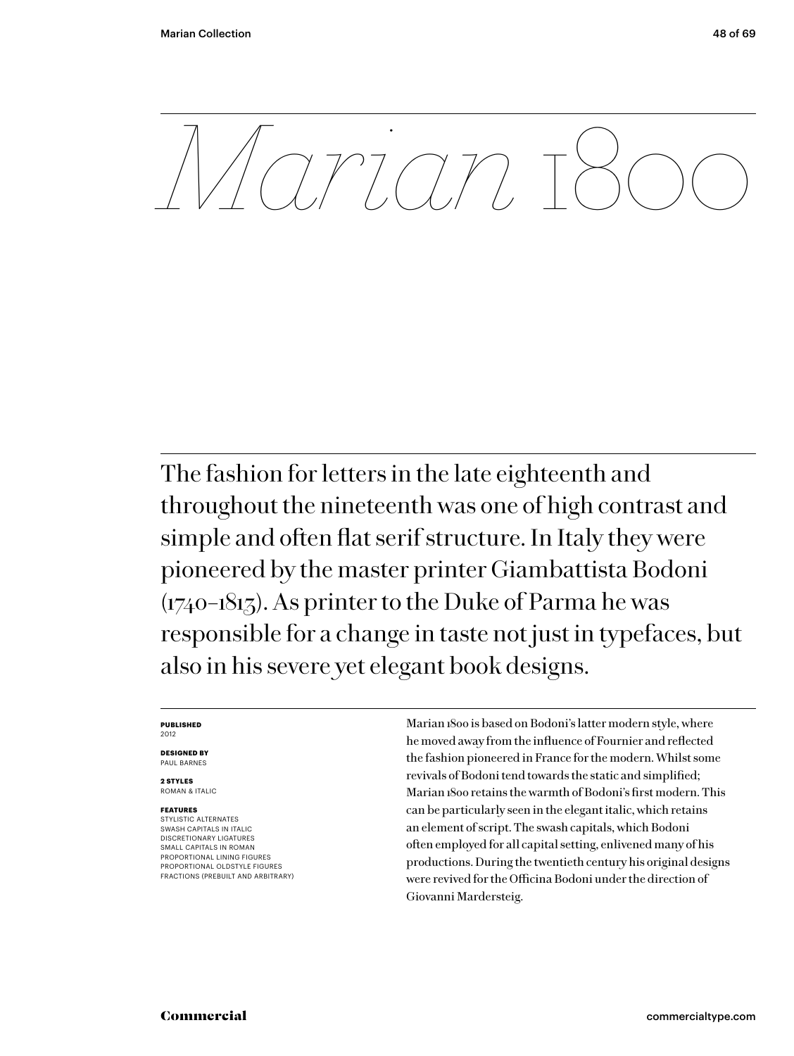# *Marian* 1800

The fashion for letters in the late eighteenth and throughout the nineteenth was one of high contrast and simple and often flat serif structure. In Italy they were pioneered by the master printer Giambattista Bodoni (1740–1813). As printer to the Duke of Parma he was responsible for a change in taste not just in typefaces, but also in his severe yet elegant book designs.

**PUBLISHED**
2012

**DESIGNED BY**
PAUL BARNES

**2 STYLES**
ROMAN & ITALIC

**FEATURES**
STYLISTIC ALTERNATES
SWASH CAPITALS IN ITALIC
DISCRETIONARY LIGATURES
SMALL CAPITALS IN ROMAN
PROPORTIONAL LINING FIGURES
PROPORTIONAL OLDSTYLE FIGURES
FRACTIONS (PREBUILT AND ARBITRARY)

Marian 1800 is based on Bodoni's latter modern style, where he moved away from the influence of Fournier and reflected the fashion pioneered in France for the modern. Whilst some revivals of Bodoni tend towards the static and simplified; Marian 1800 retains the warmth of Bodoni's first modern. This can be particularly seen in the elegant italic, which retains an element of script. The swash capitals, which Bodoni often employed for all capital setting, enlivened many of his productions. During the twentieth century his original designs were revived for the Officina Bodoni under the direction of Giovanni Mardersteig.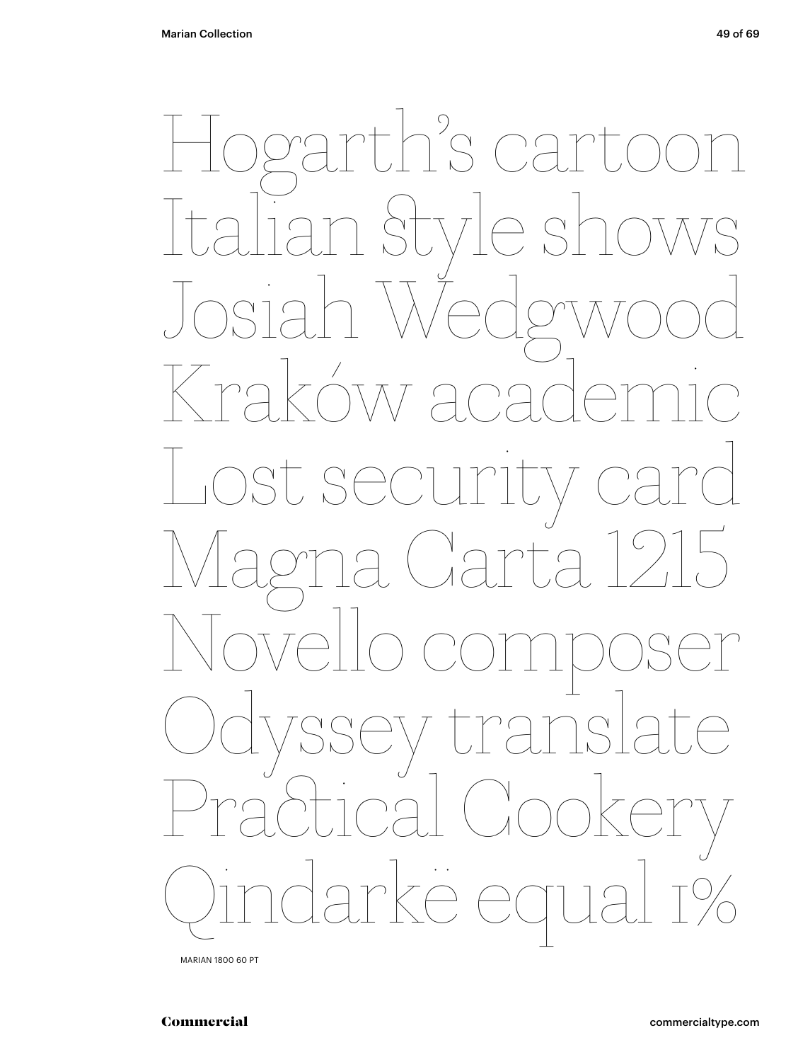Hogarth's cartoon
Italian ﬆyle shows
Josiah Wedgwood
Kraków academic
Lost security card
Magna Carta 1215
Novello composer
Odyssey translate
Practical Cookery
Qindarkë equal 1%

MARIAN 1800 60 PT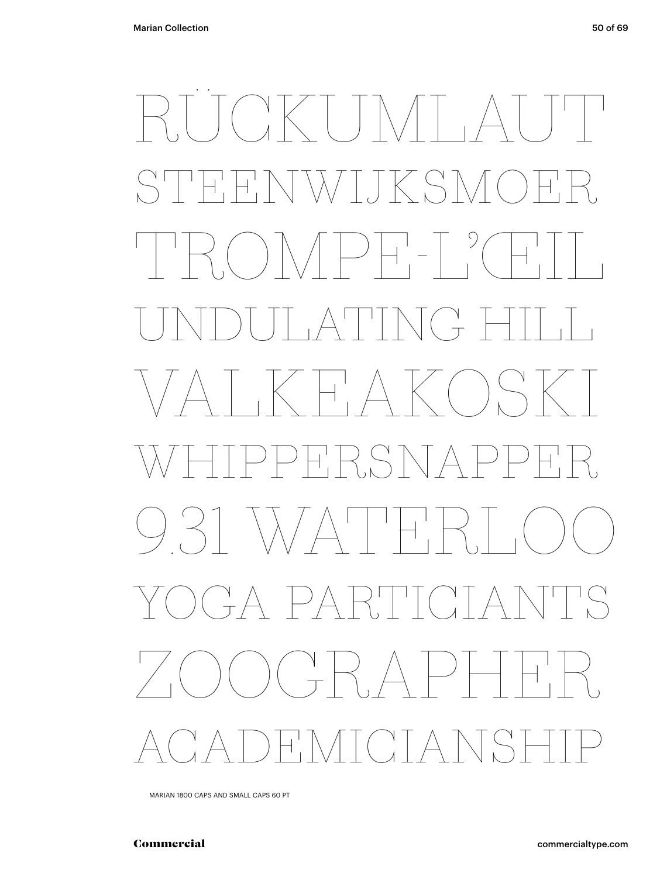RÜCKUMLAUT

STEENWIJKSMOER

TROMPE-L'ŒIL

UNDULATING HILL

VALKEAKOSKI

WHIPPERSNAPPER

9.31 WATERLOO

YOGA PARTICIANTS

ZOOGRAPHER

ACADEMICIANSHIP

MARIAN 1800 CAPS AND SMALL CAPS 60 PT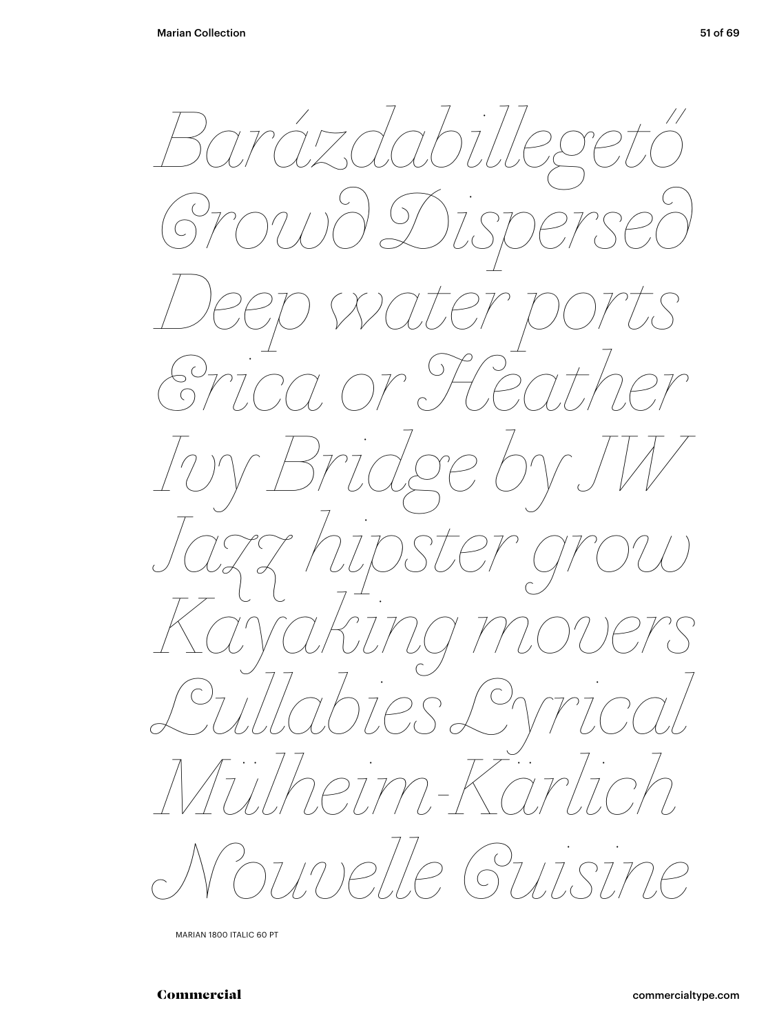*Barázdabillegető*
*Crowd Dispersed*
*Deep water ports*
*Erica or Heather*
*Ivy Bridge by JW*
*Jazz hipster grow*
*Kayaking movers*
*Lullabies Lyrical*
*Mülheim-Kärlich*
*Nouvelle Cuisine*

MARIAN 1800 ITALIC 60 PT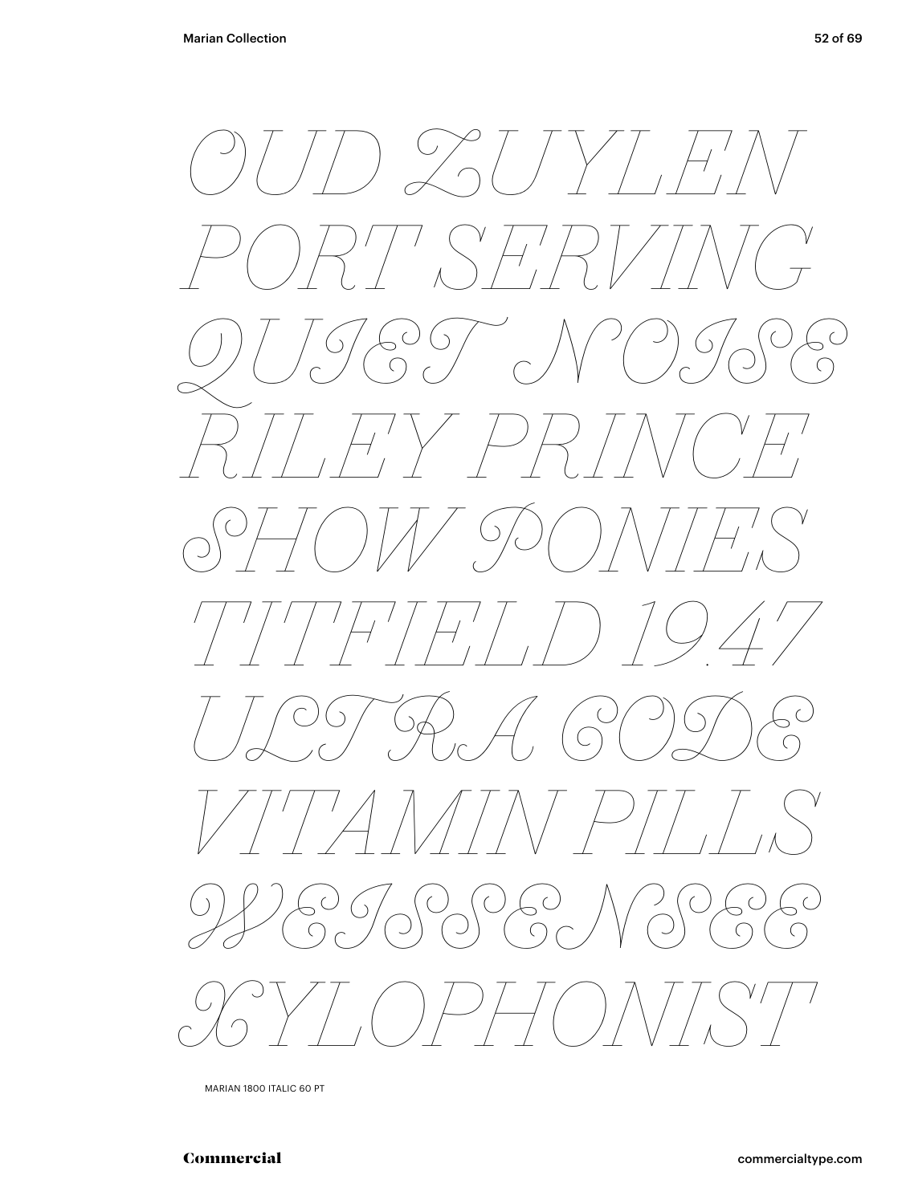OUD ZUYLEN

PORT SERVING

QUIET NOISE

RILEY PRINCE

SHOW PONIES

TITFIELD 1947

ULTRA CODE

VITAMIN PILLS

WEISSENSEE

XYLOPHONIST

MARIAN 1800 ITALIC 60 PT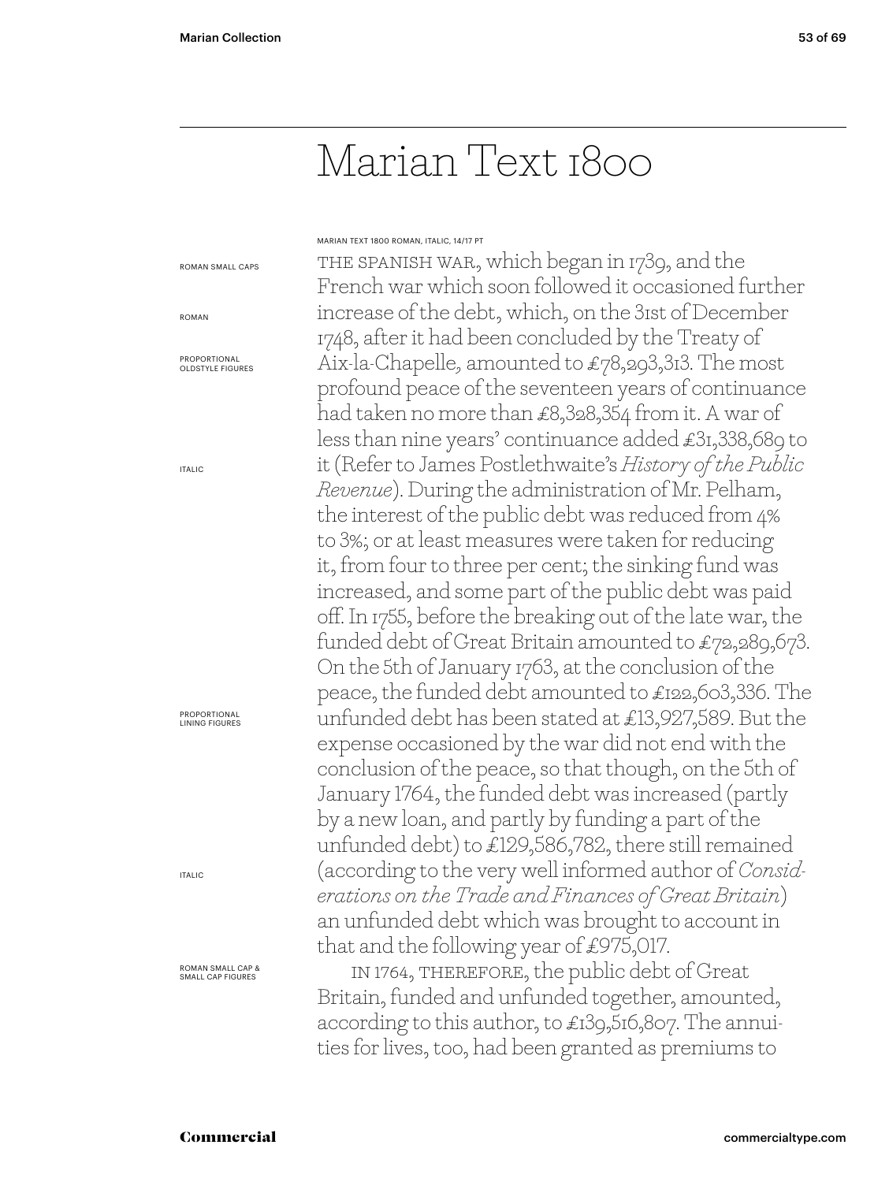# Marian Text 1800

MARIAN TEXT 1800 ROMAN, ITALIC, 14/17 PT

ROMAN SMALL CAPS

ROMAN

PROPORTIONAL OLDSTYLE FIGURES

ITALIC

PROPORTIONAL LINING FIGURES

ITALIC

ROMAN SMALL CAP & SMALL CAP FIGURES

THE SPANISH WAR, which began in 1739, and the French war which soon followed it occasioned further increase of the debt, which, on the 31st of December 1748, after it had been concluded by the Treaty of Aix-la-Chapelle, amounted to £78,293,313. The most profound peace of the seventeen years of continuance had taken no more than £8,328,354 from it. A war of less than nine years' continuance added £31,338,689 to it (Refer to James Postlethwaite's *History of the Public Revenue*). During the administration of Mr. Pelham, the interest of the public debt was reduced from 4% to 3%; or at least measures were taken for reducing it, from four to three per cent; the sinking fund was increased, and some part of the public debt was paid off. In 1755, before the breaking out of the late war, the funded debt of Great Britain amounted to £72,289,673. On the 5th of January 1763, at the conclusion of the peace, the funded debt amounted to £122,603,336. The unfunded debt has been stated at £13,927,589. But the expense occasioned by the war did not end with the conclusion of the peace, so that though, on the 5th of January 1764, the funded debt was increased (partly by a new loan, and partly by funding a part of the unfunded debt) to £129,586,782, there still remained (according to the very well informed author of *Considerations on the Trade and Finances of Great Britain*) an unfunded debt which was brought to account in that and the following year of £975,017.

IN 1764, THEREFORE, the public debt of Great Britain, funded and unfunded together, amounted, according to this author, to £139,516,807. The annuities for lives, too, had been granted as premiums to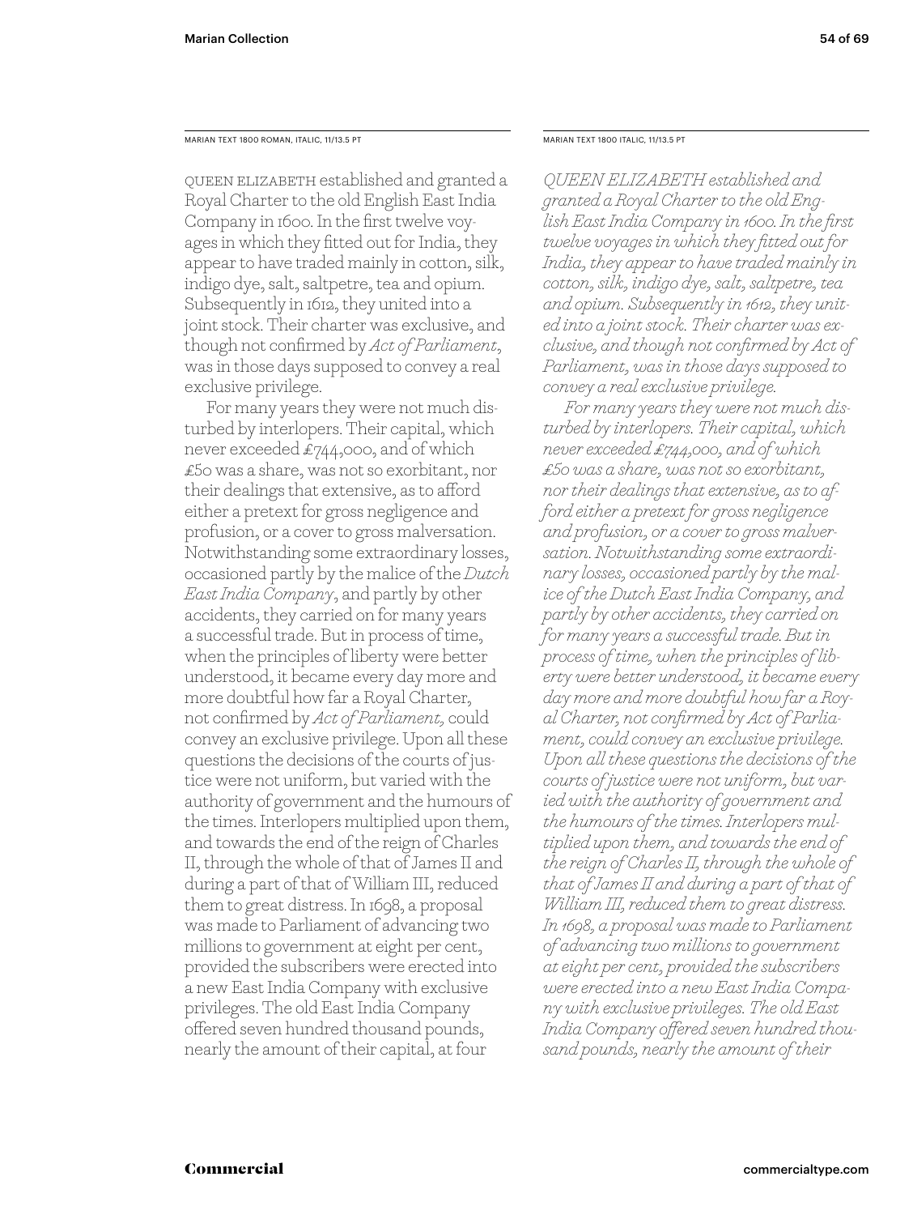MARIAN TEXT 1800 ROMAN, ITALIC, 11/13.5 PT

QUEEN ELIZABETH established and granted a Royal Charter to the old English East India Company in 1600. In the first twelve voyages in which they fitted out for India, they appear to have traded mainly in cotton, silk, indigo dye, salt, saltpetre, tea and opium. Subsequently in 1612, they united into a joint stock. Their charter was exclusive, and though not confirmed by *Act of Parliament*, was in those days supposed to convey a real exclusive privilege.

For many years they were not much disturbed by interlopers. Their capital, which never exceeded £744,000, and of which £50 was a share, was not so exorbitant, nor their dealings that extensive, as to afford either a pretext for gross negligence and profusion, or a cover to gross malversation. Notwithstanding some extraordinary losses, occasioned partly by the malice of the *Dutch East India Company*, and partly by other accidents, they carried on for many years a successful trade. But in process of time, when the principles of liberty were better understood, it became every day more and more doubtful how far a Royal Charter, not confirmed by *Act of Parliament,* could convey an exclusive privilege. Upon all these questions the decisions of the courts of justice were not uniform, but varied with the authority of government and the humours of the times. Interlopers multiplied upon them, and towards the end of the reign of Charles II, through the whole of that of James II and during a part of that of William III, reduced them to great distress. In 1698, a proposal was made to Parliament of advancing two millions to government at eight per cent, provided the subscribers were erected into a new East India Company with exclusive privileges. The old East India Company offered seven hundred thousand pounds, nearly the amount of their capital, at four

MARIAN TEXT 1800 ITALIC, 11/13.5 PT

*QUEEN ELIZABETH established and granted a Royal Charter to the old English East India Company in 1600. In the first twelve voyages in which they fitted out for India, they appear to have traded mainly in cotton, silk, indigo dye, salt, saltpetre, tea and opium. Subsequently in 1612, they united into a joint stock. Their charter was exclusive, and though not confirmed by Act of Parliament, was in those days supposed to convey a real exclusive privilege.*

*For many years they were not much disturbed by interlopers. Their capital, which never exceeded £744,000, and of which £50 was a share, was not so exorbitant, nor their dealings that extensive, as to afford either a pretext for gross negligence and profusion, or a cover to gross malversation. Notwithstanding some extraordinary losses, occasioned partly by the malice of the Dutch East India Company, and partly by other accidents, they carried on for many years a successful trade. But in process of time, when the principles of liberty were better understood, it became every day more and more doubtful how far a Royal Charter, not confirmed by Act of Parliament, could convey an exclusive privilege. Upon all these questions the decisions of the courts of justice were not uniform, but varied with the authority of government and the humours of the times. Interlopers multiplied upon them, and towards the end of the reign of Charles II, through the whole of that of James II and during a part of that of William III, reduced them to great distress. In 1698, a proposal was made to Parliament of advancing two millions to government at eight per cent, provided the subscribers were erected into a new East India Company with exclusive privileges. The old East India Company offered seven hundred thousand pounds, nearly the amount of their*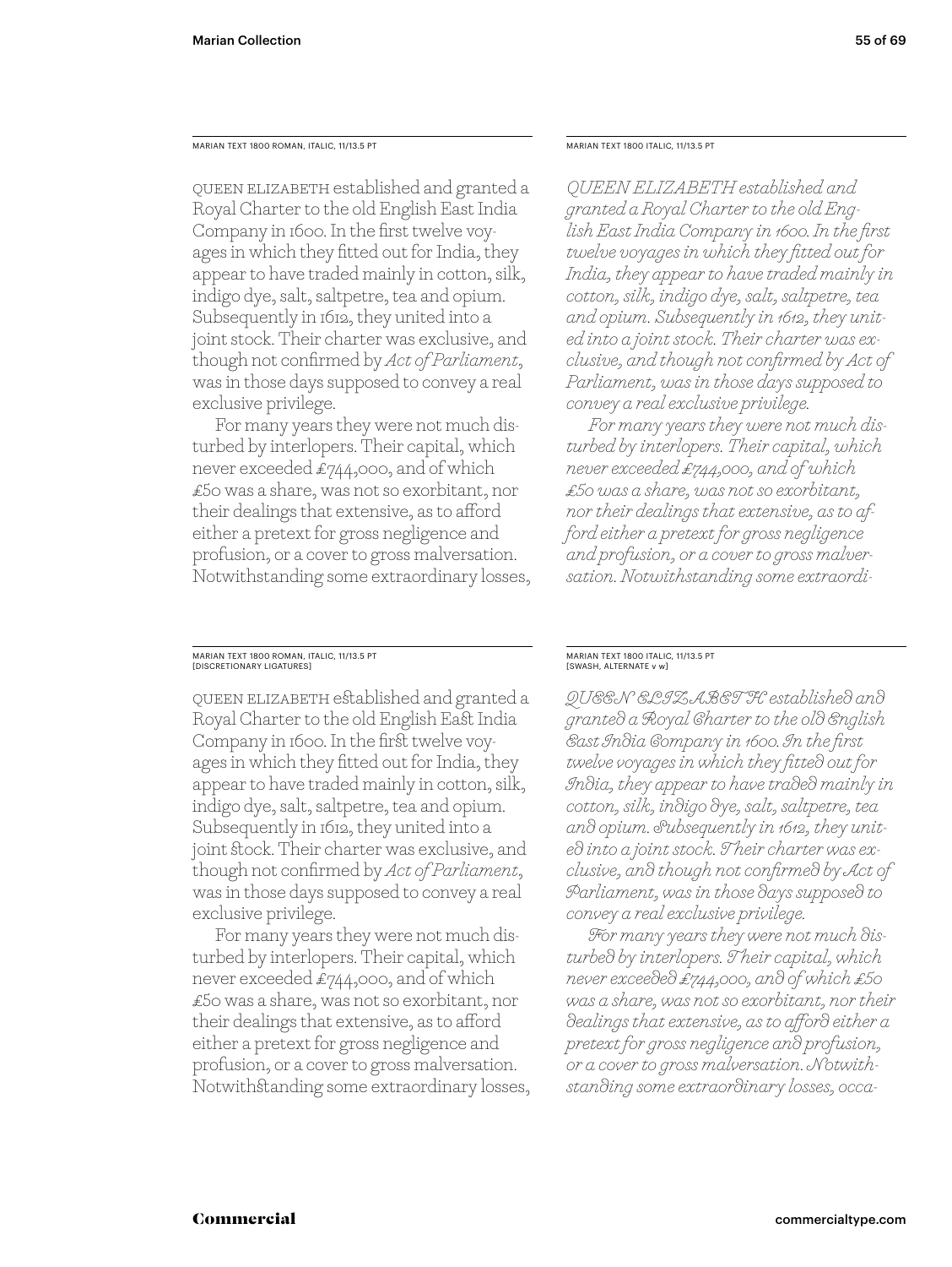MARIAN TEXT 1800 ROMAN, ITALIC, 11/13.5 PT

QUEEN ELIZABETH established and granted a Royal Charter to the old English East India Company in 1600. In the first twelve voyages in which they fitted out for India, they appear to have traded mainly in cotton, silk, indigo dye, salt, saltpetre, tea and opium. Subsequently in 1612, they united into a joint stock. Their charter was exclusive, and though not confirmed by *Act of Parliament*, was in those days supposed to convey a real exclusive privilege.

For many years they were not much disturbed by interlopers. Their capital, which never exceeded £744,000, and of which £50 was a share, was not so exorbitant, nor their dealings that extensive, as to afford either a pretext for gross negligence and profusion, or a cover to gross malversation. Notwithstanding some extraordinary losses,

MARIAN TEXT 1800 ITALIC, 11/13.5 PT

*QUEEN ELIZABETH established and granted a Royal Charter to the old English East India Company in 1600. In the first twelve voyages in which they fitted out for India, they appear to have traded mainly in cotton, silk, indigo dye, salt, saltpetre, tea and opium. Subsequently in 1612, they united into a joint stock. Their charter was exclusive, and though not confirmed by Act of Parliament, was in those days supposed to convey a real exclusive privilege.*

*For many years they were not much disturbed by interlopers. Their capital, which never exceeded £744,000, and of which £50 was a share, was not so exorbitant, nor their dealings that extensive, as to afford either a pretext for gross negligence and profusion, or a cover to gross malversation. Notwithstanding some extraordi-*

MARIAN TEXT 1800 ROMAN, ITALIC, 11/13.5 PT
[DISCRETIONARY LIGATURES]

QUEEN ELIZABETH established and granted a Royal Charter to the old English East India Company in 1600. In the first twelve voyages in which they fitted out for India, they appear to have traded mainly in cotton, silk, indigo dye, salt, saltpetre, tea and opium. Subsequently in 1612, they united into a joint stock. Their charter was exclusive, and though not confirmed by *Act of Parliament*, was in those days supposed to convey a real exclusive privilege.

For many years they were not much disturbed by interlopers. Their capital, which never exceeded £744,000, and of which £50 was a share, was not so exorbitant, nor their dealings that extensive, as to afford either a pretext for gross negligence and profusion, or a cover to gross malversation. Notwithstanding some extraordinary losses,

MARIAN TEXT 1800 ITALIC, 11/13.5 PT
[SWASH, ALTERNATE v w]

*QUEEN ELIZABETH established and granted a Royal Charter to the old English East India Company in 1600. In the first twelve voyages in which they fitted out for India, they appear to have traded mainly in cotton, silk, indigo dye, salt, saltpetre, tea and opium. Subsequently in 1612, they united into a joint stock. Their charter was exclusive, and though not confirmed by Act of Parliament, was in those days supposed to convey a real exclusive privilege.*

*For many years they were not much disturbed by interlopers. Their capital, which never exceeded £744,000, and of which £50 was a share, was not so exorbitant, nor their dealings that extensive, as to afford either a pretext for gross negligence and profusion, or a cover to gross malversation. Notwithstanding some extraordinary losses, occa-*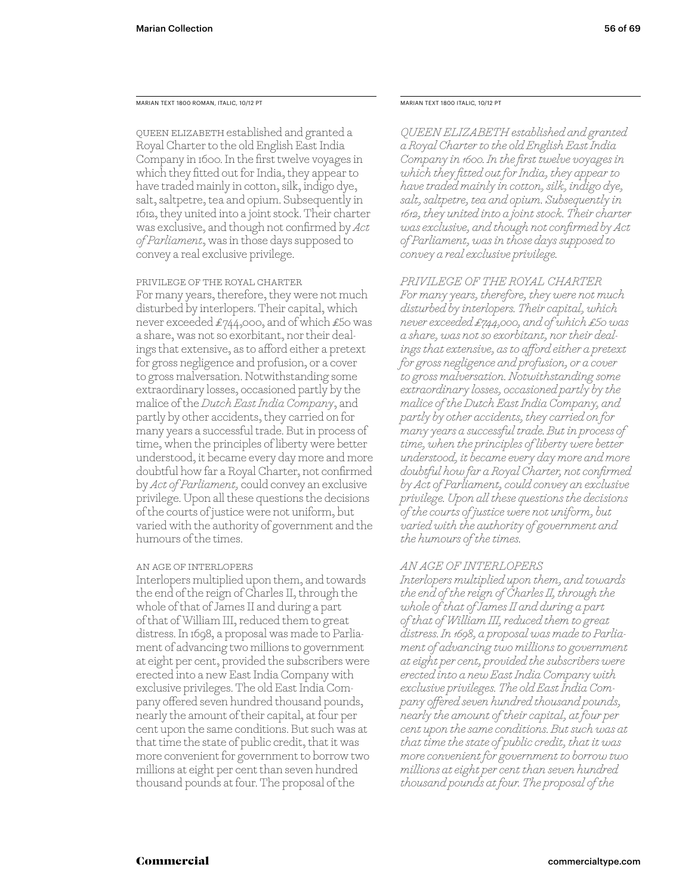MARIAN TEXT 1800 ROMAN, ITALIC, 10/12 PT

QUEEN ELIZABETH established and granted a Royal Charter to the old English East India Company in 1600. In the first twelve voyages in which they fitted out for India, they appear to have traded mainly in cotton, silk, indigo dye, salt, saltpetre, tea and opium. Subsequently in 1612, they united into a joint stock. Their charter was exclusive, and though not confirmed by *Act of Parliament*, was in those days supposed to convey a real exclusive privilege.

PRIVILEGE OF THE ROYAL CHARTER
For many years, therefore, they were not much disturbed by interlopers. Their capital, which never exceeded £744,000, and of which £50 was a share, was not so exorbitant, nor their dealings that extensive, as to afford either a pretext for gross negligence and profusion, or a cover to gross malversation. Notwithstanding some extraordinary losses, occasioned partly by the malice of the *Dutch East India Company*, and partly by other accidents, they carried on for many years a successful trade. But in process of time, when the principles of liberty were better understood, it became every day more and more doubtful how far a Royal Charter, not confirmed by *Act of Parliament,* could convey an exclusive privilege. Upon all these questions the decisions of the courts of justice were not uniform, but varied with the authority of government and the humours of the times.

AN AGE OF INTERLOPERS
Interlopers multiplied upon them, and towards the end of the reign of Charles II, through the whole of that of James II and during a part of that of William III, reduced them to great distress. In 1698, a proposal was made to Parliament of advancing two millions to government at eight per cent, provided the subscribers were erected into a new East India Company with exclusive privileges. The old East India Company offered seven hundred thousand pounds, nearly the amount of their capital, at four per cent upon the same conditions. But such was at that time the state of public credit, that it was more convenient for government to borrow two millions at eight per cent than seven hundred thousand pounds at four. The proposal of the

MARIAN TEXT 1800 ITALIC, 10/12 PT

*QUEEN ELIZABETH established and granted a Royal Charter to the old English East India Company in 1600. In the first twelve voyages in which they fitted out for India, they appear to have traded mainly in cotton, silk, indigo dye, salt, saltpetre, tea and opium. Subsequently in 1612, they united into a joint stock. Their charter was exclusive, and though not confirmed by Act of Parliament, was in those days supposed to convey a real exclusive privilege.*

*PRIVILEGE OF THE ROYAL CHARTER*
*For many years, therefore, they were not much disturbed by interlopers. Their capital, which never exceeded £744,000, and of which £50 was a share, was not so exorbitant, nor their dealings that extensive, as to afford either a pretext for gross negligence and profusion, or a cover to gross malversation. Notwithstanding some extraordinary losses, occasioned partly by the malice of the Dutch East India Company, and partly by other accidents, they carried on for many years a successful trade. But in process of time, when the principles of liberty were better understood, it became every day more and more doubtful how far a Royal Charter, not confirmed by Act of Parliament, could convey an exclusive privilege. Upon all these questions the decisions of the courts of justice were not uniform, but varied with the authority of government and the humours of the times.*

*AN AGE OF INTERLOPERS*
*Interlopers multiplied upon them, and towards the end of the reign of Charles II, through the whole of that of James II and during a part of that of William III, reduced them to great distress. In 1698, a proposal was made to Parliament of advancing two millions to government at eight per cent, provided the subscribers were erected into a new East India Company with exclusive privileges. The old East India Company offered seven hundred thousand pounds, nearly the amount of their capital, at four per cent upon the same conditions. But such was at that time the state of public credit, that it was more convenient for government to borrow two millions at eight per cent than seven hundred thousand pounds at four. The proposal of the*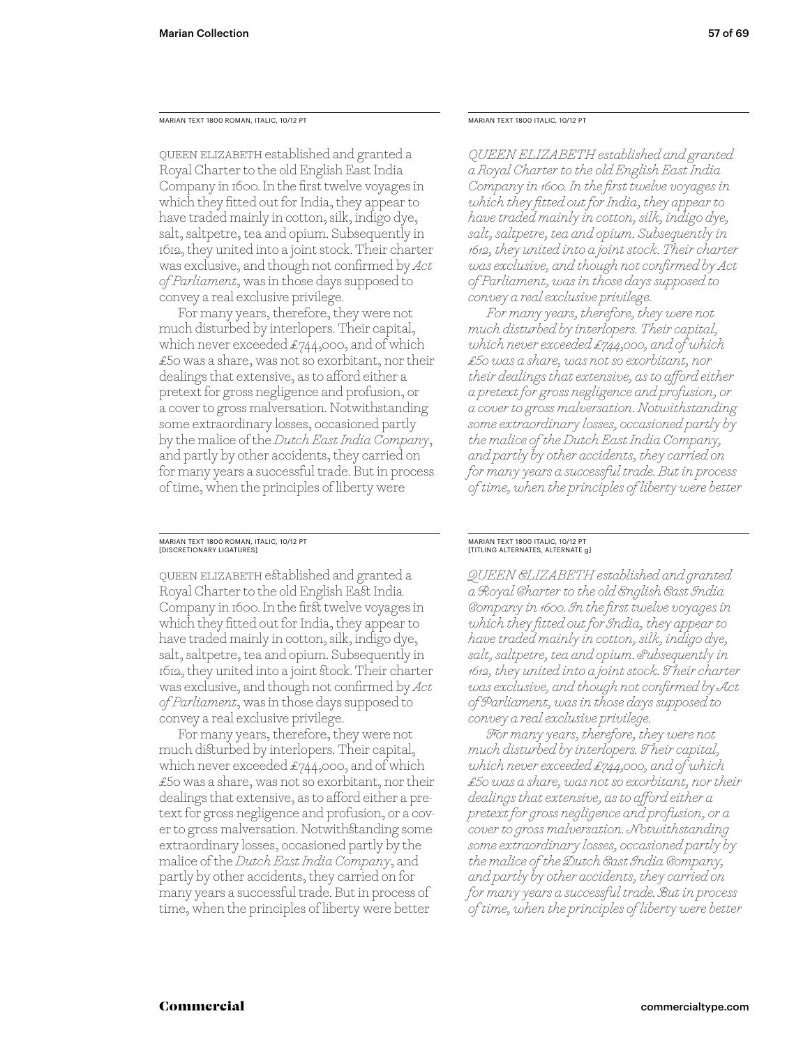MARIAN TEXT 1800 ROMAN, ITALIC, 10/12 PT

QUEEN ELIZABETH established and granted a Royal Charter to the old English East India Company in 1600. In the first twelve voyages in which they fitted out for India, they appear to have traded mainly in cotton, silk, indigo dye, salt, saltpetre, tea and opium. Subsequently in 1612, they united into a joint stock. Their charter was exclusive, and though not confirmed by *Act of Parliament*, was in those days supposed to convey a real exclusive privilege.

For many years, therefore, they were not much disturbed by interlopers. Their capital, which never exceeded £744,000, and of which £50 was a share, was not so exorbitant, nor their dealings that extensive, as to afford either a pretext for gross negligence and profusion, or a cover to gross malversation. Notwithstanding some extraordinary losses, occasioned partly by the malice of the *Dutch East India Company*, and partly by other accidents, they carried on for many years a successful trade. But in process of time, when the principles of liberty were

MARIAN TEXT 1800 ITALIC, 10/12 PT

*QUEEN ELIZABETH established and granted a Royal Charter to the old English East India Company in 1600. In the first twelve voyages in which they fitted out for India, they appear to have traded mainly in cotton, silk, indigo dye, salt, saltpetre, tea and opium. Subsequently in 1612, they united into a joint stock. Their charter was exclusive, and though not confirmed by Act of Parliament, was in those days supposed to convey a real exclusive privilege.*

*For many years, therefore, they were not much disturbed by interlopers. Their capital, which never exceeded £744,000, and of which £50 was a share, was not so exorbitant, nor their dealings that extensive, as to afford either a pretext for gross negligence and profusion, or a cover to gross malversation. Notwithstanding some extraordinary losses, occasioned partly by the malice of the Dutch East India Company, and partly by other accidents, they carried on for many years a successful trade. But in process of time, when the principles of liberty were better*

MARIAN TEXT 1800 ROMAN, ITALIC, 10/12 PT [DISCRETIONARY LIGATURES]

QUEEN ELIZABETH established and granted a Royal Charter to the old English East India Company in 1600. In the first twelve voyages in which they fitted out for India, they appear to have traded mainly in cotton, silk, indigo dye, salt, saltpetre, tea and opium. Subsequently in 1612, they united into a joint stock. Their charter was exclusive, and though not confirmed by *Act of Parliament*, was in those days supposed to convey a real exclusive privilege.

For many years, therefore, they were not much disturbed by interlopers. Their capital, which never exceeded £744,000, and of which £50 was a share, was not so exorbitant, nor their dealings that extensive, as to afford either a pretext for gross negligence and profusion, or a cover to gross malversation. Notwithstanding some extraordinary losses, occasioned partly by the malice of the *Dutch East India Company*, and partly by other accidents, they carried on for many years a successful trade. But in process of time, when the principles of liberty were better

MARIAN TEXT 1800 ITALIC, 10/12 PT [TITLING ALTERNATES, ALTERNATE g]

*QUEEN ELIZABETH established and granted a Royal Charter to the old English East India Company in 1600. In the first twelve voyages in which they fitted out for India, they appear to have traded mainly in cotton, silk, indigo dye, salt, saltpetre, tea and opium. Subsequently in 1612, they united into a joint stock. Their charter was exclusive, and though not confirmed by Act of Parliament, was in those days supposed to convey a real exclusive privilege.*

*For many years, therefore, they were not much disturbed by interlopers. Their capital, which never exceeded £744,000, and of which £50 was a share, was not so exorbitant, nor their dealings that extensive, as to afford either a pretext for gross negligence and profusion, or a cover to gross malversation. Notwithstanding some extraordinary losses, occasioned partly by the malice of the Dutch East India Company, and partly by other accidents, they carried on for many years a successful trade. But in process of time, when the principles of liberty were better*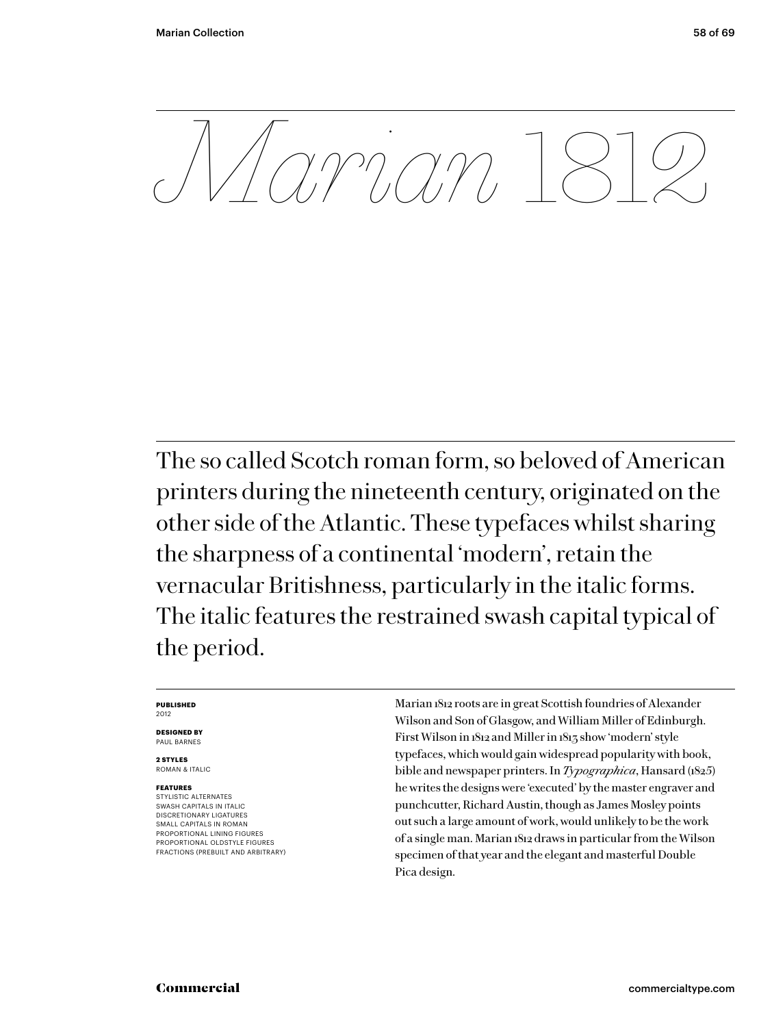# *Marian* 1812

The so called Scotch roman form, so beloved of American printers during the nineteenth century, originated on the other side of the Atlantic. These typefaces whilst sharing the sharpness of a continental 'modern', retain the vernacular Britishness, particularly in the italic forms. The italic features the restrained swash capital typical of the period.

**PUBLISHED**
2012

**DESIGNED BY**
PAUL BARNES

**2 STYLES**
ROMAN & ITALIC

**FEATURES**
STYLISTIC ALTERNATES
SWASH CAPITALS IN ITALIC
DISCRETIONARY LIGATURES
SMALL CAPITALS IN ROMAN
PROPORTIONAL LINING FIGURES
PROPORTIONAL OLDSTYLE FIGURES
FRACTIONS (PREBUILT AND ARBITRARY)

Marian 1812 roots are in great Scottish foundries of Alexander Wilson and Son of Glasgow, and William Miller of Edinburgh. First Wilson in 1812 and Miller in 1813 show 'modern' style typefaces, which would gain widespread popularity with book, bible and newspaper printers. In *Typographica*, Hansard (1825) he writes the designs were 'executed' by the master engraver and punchcutter, Richard Austin, though as James Mosley points out such a large amount of work, would unlikely to be the work of a single man. Marian 1812 draws in particular from the Wilson specimen of that year and the elegant and masterful Double Pica design.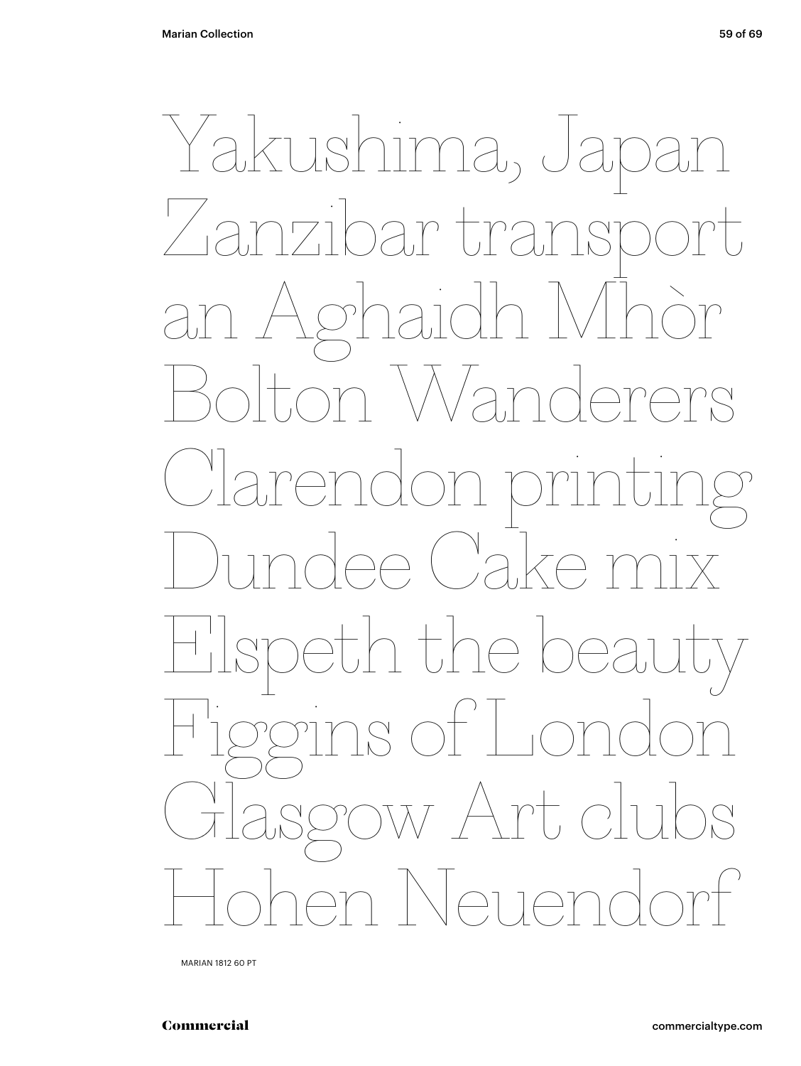Yakushima, Japan
Zanzibar transport
an Aghaidh Mhòr
Bolton Wanderers
Clarendon printing
Dundee Cake mix
Elspeth the beauty
Figgins of London
Glasgow Art clubs
Hohen Neuendorf

MARIAN 1812 60 PT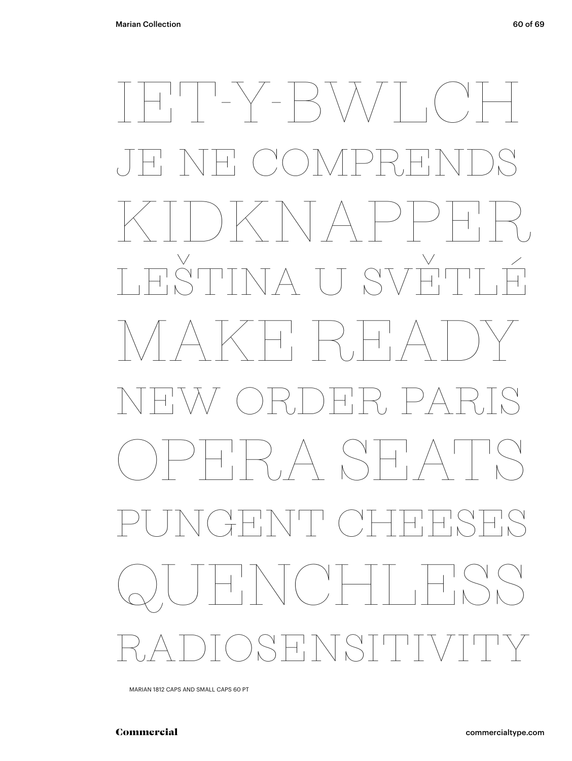IET-Y-BWLCH

JE NE COMPRENDS

KIDKNAPPER

LEŠTINA U SVĚTLÉ

MAKE READY

NEW ORDER PARIS

OPERA SEATS

PUNGENT CHEESES

QUENCHLESS

RADIOSENSITIVITY

MARIAN 1812 CAPS AND SMALL CAPS 60 PT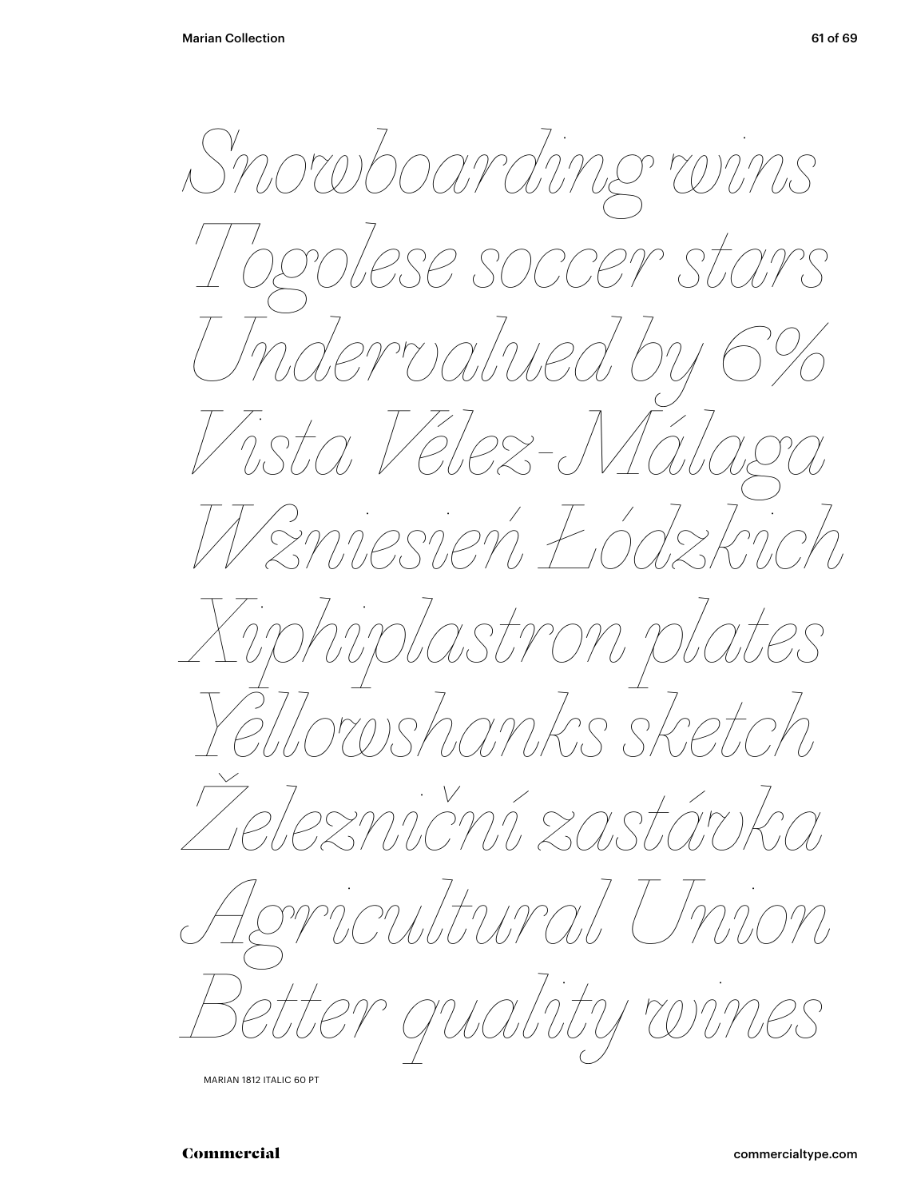*Snowboarding wins*
*Togolese soccer stars*
*Undervalued by 6%*
*Vista Vélez-Málaga*
*Wzniesień Łódzkich*
*Xiphiplastron plates*
*Yellowshanks sketch*
*Železniční zastávka*
*Agricultural Union*
*Better quality wines*

MARIAN 1812 ITALIC 60 PT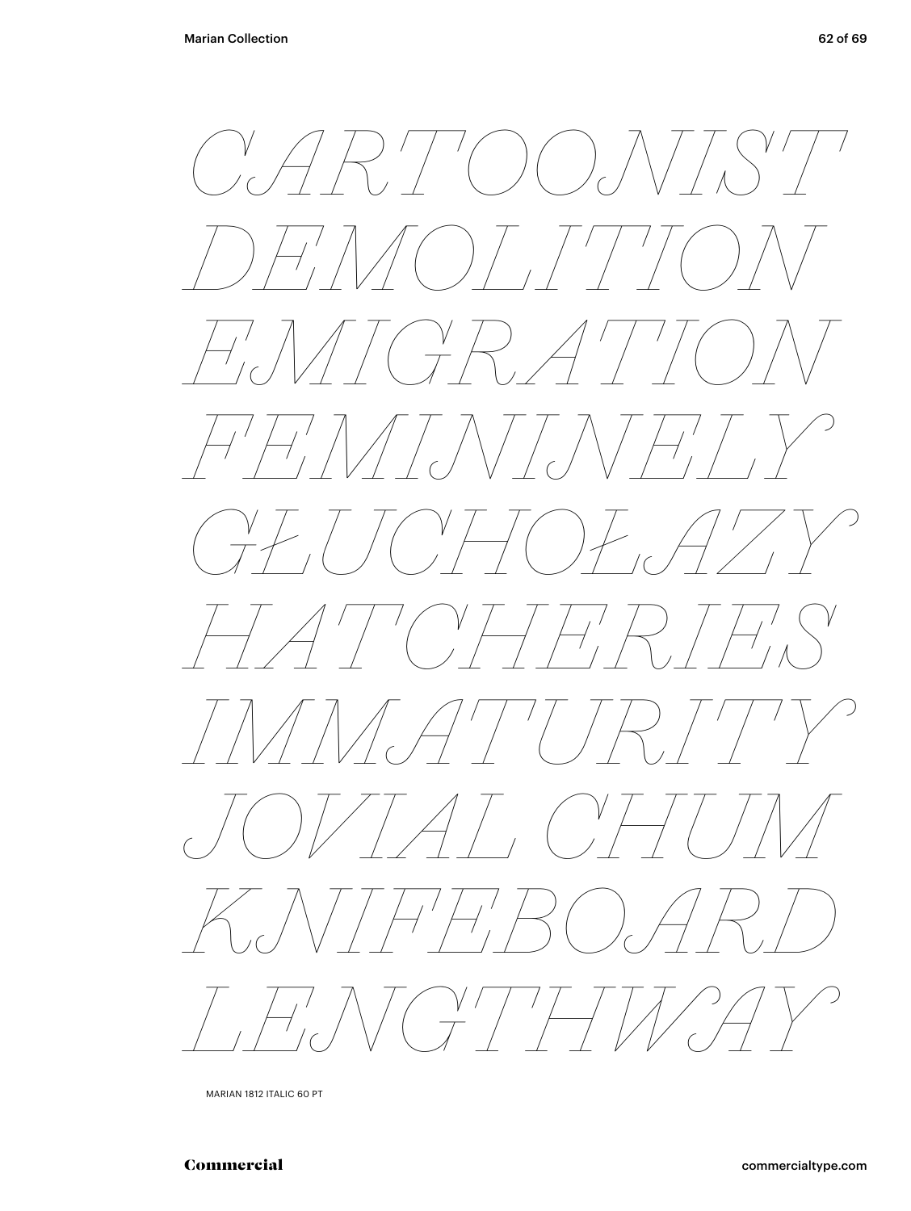*CARTOONIST*
*DEMOLITION*
*EMIGRATION*
*FEMININELY*
*GŁUCHOŁAZY*
*HATCHERIES*
*IMMATURITY*
*JOVIAL CHUM*
*KNIFEBOARD*
*LENGTHWAY*

MARIAN 1812 ITALIC 60 PT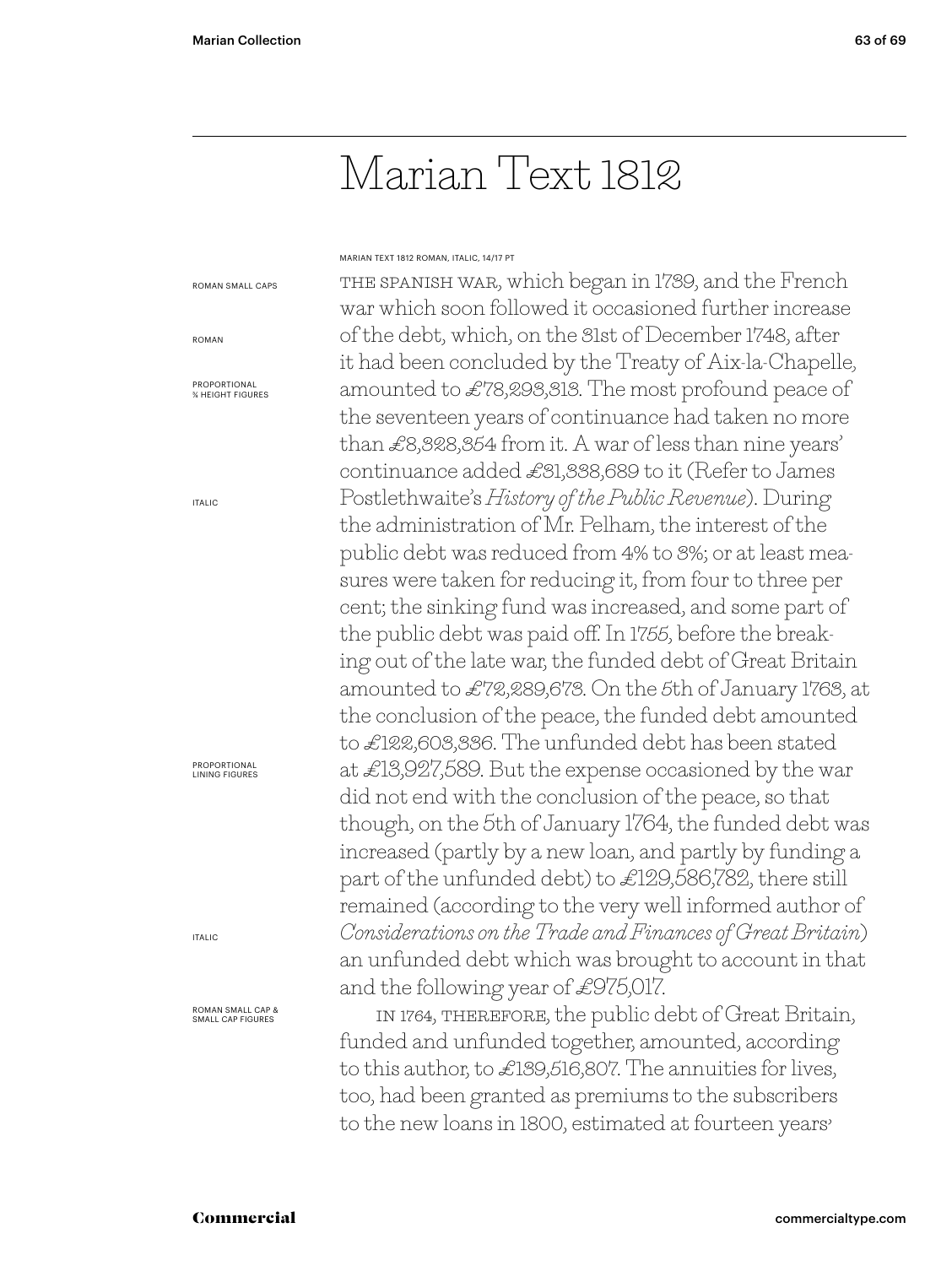# Marian Text 1812

MARIAN TEXT 1812 ROMAN, ITALIC, 14/17 PT

ROMAN SMALL CAPS

ROMAN

PROPORTIONAL ¾ HEIGHT FIGURES

ITALIC

PROPORTIONAL LINING FIGURES

ITALIC

ROMAN SMALL CAP & SMALL CAP FIGURES

THE SPANISH WAR, which began in 1739, and the French war which soon followed it occasioned further increase of the debt, which, on the 31st of December 1748, after it had been concluded by the Treaty of Aix-la-Chapelle, amounted to £78,293,313. The most profound peace of the seventeen years of continuance had taken no more than £8,328,354 from it. A war of less than nine years' continuance added £31,338,689 to it (Refer to James Postlethwaite's *History of the Public Revenue*). During the administration of Mr. Pelham, the interest of the public debt was reduced from 4% to 3%; or at least measures were taken for reducing it, from four to three per cent; the sinking fund was increased, and some part of the public debt was paid off. In 1755, before the breaking out of the late war, the funded debt of Great Britain amounted to £72,289,673. On the 5th of January 1763, at the conclusion of the peace, the funded debt amounted to £122,603,336. The unfunded debt has been stated at £13,927,589. But the expense occasioned by the war did not end with the conclusion of the peace, so that though, on the 5th of January 1764, the funded debt was increased (partly by a new loan, and partly by funding a part of the unfunded debt) to £129,586,782, there still remained (according to the very well informed author of *Considerations on the Trade and Finances of Great Britain*) an unfunded debt which was brought to account in that and the following year of £975,017.

IN 1764, THEREFORE, the public debt of Great Britain, funded and unfunded together, amounted, according to this author, to £139,516,807. The annuities for lives, too, had been granted as premiums to the subscribers to the new loans in 1800, estimated at fourteen years'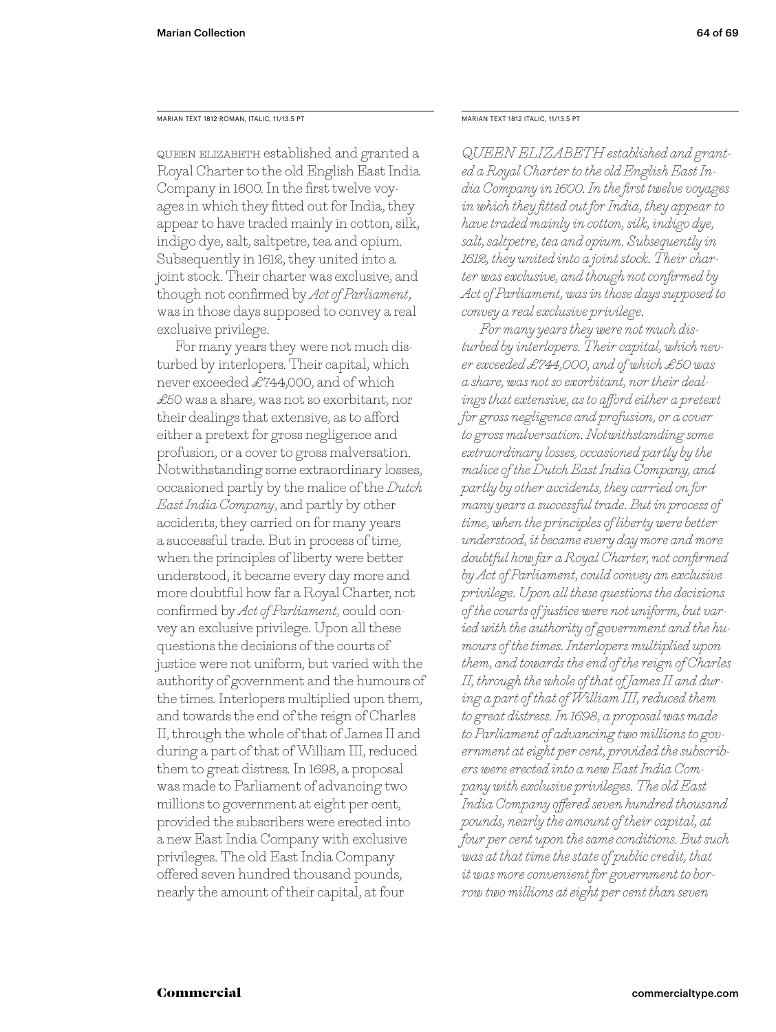MARIAN TEXT 1812 ROMAN, ITALIC, 11/13.5 PT

QUEEN ELIZABETH established and granted a Royal Charter to the old English East India Company in 1600. In the first twelve voyages in which they fitted out for India, they appear to have traded mainly in cotton, silk, indigo dye, salt, saltpetre, tea and opium. Subsequently in 1612, they united into a joint stock. Their charter was exclusive, and though not confirmed by *Act of Parliament*, was in those days supposed to convey a real exclusive privilege.

For many years they were not much disturbed by interlopers. Their capital, which never exceeded £744,000, and of which £50 was a share, was not so exorbitant, nor their dealings that extensive, as to afford either a pretext for gross negligence and profusion, or a cover to gross malversation. Notwithstanding some extraordinary losses, occasioned partly by the malice of the *Dutch East India Company*, and partly by other accidents, they carried on for many years a successful trade. But in process of time, when the principles of liberty were better understood, it became every day more and more doubtful how far a Royal Charter, not confirmed by *Act of Parliament*, could convey an exclusive privilege. Upon all these questions the decisions of the courts of justice were not uniform, but varied with the authority of government and the humours of the times. Interlopers multiplied upon them, and towards the end of the reign of Charles II, through the whole of that of James II and during a part of that of William III, reduced them to great distress. In 1698, a proposal was made to Parliament of advancing two millions to government at eight per cent, provided the subscribers were erected into a new East India Company with exclusive privileges. The old East India Company offered seven hundred thousand pounds, nearly the amount of their capital, at four

MARIAN TEXT 1812 ITALIC, 11/13.5 PT

*QUEEN ELIZABETH established and granted a Royal Charter to the old English East India Company in 1600. In the first twelve voyages in which they fitted out for India, they appear to have traded mainly in cotton, silk, indigo dye, salt, saltpetre, tea and opium. Subsequently in 1612, they united into a joint stock. Their charter was exclusive, and though not confirmed by Act of Parliament, was in those days supposed to convey a real exclusive privilege.*

*For many years they were not much disturbed by interlopers. Their capital, which never exceeded £744,000, and of which £50 was a share, was not so exorbitant, nor their dealings that extensive, as to afford either a pretext for gross negligence and profusion, or a cover to gross malversation. Notwithstanding some extraordinary losses, occasioned partly by the malice of the Dutch East India Company, and partly by other accidents, they carried on for many years a successful trade. But in process of time, when the principles of liberty were better understood, it became every day more and more doubtful how far a Royal Charter, not confirmed by Act of Parliament, could convey an exclusive privilege. Upon all these questions the decisions of the courts of justice were not uniform, but varied with the authority of government and the humours of the times. Interlopers multiplied upon them, and towards the end of the reign of Charles II, through the whole of that of James II and during a part of that of William III, reduced them to great distress. In 1698, a proposal was made to Parliament of advancing two millions to government at eight per cent, provided the subscribers were erected into a new East India Company with exclusive privileges. The old East India Company offered seven hundred thousand pounds, nearly the amount of their capital, at four per cent upon the same conditions. But such was at that time the state of public credit, that it was more convenient for government to borrow two millions at eight per cent than seven*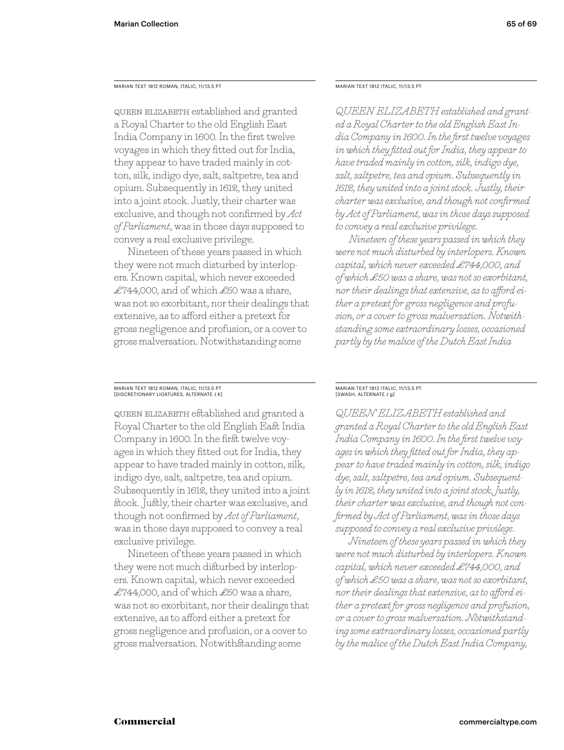MARIAN TEXT 1812 ROMAN, ITALIC, 11/13.5 PT

QUEEN ELIZABETH established and granted a Royal Charter to the old English East India Company in 1600. In the first twelve voyages in which they fitted out for India, they appear to have traded mainly in cotton, silk, indigo dye, salt, saltpetre, tea and opium. Subsequently in 1612, they united into a joint stock. Justly, their charter was exclusive, and though not confirmed by *Act of Parliament*, was in those days supposed to convey a real exclusive privilege.

Nineteen of these years passed in which they were not much disturbed by interlopers. Known capital, which never exceeded £744,000, and of which £50 was a share, was not so exorbitant, nor their dealings that extensive, as to afford either a pretext for gross negligence and profusion, or a cover to gross malversation. Notwithstanding some

MARIAN TEXT 1812 ITALIC, 11/13.5 PT

*QUEEN ELIZABETH established and granted a Royal Charter to the old English East India Company in 1600. In the first twelve voyages in which they fitted out for India, they appear to have traded mainly in cotton, silk, indigo dye, salt, saltpetre, tea and opium. Subsequently in 1612, they united into a joint stock. Justly, their charter was exclusive, and though not confirmed by Act of Parliament, was in those days supposed to convey a real exclusive privilege.*

*Nineteen of these years passed in which they were not much disturbed by interlopers. Known capital, which never exceeded £744,000, and of which £50 was a share, was not so exorbitant, nor their dealings that extensive, as to afford either a pretext for gross negligence and profusion, or a cover to gross malversation. Notwithstanding some extraordinary losses, occasioned partly by the malice of the Dutch East India*

MARIAN TEXT 1812 ROMAN, ITALIC, 11/13.5 PT [DISCRETIONARY LIGATURES, ALTERNATE J K]

QUEEN ELIZABETH established and granted a Royal Charter to the old English East India Company in 1600. In the first twelve voyages in which they fitted out for India, they appear to have traded mainly in cotton, silk, indigo dye, salt, saltpetre, tea and opium. Subsequently in 1612, they united into a joint stock. Justly, their charter was exclusive, and though not confirmed by *Act of Parliament*, was in those days supposed to convey a real exclusive privilege.

Nineteen of these years passed in which they were not much disturbed by interlopers. Known capital, which never exceeded £744,000, and of which £50 was a share, was not so exorbitant, nor their dealings that extensive, as to afford either a pretext for gross negligence and profusion, or a cover to gross malversation. Notwithstanding some

MARIAN TEXT 1812 ITALIC, 11/13.5 PT [SWASH, ALTERNATE J g]

*QUEEN ELIZABETH established and granted a Royal Charter to the old English East India Company in 1600. In the first twelve voyages in which they fitted out for India, they appear to have traded mainly in cotton, silk, indigo dye, salt, saltpetre, tea and opium. Subsequently in 1612, they united into a joint stock. Justly, their charter was exclusive, and though not confirmed by Act of Parliament, was in those days supposed to convey a real exclusive privilege.*

*Nineteen of these years passed in which they were not much disturbed by interlopers. Known capital, which never exceeded £744,000, and of which £50 was a share, was not so exorbitant, nor their dealings that extensive, as to afford either a pretext for gross negligence and profusion, or a cover to gross malversation. Notwithstanding some extraordinary losses, occasioned partly by the malice of the Dutch East India Company,*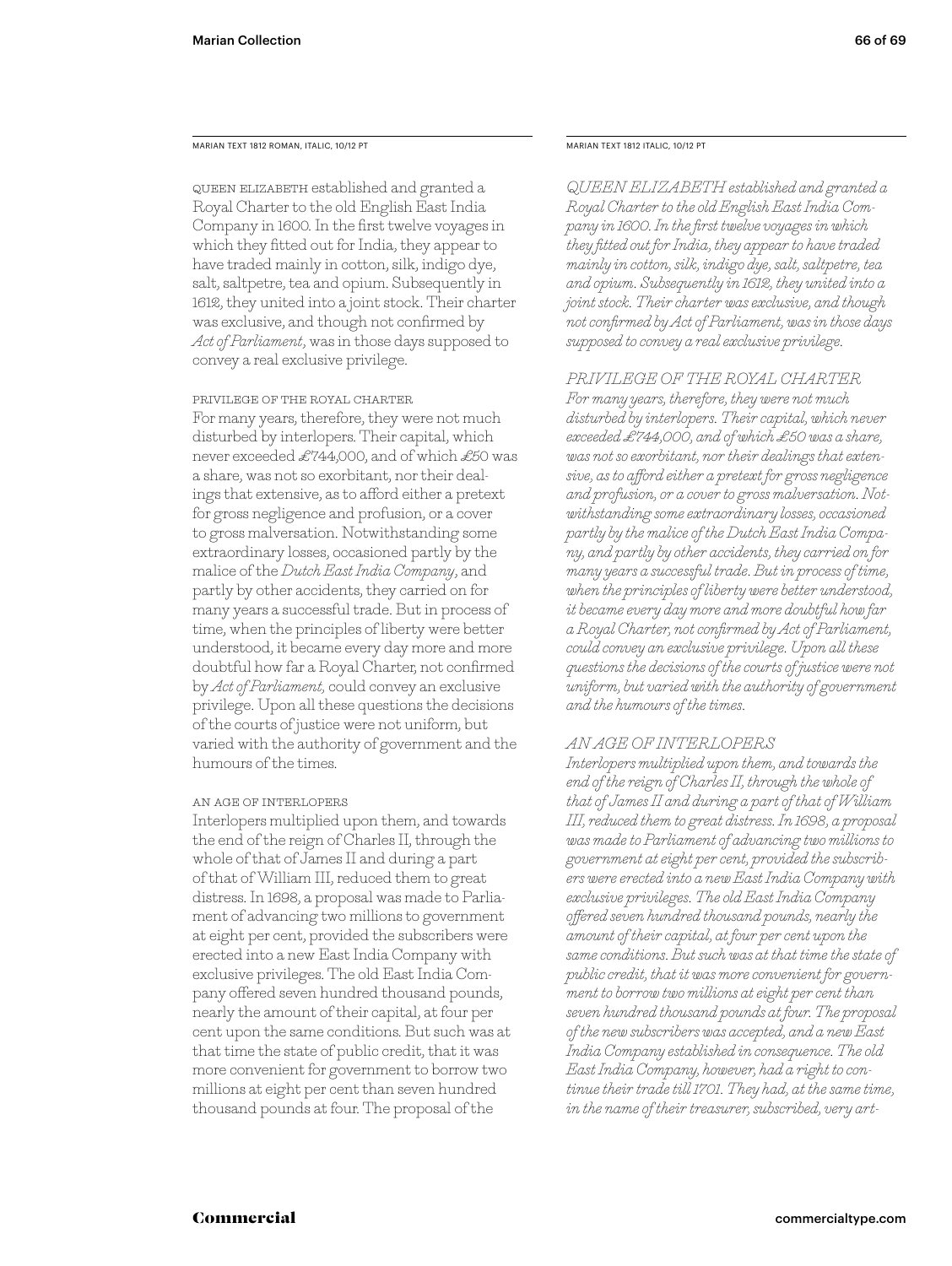MARIAN TEXT 1812 ROMAN, ITALIC, 10/12 PT

QUEEN ELIZABETH established and granted a Royal Charter to the old English East India Company in 1600. In the first twelve voyages in which they fitted out for India, they appear to have traded mainly in cotton, silk, indigo dye, salt, saltpetre, tea and opium. Subsequently in 1612, they united into a joint stock. Their charter was exclusive, and though not confirmed by *Act of Parliament*, was in those days supposed to convey a real exclusive privilege.

PRIVILEGE OF THE ROYAL CHARTER

For many years, therefore, they were not much disturbed by interlopers. Their capital, which never exceeded £744,000, and of which £50 was a share, was not so exorbitant, nor their dealings that extensive, as to afford either a pretext for gross negligence and profusion, or a cover to gross malversation. Notwithstanding some extraordinary losses, occasioned partly by the malice of the *Dutch East India Company*, and partly by other accidents, they carried on for many years a successful trade. But in process of time, when the principles of liberty were better understood, it became every day more and more doubtful how far a Royal Charter, not confirmed by *Act of Parliament*, could convey an exclusive privilege. Upon all these questions the decisions of the courts of justice were not uniform, but varied with the authority of government and the humours of the times.

AN AGE OF INTERLOPERS

Interlopers multiplied upon them, and towards the end of the reign of Charles II, through the whole of that of James II and during a part of that of William III, reduced them to great distress. In 1698, a proposal was made to Parliament of advancing two millions to government at eight per cent, provided the subscribers were erected into a new East India Company with exclusive privileges. The old East India Company offered seven hundred thousand pounds, nearly the amount of their capital, at four per cent upon the same conditions. But such was at that time the state of public credit, that it was more convenient for government to borrow two millions at eight per cent than seven hundred thousand pounds at four. The proposal of the

MARIAN TEXT 1812 ITALIC, 10/12 PT

*QUEEN ELIZABETH established and granted a Royal Charter to the old English East India Company in 1600. In the first twelve voyages in which they fitted out for India, they appear to have traded mainly in cotton, silk, indigo dye, salt, saltpetre, tea and opium. Subsequently in 1612, they united into a joint stock. Their charter was exclusive, and though not confirmed by Act of Parliament, was in those days supposed to convey a real exclusive privilege.*

*PRIVILEGE OF THE ROYAL CHARTER*

*For many years, therefore, they were not much disturbed by interlopers. Their capital, which never exceeded £744,000, and of which £50 was a share, was not so exorbitant, nor their dealings that extensive, as to afford either a pretext for gross negligence and profusion, or a cover to gross malversation. Notwithstanding some extraordinary losses, occasioned partly by the malice of the Dutch East India Company, and partly by other accidents, they carried on for many years a successful trade. But in process of time, when the principles of liberty were better understood, it became every day more and more doubtful how far a Royal Charter, not confirmed by Act of Parliament, could convey an exclusive privilege. Upon all these questions the decisions of the courts of justice were not uniform, but varied with the authority of government and the humours of the times.*

*AN AGE OF INTERLOPERS*

*Interlopers multiplied upon them, and towards the end of the reign of Charles II, through the whole of that of James II and during a part of that of William III, reduced them to great distress. In 1698, a proposal was made to Parliament of advancing two millions to government at eight per cent, provided the subscribers were erected into a new East India Company with exclusive privileges. The old East India Company offered seven hundred thousand pounds, nearly the amount of their capital, at four per cent upon the same conditions. But such was at that time the state of public credit, that it was more convenient for government to borrow two millions at eight per cent than seven hundred thousand pounds at four. The proposal of the new subscribers was accepted, and a new East India Company established in consequence. The old East India Company, however, had a right to continue their trade till 1701. They had, at the same time, in the name of their treasurer, subscribed, very art-*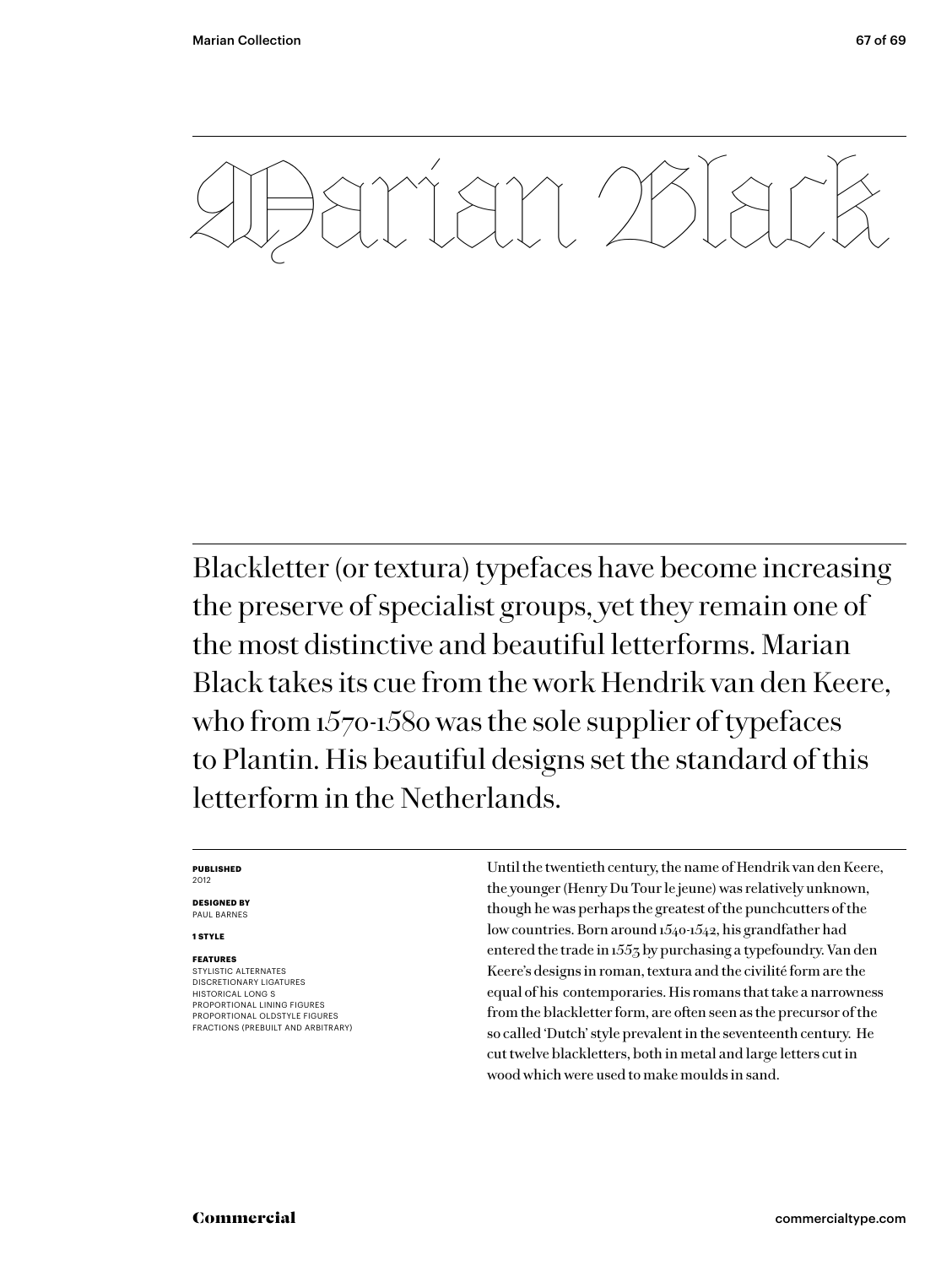# Marian Black

Blackletter (or textura) typefaces have become increasing the preserve of specialist groups, yet they remain one of the most distinctive and beautiful letterforms. Marian Black takes its cue from the work Hendrik van den Keere, who from 1570-1580 was the sole supplier of typefaces to Plantin. His beautiful designs set the standard of this letterform in the Netherlands.

**PUBLISHED**
2012

**DESIGNED BY**
PAUL BARNES

**1 STYLE**

**FEATURES**
STYLISTIC ALTERNATES
DISCRETIONARY LIGATURES
HISTORICAL LONG S
PROPORTIONAL LINING FIGURES
PROPORTIONAL OLDSTYLE FIGURES
FRACTIONS (PREBUILT AND ARBITRARY)

Until the twentieth century, the name of Hendrik van den Keere, the younger (Henry Du Tour le jeune) was relatively unknown, though he was perhaps the greatest of the punchcutters of the low countries. Born around 1540-1542, his grandfather had entered the trade in 1553 by purchasing a typefoundry. Van den Keere's designs in roman, textura and the civilité form are the equal of his contemporaries. His romans that take a narrowness from the blackletter form, are often seen as the precursor of the so called 'Dutch' style prevalent in the seventeenth century. He cut twelve blackletters, both in metal and large letters cut in wood which were used to make moulds in sand.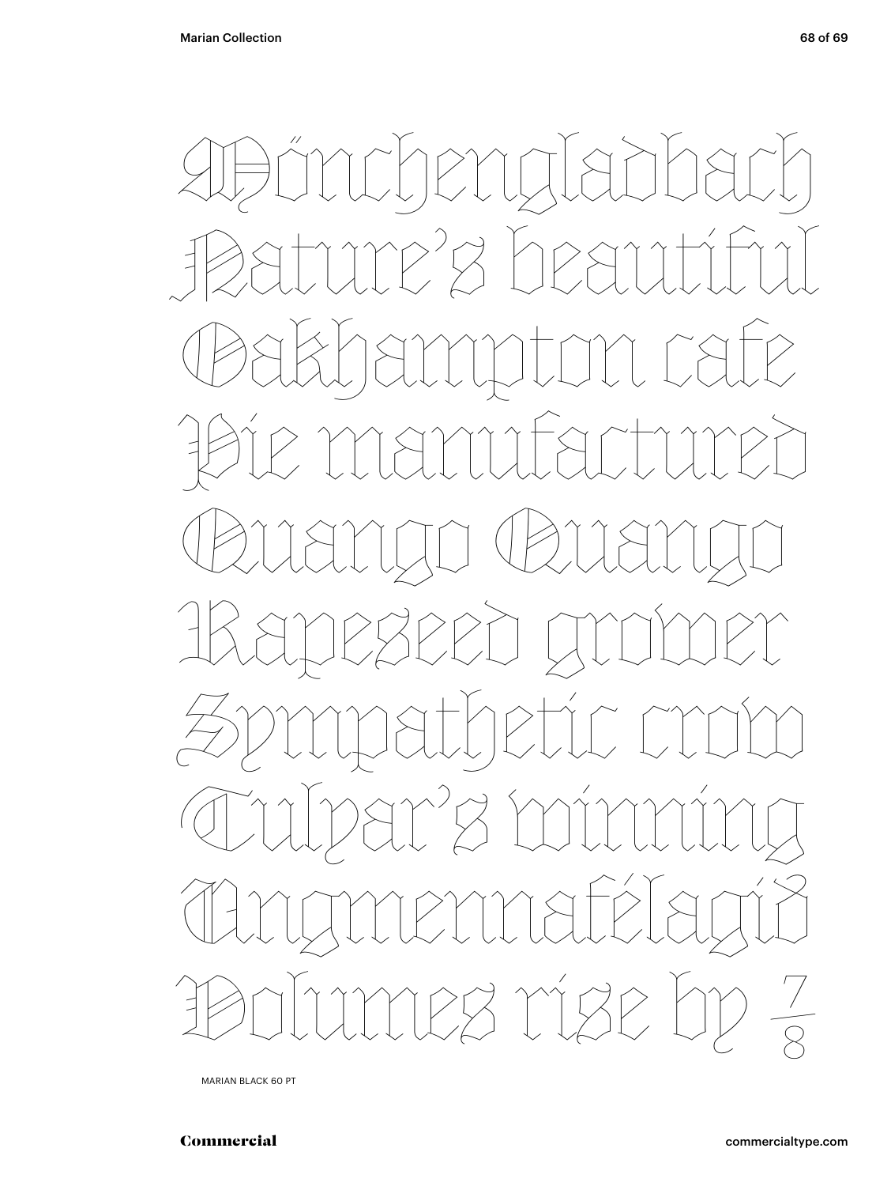Mönchengladbach
Nature's beautiful
Oakhampton cafe
Pie manufactured
Quango Quango
Rapeseed grower
Sympathetic crow
Tulyar's winning
Ungmennafélagið
Volumes rise by 7/8

MARIAN BLACK 60 PT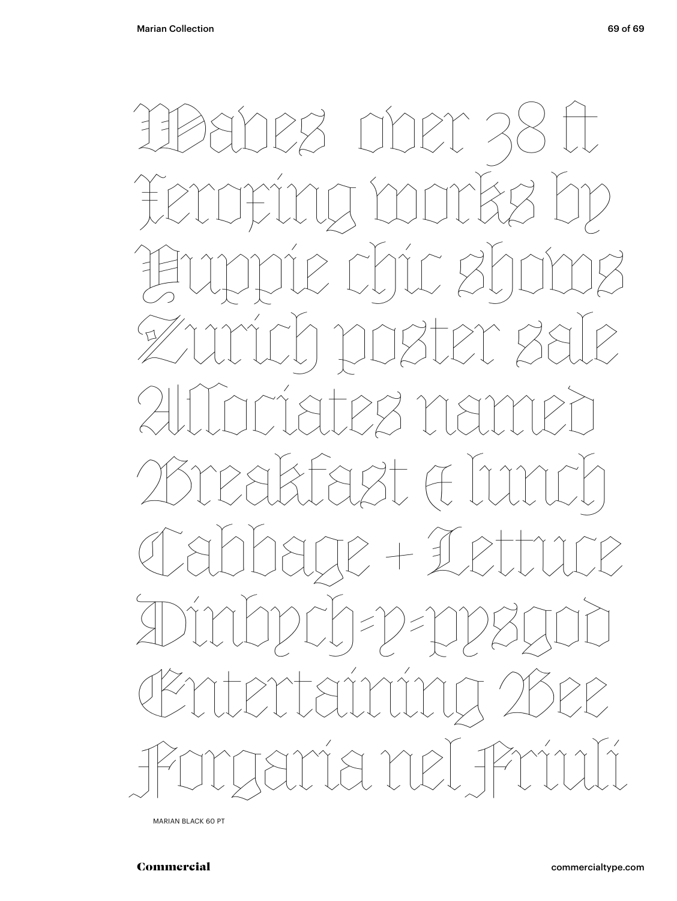Waves over 38 ft
Xeroxing works by
Yuppie chic shows
Zurich poster sale
Associates named
Breakfast & lunch
Cabbage + Lettuce
Dinbych-y-pysgod
Entertaining Bee
Forgaria nel Friuli

MARIAN BLACK 60 PT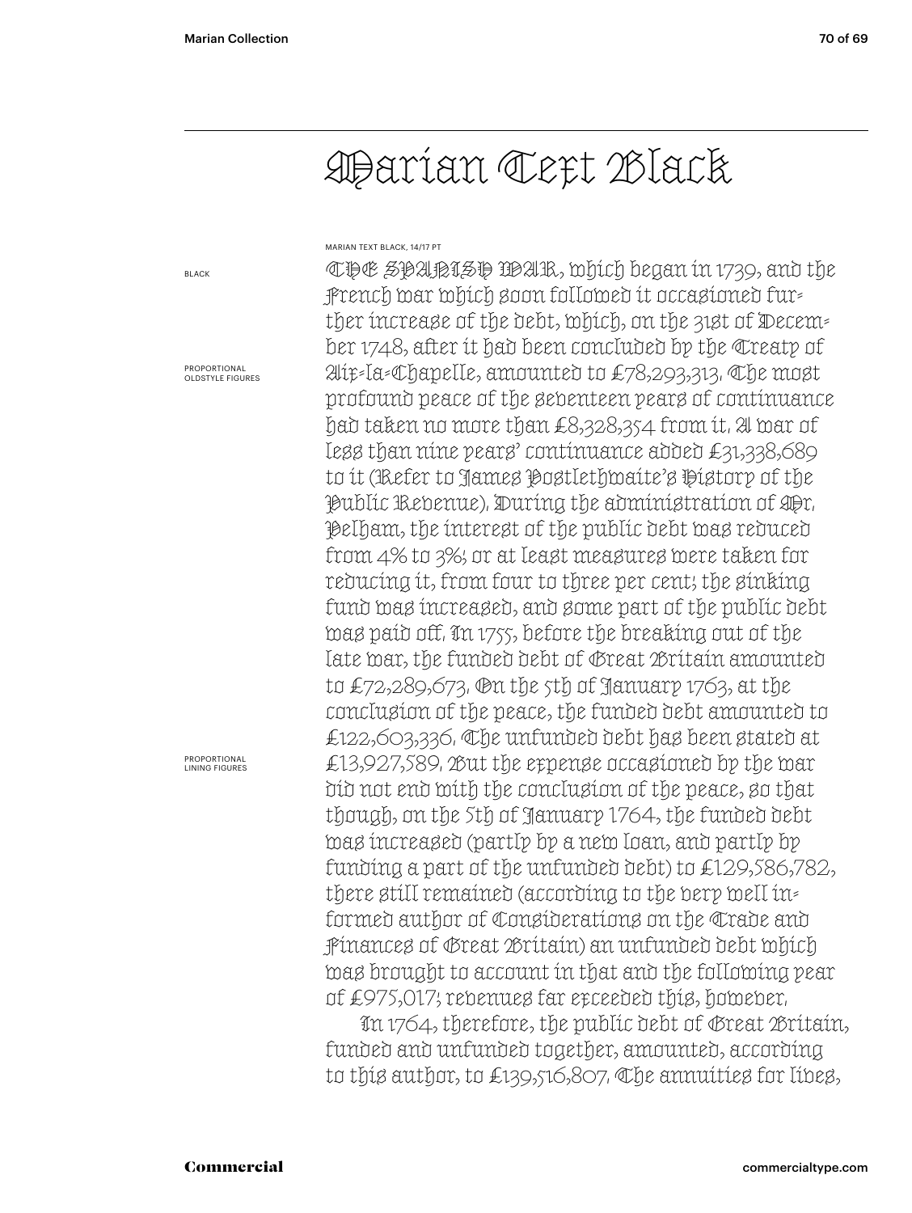# Marian Text Black

MARIAN TEXT BLACK, 14/17 PT

BLACK

PROPORTIONAL OLDSTYLE FIGURES

PROPORTIONAL LINING FIGURES

THE SPANISH WAR, which began in 1739, and the French war which soon followed it occasioned further increase of the debt, which, on the 31st of December 1748, after it had been concluded by the Treaty of Aix-la-Chapelle, amounted to £78,293,313. The most profound peace of the seventeen years of continuance had taken no more than £8,328,354 from it. A war of less than nine years' continuance added £31,338,689 to it (Refer to James Postlethwaite's History of the Public Revenue). During the administration of Mr. Pelham, the interest of the public debt was reduced from 4% to 3%; or at least measures were taken for reducing it, from four to three per cent; the sinking fund was increased, and some part of the public debt was paid off. In 1755, before the breaking out of the late war, the funded debt of Great Britain amounted to £72,289,673. On the 5th of January 1763, at the conclusion of the peace, the funded debt amounted to £122,603,336. The unfunded debt has been stated at £13,927,589. But the expense occasioned by the war did not end with the conclusion of the peace, so that though, on the 5th of January 1764, the funded debt was increased (partly by a new loan, and partly by funding a part of the unfunded debt) to £129,586,782, there still remained (according to the very well informed author of Considerations on the Trade and Finances of Great Britain) an unfunded debt which was brought to account in that and the following year of £975,017; revenues far exceeded this, however.

In 1764, therefore, the public debt of Great Britain, funded and unfunded together, amounted, according to this author, to £139,516,807. The annuities for lives,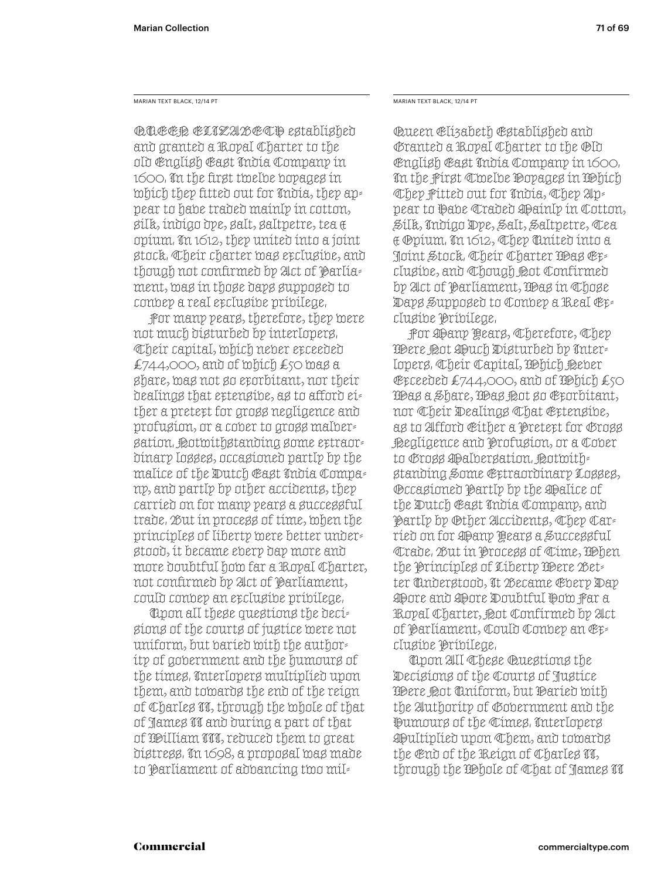MARIAN TEXT BLACK, 12/14 PT

QUEEN ELIZABETH established and granted a Royal Charter to the old English East India Company in 1600. In the first twelve voyages in which they fitted out for India, they appear to have traded mainly in cotton, silk, indigo dye, salt, saltpetre, tea & opium. In 1612, they united into a joint stock. Their charter was exclusive, and though not confirmed by Act of Parliament, was in those days supposed to convey a real exclusive privilege.

For many years, therefore, they were not much disturbed by interlopers. Their capital, which never exceeded £744,000, and of which £50 was a share, was not so exorbitant, nor their dealings that extensive, as to afford either a pretext for gross negligence and profusion, or a cover to gross malversation. Notwithstanding some extraordinary losses, occasioned partly by the malice of the Dutch East India Company, and partly by other accidents, they carried on for many years a successful trade. But in process of time, when the principles of liberty were better understood, it became every day more and more doubtful how far a Royal Charter, not confirmed by Act of Parliament, could convey an exclusive privilege.

Upon all these questions the decisions of the courts of justice were not uniform, but varied with the authority of government and the humours of the times. Interlopers multiplied upon them, and towards the end of the reign of Charles II, through the whole of that of James II and during a part of that of William III, reduced them to great distress. In 1698, a proposal was made to Parliament of advancing two mil-

MARIAN TEXT BLACK, 12/14 PT

Queen Elizabeth Established and Granted a Royal Charter to the Old English East India Company in 1600. In the First Twelve Voyages in Which They Fitted out for India, They Appear to Have Traded Mainly in Cotton, Silk, Indigo Dye, Salt, Saltpetre, Tea & Opium. In 1612, They United into a Joint Stock. Their Charter Was Exclusive, and Though Not Confirmed by Act of Parliament, Was in Those Days Supposed to Convey a Real Exclusive Privilege.

For Many Years, Therefore, They Were Not Much Disturbed by Interlopers. Their Capital, Which Never Exceeded £744,000, and of Which £50 Was a Share, Was Not so Exorbitant, nor Their Dealings That Extensive, as to Afford Either a Pretext for Gross Negligence and Profusion, or a Cover to Gross Malversation. Notwithstanding Some Extraordinary Losses, Occasioned Partly by the Malice of the Dutch East India Company, and Partly by Other Accidents, They Carried on for Many Years a Successful Trade. But in Process of Time, When the Principles of Liberty Were Better Understood, It Became Every Day More and More Doubtful How Far a Royal Charter, Not Confirmed by Act of Parliament, Could Convey an Exclusive Privilege.

Upon All These Questions the Decisions of the Courts of Justice Were Not Uniform, but Varied with the Authority of Government and the Humours of the Times. Interlopers Multiplied upon Them, and towards the End of the Reign of Charles II, through the Whole of That of James II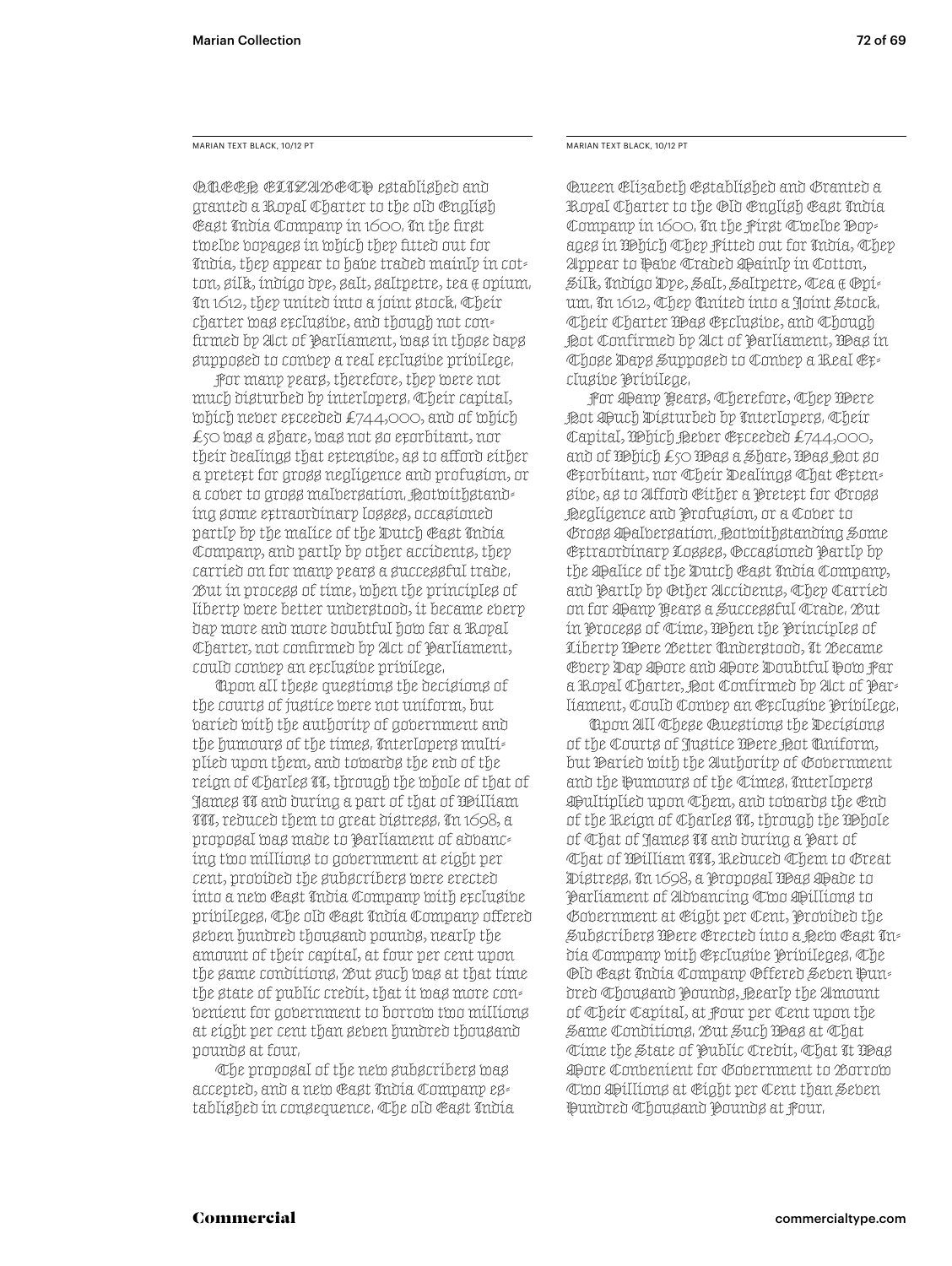MARIAN TEXT BLACK, 10/12 PT

QUEEN ELIZABETH established and granted a Royal Charter to the old English East India Company in 1600. In the first twelve voyages in which they fitted out for India, they appear to have traded mainly in cotton, silk, indigo dye, salt, saltpetre, tea & opium. In 1612, they united into a joint stock. Their charter was exclusive, and though not confirmed by Act of Parliament, was in those days supposed to convey a real exclusive privilege.

For many years, therefore, they were not much disturbed by interlopers. Their capital, which never exceeded £744,000, and of which £50 was a share, was not so exorbitant, nor their dealings that extensive, as to afford either a pretext for gross negligence and profusion, or a cover to gross malversation. Notwithstanding some extraordinary losses, occasioned partly by the malice of the Dutch East India Company, and partly by other accidents, they carried on for many years a successful trade. But in process of time, when the principles of liberty were better understood, it became every day more and more doubtful how far a Royal Charter, not confirmed by Act of Parliament, could convey an exclusive privilege.

Upon all these questions the decisions of the courts of justice were not uniform, but varied with the authority of government and the humours of the times. Interlopers multiplied upon them, and towards the end of the reign of Charles II, through the whole of that of James II and during a part of that of William III, reduced them to great distress. In 1698, a proposal was made to Parliament of advancing two millions to government at eight per cent, provided the subscribers were erected into a new East India Company with exclusive privileges. The old East India Company offered seven hundred thousand pounds, nearly the amount of their capital, at four per cent upon the same conditions. But such was at that time the state of public credit, that it was more convenient for government to borrow two millions at eight per cent than seven hundred thousand pounds at four.

The proposal of the new subscribers was accepted, and a new East India Company established in consequence. The old East India

MARIAN TEXT BLACK, 10/12 PT

Queen Elizabeth Established and Granted a Royal Charter to the Old English East India Company in 1600. In the First Twelve Voyages in Which They Fitted out for India, They Appear to Have Traded Mainly in Cotton, Silk, Indigo Dye, Salt, Saltpetre, Tea & Opium. In 1612, They United into a Joint Stock. Their Charter Was Exclusive, and Though Not Confirmed by Act of Parliament, Was in Those Days Supposed to Convey a Real Exclusive Privilege.

For Many Years, Therefore, They Were Not Much Disturbed by Interlopers. Their Capital, Which Never Exceeded £744,000, and of Which £50 Was a Share, Was Not so Exorbitant, nor Their Dealings That Extensive, as to Afford Either a Pretext for Gross Negligence and Profusion, or a Cover to Gross Malversation. Notwithstanding Some Extraordinary Losses, Occasioned Partly by the Malice of the Dutch East India Company, and Partly by Other Accidents, They Carried on for Many Years a Successful Trade. But in Process of Time, When the Principles of Liberty Were Better Understood, It Became Every Day More and More Doubtful How Far a Royal Charter, Not Confirmed by Act of Parliament, Could Convey an Exclusive Privilege.

Upon All These Questions the Decisions of the Courts of Justice Were Not Uniform, but Varied with the Authority of Government and the Humours of the Times. Interlopers Multiplied upon Them, and towards the End of the Reign of Charles II, through the Whole of That of James II and during a Part of That of William III, Reduced Them to Great Distress. In 1698, a Proposal Was Made to Parliament of Advancing Two Millions to Government at Eight per Cent, Provided the Subscribers Were Erected into a New East India Company with Exclusive Privileges. The Old East India Company Offered Seven Hundred Thousand Pounds, Nearly the Amount of Their Capital, at Four per Cent upon the Same Conditions. But Such Was at That Time the State of Public Credit, That It Was More Convenient for Government to Borrow Two Millions at Eight per Cent than Seven Hundred Thousand Pounds at Four.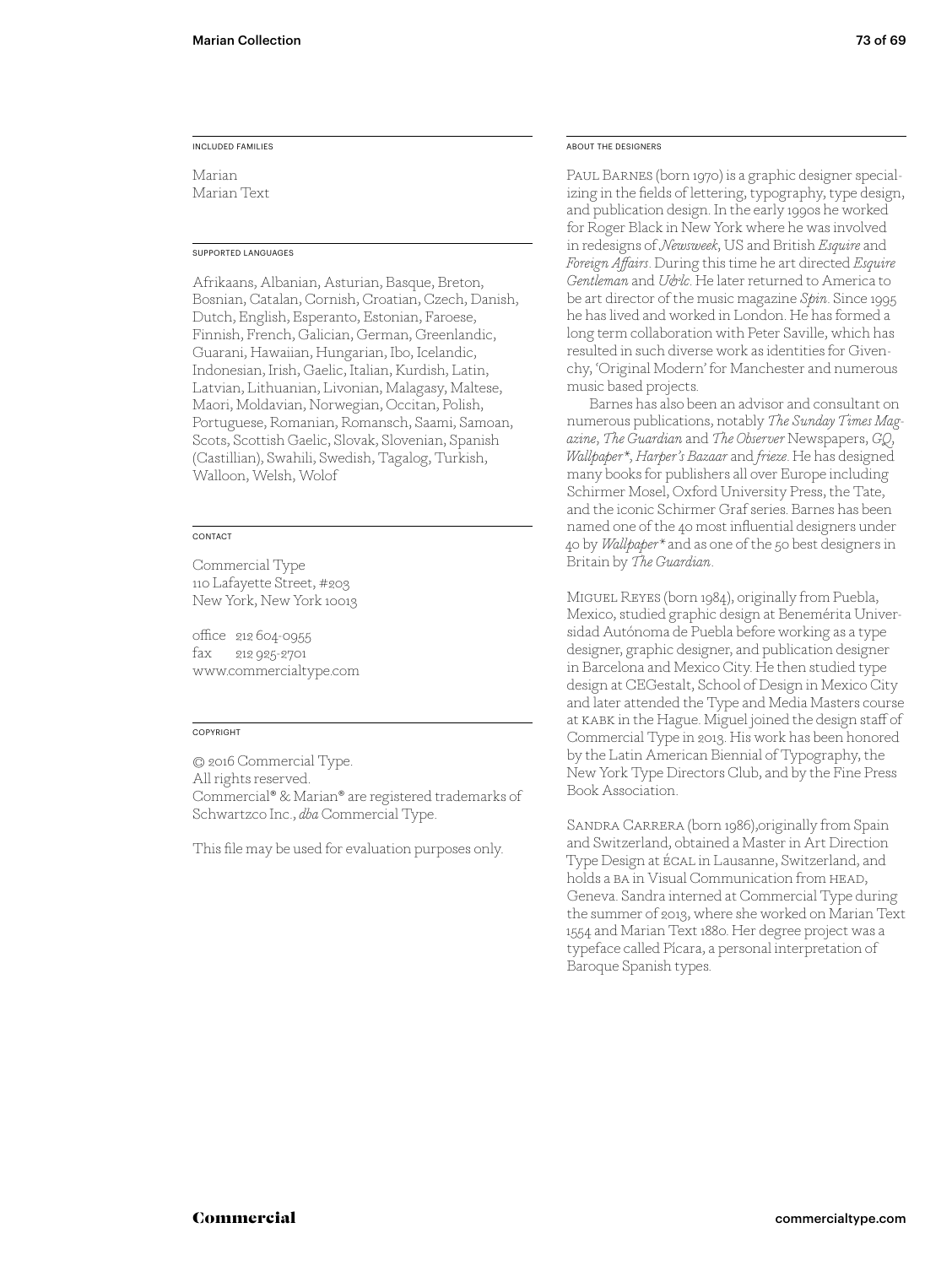## INCLUDED FAMILIES

Marian
Marian Text

## SUPPORTED LANGUAGES

Afrikaans, Albanian, Asturian, Basque, Breton, Bosnian, Catalan, Cornish, Croatian, Czech, Danish, Dutch, English, Esperanto, Estonian, Faroese, Finnish, French, Galician, German, Greenlandic, Guarani, Hawaiian, Hungarian, Ibo, Icelandic, Indonesian, Irish, Gaelic, Italian, Kurdish, Latin, Latvian, Lithuanian, Livonian, Malagasy, Maltese, Maori, Moldavian, Norwegian, Occitan, Polish, Portuguese, Romanian, Romansch, Saami, Samoan, Scots, Scottish Gaelic, Slovak, Slovenian, Spanish (Castillian), Swahili, Swedish, Tagalog, Turkish, Walloon, Welsh, Wolof

## CONTACT

Commercial Type
110 Lafayette Street, #203
New York, New York 10013

office 212 604-0955
fax 212 925-2701
www.commercialtype.com

## COPYRIGHT

© 2016 Commercial Type.
All rights reserved.
Commercial® & Marian® are registered trademarks of Schwartzco Inc., *dba* Commercial Type.

This file may be used for evaluation purposes only.

## ABOUT THE DESIGNERS

Paul Barnes (born 1970) is a graphic designer specializing in the fields of lettering, typography, type design, and publication design. In the early 1990s he worked for Roger Black in New York where he was involved in redesigns of *Newsweek*, US and British *Esquire* and *Foreign Affairs*. During this time he art directed *Esquire Gentleman* and *U&lc*. He later returned to America to be art director of the music magazine *Spin*. Since 1995 he has lived and worked in London. He has formed a long term collaboration with Peter Saville, which has resulted in such diverse work as identities for Givenchy, 'Original Modern' for Manchester and numerous music based projects.

Barnes has also been an advisor and consultant on numerous publications, notably *The Sunday Times Magazine*, *The Guardian* and *The Observer* Newspapers, *GQ*, *Wallpaper\**, *Harper's Bazaar* and *frieze*. He has designed many books for publishers all over Europe including Schirmer Mosel, Oxford University Press, the Tate, and the iconic Schirmer Graf series. Barnes has been named one of the 40 most influential designers under 40 by *Wallpaper\** and as one of the 50 best designers in Britain by *The Guardian*.

Miguel Reyes (born 1984), originally from Puebla, Mexico, studied graphic design at Benemérita Universidad Autónoma de Puebla before working as a type designer, graphic designer, and publication designer in Barcelona and Mexico City. He then studied type design at CEGestalt, School of Design in Mexico City and later attended the Type and Media Masters course at KABK in the Hague. Miguel joined the design staff of Commercial Type in 2013. His work has been honored by the Latin American Biennial of Typography, the New York Type Directors Club, and by the Fine Press Book Association.

Sandra Carrera (born 1986),originally from Spain and Switzerland, obtained a Master in Art Direction Type Design at ÉCAL in Lausanne, Switzerland, and holds a BA in Visual Communication from HEAD, Geneva. Sandra interned at Commercial Type during the summer of 2013, where she worked on Marian Text 1554 and Marian Text 1880. Her degree project was a typeface called Pícara, a personal interpretation of Baroque Spanish types.